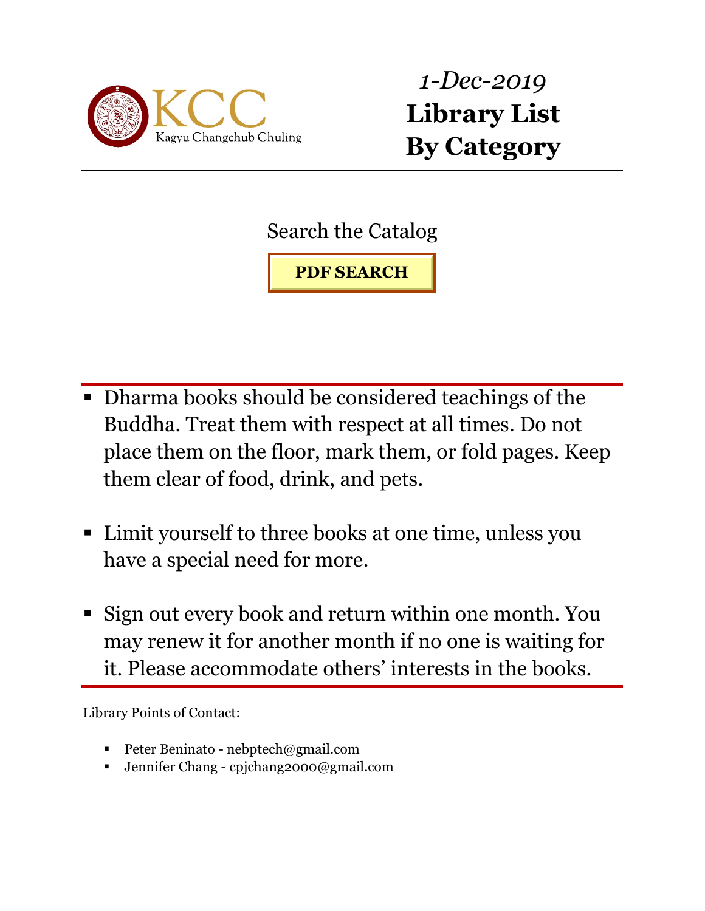KCC
Kagyu Changchub Chuling

*1-Dec-2019*

# Library List By Category

Search the Catalog

**PDF SEARCH**

- Dharma books should be considered teachings of the Buddha. Treat them with respect at all times. Do not place them on the floor, mark them, or fold pages. Keep them clear of food, drink, and pets.
- Limit yourself to three books at one time, unless you have a special need for more.
- Sign out every book and return within one month. You may renew it for another month if no one is waiting for it. Please accommodate others' interests in the books.

Library Points of Contact:

- Peter Beninato - nebptech@gmail.com
- Jennifer Chang - cpjchang2000@gmail.com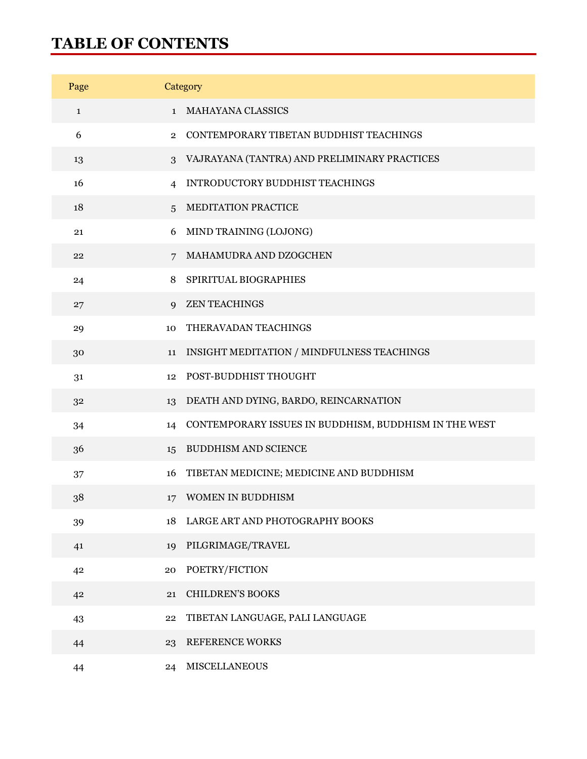# TABLE OF CONTENTS

| Page | Category | |
|---|---|---|
| 1 | 1 | MAHAYANA CLASSICS |
| 6 | 2 | CONTEMPORARY TIBETAN BUDDHIST TEACHINGS |
| 13 | 3 | VAJRAYANA (TANTRA) AND PRELIMINARY PRACTICES |
| 16 | 4 | INTRODUCTORY BUDDHIST TEACHINGS |
| 18 | 5 | MEDITATION PRACTICE |
| 21 | 6 | MIND TRAINING (LOJONG) |
| 22 | 7 | MAHAMUDRA AND DZOGCHEN |
| 24 | 8 | SPIRITUAL BIOGRAPHIES |
| 27 | 9 | ZEN TEACHINGS |
| 29 | 10 | THERAVADAN TEACHINGS |
| 30 | 11 | INSIGHT MEDITATION / MINDFULNESS TEACHINGS |
| 31 | 12 | POST-BUDDHIST THOUGHT |
| 32 | 13 | DEATH AND DYING, BARDO, REINCARNATION |
| 34 | 14 | CONTEMPORARY ISSUES IN BUDDHISM, BUDDHISM IN THE WEST |
| 36 | 15 | BUDDHISM AND SCIENCE |
| 37 | 16 | TIBETAN MEDICINE; MEDICINE AND BUDDHISM |
| 38 | 17 | WOMEN IN BUDDHISM |
| 39 | 18 | LARGE ART AND PHOTOGRAPHY BOOKS |
| 41 | 19 | PILGRIMAGE/TRAVEL |
| 42 | 20 | POETRY/FICTION |
| 42 | 21 | CHILDREN'S BOOKS |
| 43 | 22 | TIBETAN LANGUAGE, PALI LANGUAGE |
| 44 | 23 | REFERENCE WORKS |
| 44 | 24 | MISCELLANEOUS |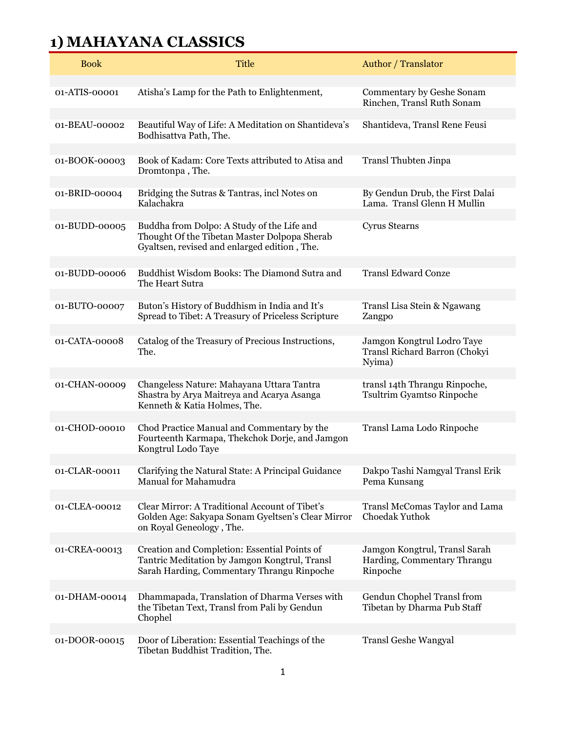# 1) MAHAYANA CLASSICS

| Book | Title | Author / Translator |
|---|---|---|
| 01-ATIS-00001 | Atisha's Lamp for the Path to Enlightenment, | Commentary by Geshe Sonam Rinchen, Transl Ruth Sonam |
| 01-BEAU-00002 | Beautiful Way of Life: A Meditation on Shantideva's Bodhisattva Path, The. | Shantideva, Transl Rene Feusi |
| 01-BOOK-00003 | Book of Kadam: Core Texts attributed to Atisa and Dromtonpa , The. | Transl Thubten Jinpa |
| 01-BRID-00004 | Bridging the Sutras & Tantras, incl Notes on Kalachakra | By Gendun Drub, the First Dalai Lama. Transl Glenn H Mullin |
| 01-BUDD-00005 | Buddha from Dolpo: A Study of the Life and Thought Of the Tibetan Master Dolpopa Sherab Gyaltsen, revised and enlarged edition , The. | Cyrus Stearns |
| 01-BUDD-00006 | Buddhist Wisdom Books: The Diamond Sutra and The Heart Sutra | Transl Edward Conze |
| 01-BUTO-00007 | Buton's History of Buddhism in India and It's Spread to Tibet: A Treasury of Priceless Scripture | Transl Lisa Stein & Ngawang Zangpo |
| 01-CATA-00008 | Catalog of the Treasury of Precious Instructions, The. | Jamgon Kongtrul Lodro Taye Transl Richard Barron (Chokyi Nyima) |
| 01-CHAN-00009 | Changeless Nature: Mahayana Uttara Tantra Shastra by Arya Maitreya and Acarya Asanga Kenneth & Katia Holmes, The. | transl 14th Thrangu Rinpoche, Tsultrim Gyamtso Rinpoche |
| 01-CHOD-00010 | Chod Practice Manual and Commentary by the Fourteenth Karmapa, Thekchok Dorje, and Jamgon Kongtrul Lodo Taye | Transl Lama Lodo Rinpoche |
| 01-CLAR-00011 | Clarifying the Natural State: A Principal Guidance Manual for Mahamudra | Dakpo Tashi Namgyal Transl Erik Pema Kunsang |
| 01-CLEA-00012 | Clear Mirror: A Traditional Account of Tibet's Golden Age: Sakyapa Sonam Gyeltsen's Clear Mirror on Royal Geneology , The. | Transl McComas Taylor and Lama Choedak Yuthok |
| 01-CREA-00013 | Creation and Completion: Essential Points of Tantric Meditation by Jamgon Kongtrul, Transl Sarah Harding, Commentary Thrangu Rinpoche | Jamgon Kongtrul, Transl Sarah Harding, Commentary Thrangu Rinpoche |
| 01-DHAM-00014 | Dhammapada, Translation of Dharma Verses with the Tibetan Text, Transl from Pali by Gendun Chophel | Gendun Chophel Transl from Tibetan by Dharma Pub Staff |
| 01-DOOR-00015 | Door of Liberation: Essential Teachings of the Tibetan Buddhist Tradition, The. | Transl Geshe Wangyal |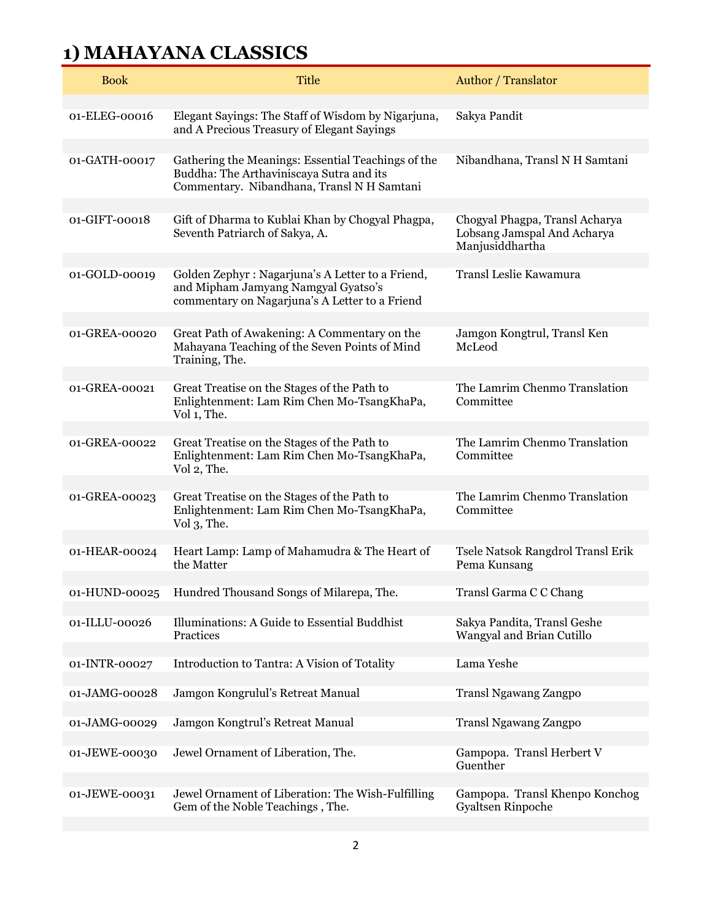# 1) MAHAYANA CLASSICS

| Book | Title | Author / Translator |
|---|---|---|
| 01-ELEG-00016 | Elegant Sayings: The Staff of Wisdom by Nigarjuna, and A Precious Treasury of Elegant Sayings | Sakya Pandit |
| 01-GATH-00017 | Gathering the Meanings: Essential Teachings of the Buddha: The Arthaviniscaya Sutra and its Commentary. Nibandhana, Transl N H Samtani | Nibandhana, Transl N H Samtani |
| 01-GIFT-00018 | Gift of Dharma to Kublai Khan by Chogyal Phagpa, Seventh Patriarch of Sakya, A. | Chogyal Phagpa, Transl Acharya Lobsang Jamspal And Acharya Manjusiddhartha |
| 01-GOLD-00019 | Golden Zephyr : Nagarjuna's A Letter to a Friend, and Mipham Jamyang Namgyal Gyatso's commentary on Nagarjuna's A Letter to a Friend | Transl Leslie Kawamura |
| 01-GREA-00020 | Great Path of Awakening: A Commentary on the Mahayana Teaching of the Seven Points of Mind Training, The. | Jamgon Kongtrul, Transl Ken McLeod |
| 01-GREA-00021 | Great Treatise on the Stages of the Path to Enlightenment: Lam Rim Chen Mo-TsangKhaPa, Vol 1, The. | The Lamrim Chenmo Translation Committee |
| 01-GREA-00022 | Great Treatise on the Stages of the Path to Enlightenment: Lam Rim Chen Mo-TsangKhaPa, Vol 2, The. | The Lamrim Chenmo Translation Committee |
| 01-GREA-00023 | Great Treatise on the Stages of the Path to Enlightenment: Lam Rim Chen Mo-TsangKhaPa, Vol 3, The. | The Lamrim Chenmo Translation Committee |
| 01-HEAR-00024 | Heart Lamp: Lamp of Mahamudra & The Heart of the Matter | Tsele Natsok Rangdrol Transl Erik Pema Kunsang |
| 01-HUND-00025 | Hundred Thousand Songs of Milarepa, The. | Transl Garma C C Chang |
| 01-ILLU-00026 | Illuminations: A Guide to Essential Buddhist Practices | Sakya Pandita, Transl Geshe Wangyal and Brian Cutillo |
| 01-INTR-00027 | Introduction to Tantra: A Vision of Totality | Lama Yeshe |
| 01-JAMG-00028 | Jamgon Kongrulul's Retreat Manual | Transl Ngawang Zangpo |
| 01-JAMG-00029 | Jamgon Kongtrul's Retreat Manual | Transl Ngawang Zangpo |
| 01-JEWE-00030 | Jewel Ornament of Liberation, The. | Gampopa. Transl Herbert V Guenther |
| 01-JEWE-00031 | Jewel Ornament of Liberation: The Wish-Fulfilling Gem of the Noble Teachings , The. | Gampopa. Transl Khenpo Konchog Gyaltsen Rinpoche |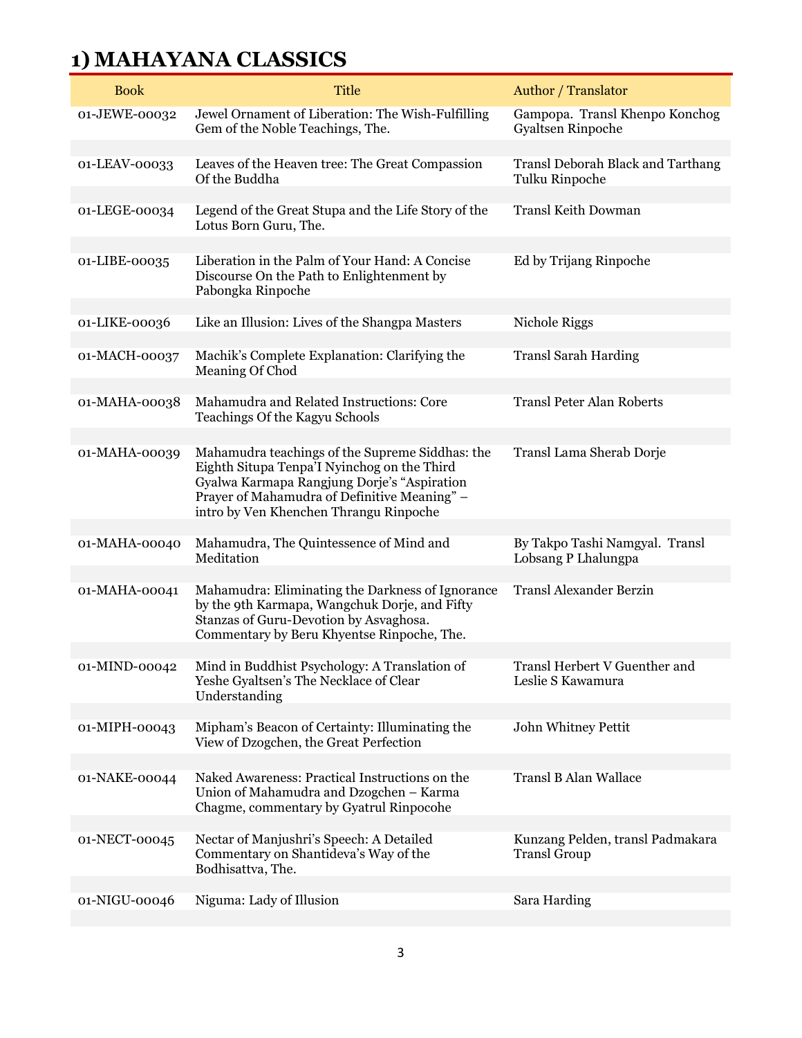# 1) MAHAYANA CLASSICS

| Book | Title | Author / Translator |
|---|---|---|
| 01-JEWE-00032 | Jewel Ornament of Liberation: The Wish-Fulfilling Gem of the Noble Teachings, The. | Gampopa. Transl Khenpo Konchog Gyaltsen Rinpoche |
| 01-LEAV-00033 | Leaves of the Heaven tree: The Great Compassion Of the Buddha | Transl Deborah Black and Tarthang Tulku Rinpoche |
| 01-LEGE-00034 | Legend of the Great Stupa and the Life Story of the Lotus Born Guru, The. | Transl Keith Dowman |
| 01-LIBE-00035 | Liberation in the Palm of Your Hand: A Concise Discourse On the Path to Enlightenment by Pabongka Rinpoche | Ed by Trijang Rinpoche |
| 01-LIKE-00036 | Like an Illusion: Lives of the Shangpa Masters | Nichole Riggs |
| 01-MACH-00037 | Machik's Complete Explanation: Clarifying the Meaning Of Chod | Transl Sarah Harding |
| 01-MAHA-00038 | Mahamudra and Related Instructions: Core Teachings Of the Kagyu Schools | Transl Peter Alan Roberts |
| 01-MAHA-00039 | Mahamudra teachings of the Supreme Siddhas: the Eighth Situpa Tenpa'I Nyinchog on the Third Gyalwa Karmapa Rangjung Dorje's "Aspiration Prayer of Mahamudra of Definitive Meaning" – intro by Ven Khenchen Thrangu Rinpoche | Transl Lama Sherab Dorje |
| 01-MAHA-00040 | Mahamudra, The Quintessence of Mind and Meditation | By Takpo Tashi Namgyal. Transl Lobsang P Lhalungpa |
| 01-MAHA-00041 | Mahamudra: Eliminating the Darkness of Ignorance by the 9th Karmapa, Wangchuk Dorje, and Fifty Stanzas of Guru-Devotion by Asvaghosa. Commentary by Beru Khyentse Rinpoche, The. | Transl Alexander Berzin |
| 01-MIND-00042 | Mind in Buddhist Psychology: A Translation of Yeshe Gyaltsen's The Necklace of Clear Understanding | Transl Herbert V Guenther and Leslie S Kawamura |
| 01-MIPH-00043 | Mipham's Beacon of Certainty: Illuminating the View of Dzogchen, the Great Perfection | John Whitney Pettit |
| 01-NAKE-00044 | Naked Awareness: Practical Instructions on the Union of Mahamudra and Dzogchen – Karma Chagme, commentary by Gyatrul Rinpocohe | Transl B Alan Wallace |
| 01-NECT-00045 | Nectar of Manjushri's Speech: A Detailed Commentary on Shantideva's Way of the Bodhisattva, The. | Kunzang Pelden, transl Padmakara Transl Group |
| 01-NIGU-00046 | Niguma: Lady of Illusion | Sara Harding |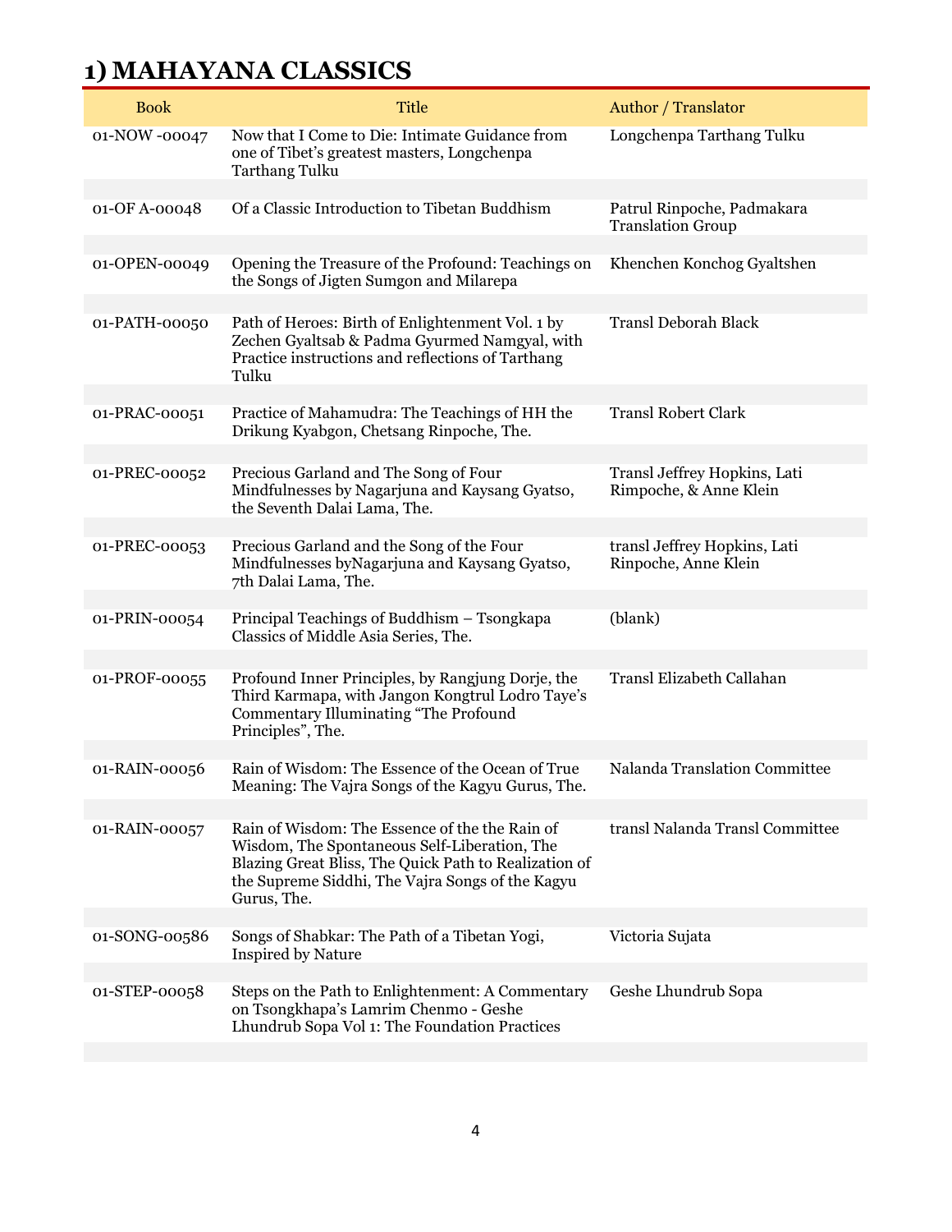# 1) MAHAYANA CLASSICS

| Book | Title | Author / Translator |
|---|---|---|
| 01-NOW -00047 | Now that I Come to Die: Intimate Guidance from one of Tibet's greatest masters, Longchenpa Tarthang Tulku | Longchenpa Tarthang Tulku |
| 01-OF A-00048 | Of a Classic Introduction to Tibetan Buddhism | Patrul Rinpoche, Padmakara Translation Group |
| 01-OPEN-00049 | Opening the Treasure of the Profound: Teachings on the Songs of Jigten Sumgon and Milarepa | Khenchen Konchog Gyaltshen |
| 01-PATH-00050 | Path of Heroes: Birth of Enlightenment Vol. 1 by Zechen Gyaltsab & Padma Gyurmed Namgyal, with Practice instructions and reflections of Tarthang Tulku | Transl Deborah Black |
| 01-PRAC-00051 | Practice of Mahamudra: The Teachings of HH the Drikung Kyabgon, Chetsang Rinpoche, The. | Transl Robert Clark |
| 01-PREC-00052 | Precious Garland and The Song of Four Mindfulnesses by Nagarjuna and Kaysang Gyatso, the Seventh Dalai Lama, The. | Transl Jeffrey Hopkins, Lati Rimpoche, & Anne Klein |
| 01-PREC-00053 | Precious Garland and the Song of the Four Mindfulnesses byNagarjuna and Kaysang Gyatso, 7th Dalai Lama, The. | transl Jeffrey Hopkins, Lati Rinpoche, Anne Klein |
| 01-PRIN-00054 | Principal Teachings of Buddhism – Tsongkapa Classics of Middle Asia Series, The. | (blank) |
| 01-PROF-00055 | Profound Inner Principles, by Rangjung Dorje, the Third Karmapa, with Jangon Kongtrul Lodro Taye's Commentary Illuminating "The Profound Principles", The. | Transl Elizabeth Callahan |
| 01-RAIN-00056 | Rain of Wisdom: The Essence of the Ocean of True Meaning: The Vajra Songs of the Kagyu Gurus, The. | Nalanda Translation Committee |
| 01-RAIN-00057 | Rain of Wisdom: The Essence of the the Rain of Wisdom, The Spontaneous Self-Liberation, The Blazing Great Bliss, The Quick Path to Realization of the Supreme Siddhi, The Vajra Songs of the Kagyu Gurus, The. | transl Nalanda Transl Committee |
| 01-SONG-00586 | Songs of Shabkar: The Path of a Tibetan Yogi, Inspired by Nature | Victoria Sujata |
| 01-STEP-00058 | Steps on the Path to Enlightenment: A Commentary on Tsongkhapa's Lamrim Chenmo - Geshe Lhundrub Sopa Vol 1: The Foundation Practices | Geshe Lhundrub Sopa |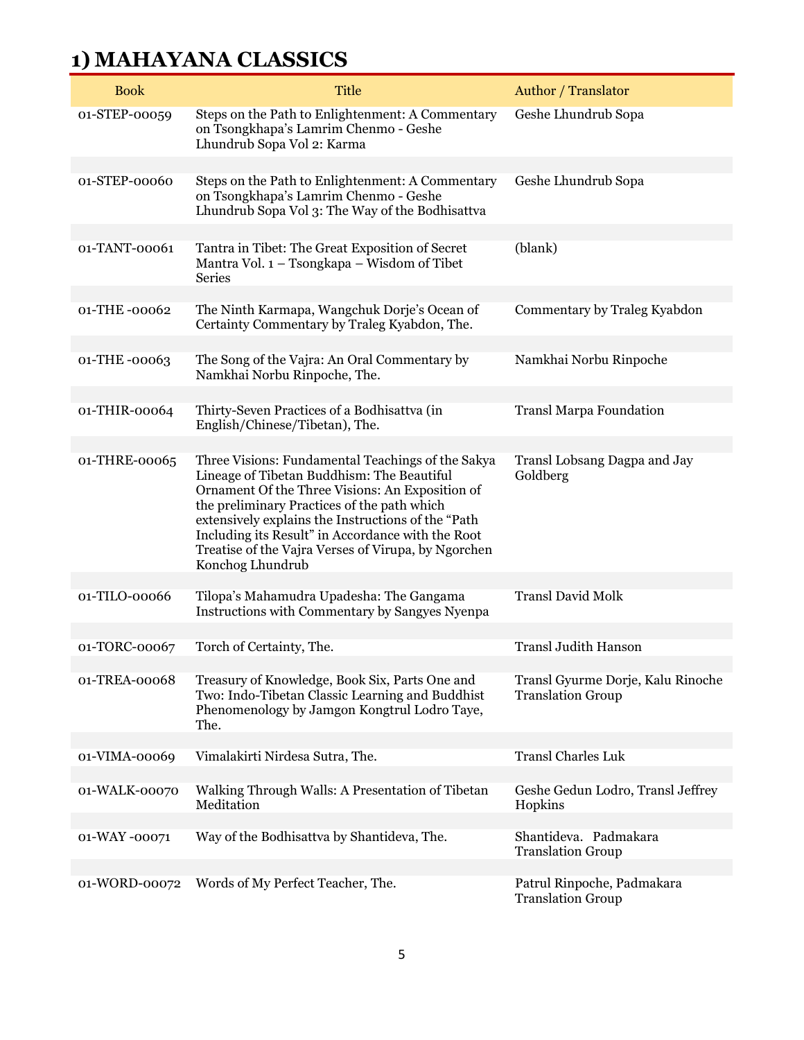# 1) MAHAYANA CLASSICS

| Book | Title | Author / Translator |
|---|---|---|
| 01-STEP-00059 | Steps on the Path to Enlightenment: A Commentary on Tsongkhapa's Lamrim Chenmo - Geshe Lhundrub Sopa Vol 2: Karma | Geshe Lhundrub Sopa |
| 01-STEP-00060 | Steps on the Path to Enlightenment: A Commentary on Tsongkhapa's Lamrim Chenmo - Geshe Lhundrub Sopa Vol 3: The Way of the Bodhisattva | Geshe Lhundrub Sopa |
| 01-TANT-00061 | Tantra in Tibet: The Great Exposition of Secret Mantra Vol. 1 – Tsongkapa – Wisdom of Tibet Series | (blank) |
| 01-THE -00062 | The Ninth Karmapa, Wangchuk Dorje's Ocean of Certainty Commentary by Traleg Kyabdon, The. | Commentary by Traleg Kyabdon |
| 01-THE -00063 | The Song of the Vajra: An Oral Commentary by Namkhai Norbu Rinpoche, The. | Namkhai Norbu Rinpoche |
| 01-THIR-00064 | Thirty-Seven Practices of a Bodhisattva (in English/Chinese/Tibetan), The. | Transl Marpa Foundation |
| 01-THRE-00065 | Three Visions: Fundamental Teachings of the Sakya Lineage of Tibetan Buddhism: The Beautiful Ornament Of the Three Visions: An Exposition of the preliminary Practices of the path which extensively explains the Instructions of the "Path Including its Result" in Accordance with the Root Treatise of the Vajra Verses of Virupa, by Ngorchen Konchog Lhundrub | Transl Lobsang Dagpa and Jay Goldberg |
| 01-TILO-00066 | Tilopa's Mahamudra Upadesha: The Gangama Instructions with Commentary by Sangyes Nyenpa | Transl David Molk |
| 01-TORC-00067 | Torch of Certainty, The. | Transl Judith Hanson |
| 01-TREA-00068 | Treasury of Knowledge, Book Six, Parts One and Two: Indo-Tibetan Classic Learning and Buddhist Phenomenology by Jamgon Kongtrul Lodro Taye, The. | Transl Gyurme Dorje, Kalu Rinoche Translation Group |
| 01-VIMA-00069 | Vimalakirti Nirdesa Sutra, The. | Transl Charles Luk |
| 01-WALK-00070 | Walking Through Walls: A Presentation of Tibetan Meditation | Geshe Gedun Lodro, Transl Jeffrey Hopkins |
| 01-WAY -00071 | Way of the Bodhisattva by Shantideva, The. | Shantideva. Padmakara Translation Group |
| 01-WORD-00072 | Words of My Perfect Teacher, The. | Patrul Rinpoche, Padmakara Translation Group |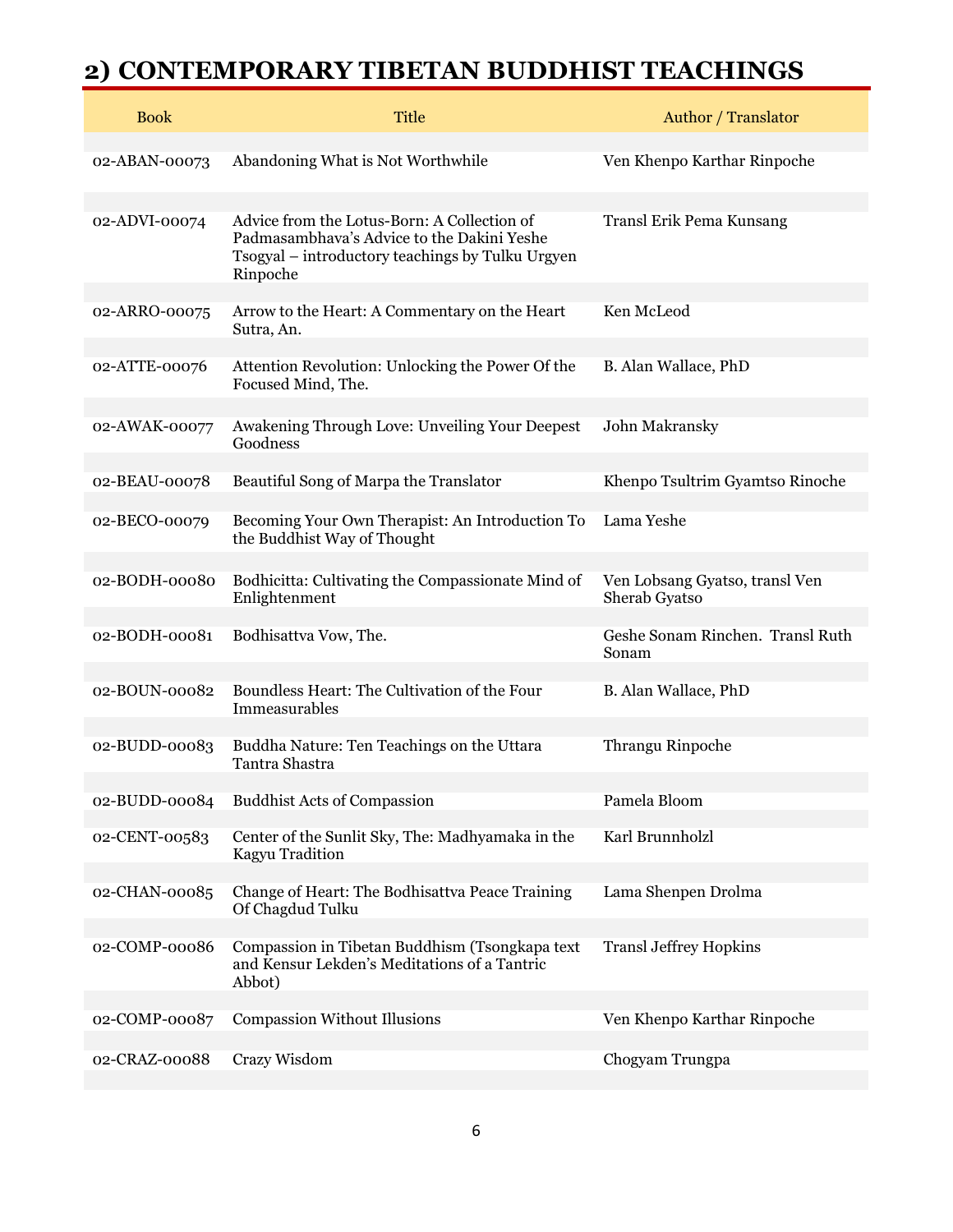# 2) CONTEMPORARY TIBETAN BUDDHIST TEACHINGS

| Book | Title | Author / Translator |
|---|---|---|
| 02-ABAN-00073 | Abandoning What is Not Worthwhile | Ven Khenpo Karthar Rinpoche |
| 02-ADVI-00074 | Advice from the Lotus-Born: A Collection of Padmasambhava's Advice to the Dakini Yeshe Tsogyal – introductory teachings by Tulku Urgyen Rinpoche | Transl Erik Pema Kunsang |
| 02-ARRO-00075 | Arrow to the Heart: A Commentary on the Heart Sutra, An. | Ken McLeod |
| 02-ATTE-00076 | Attention Revolution: Unlocking the Power Of the Focused Mind, The. | B. Alan Wallace, PhD |
| 02-AWAK-00077 | Awakening Through Love: Unveiling Your Deepest Goodness | John Makransky |
| 02-BEAU-00078 | Beautiful Song of Marpa the Translator | Khenpo Tsultrim Gyamtso Rinoche |
| 02-BECO-00079 | Becoming Your Own Therapist: An Introduction To the Buddhist Way of Thought | Lama Yeshe |
| 02-BODH-00080 | Bodhicitta: Cultivating the Compassionate Mind of Enlightenment | Ven Lobsang Gyatso, transl Ven Sherab Gyatso |
| 02-BODH-00081 | Bodhisattva Vow, The. | Geshe Sonam Rinchen. Transl Ruth Sonam |
| 02-BOUN-00082 | Boundless Heart: The Cultivation of the Four Immeasurables | B. Alan Wallace, PhD |
| 02-BUDD-00083 | Buddha Nature: Ten Teachings on the Uttara Tantra Shastra | Thrangu Rinpoche |
| 02-BUDD-00084 | Buddhist Acts of Compassion | Pamela Bloom |
| 02-CENT-00583 | Center of the Sunlit Sky, The: Madhyamaka in the Kagyu Tradition | Karl Brunnholzl |
| 02-CHAN-00085 | Change of Heart: The Bodhisattva Peace Training Of Chagdud Tulku | Lama Shenpen Drolma |
| 02-COMP-00086 | Compassion in Tibetan Buddhism (Tsongkapa text and Kensur Lekden's Meditations of a Tantric Abbot) | Transl Jeffrey Hopkins |
| 02-COMP-00087 | Compassion Without Illusions | Ven Khenpo Karthar Rinpoche |
| 02-CRAZ-00088 | Crazy Wisdom | Chogyam Trungpa |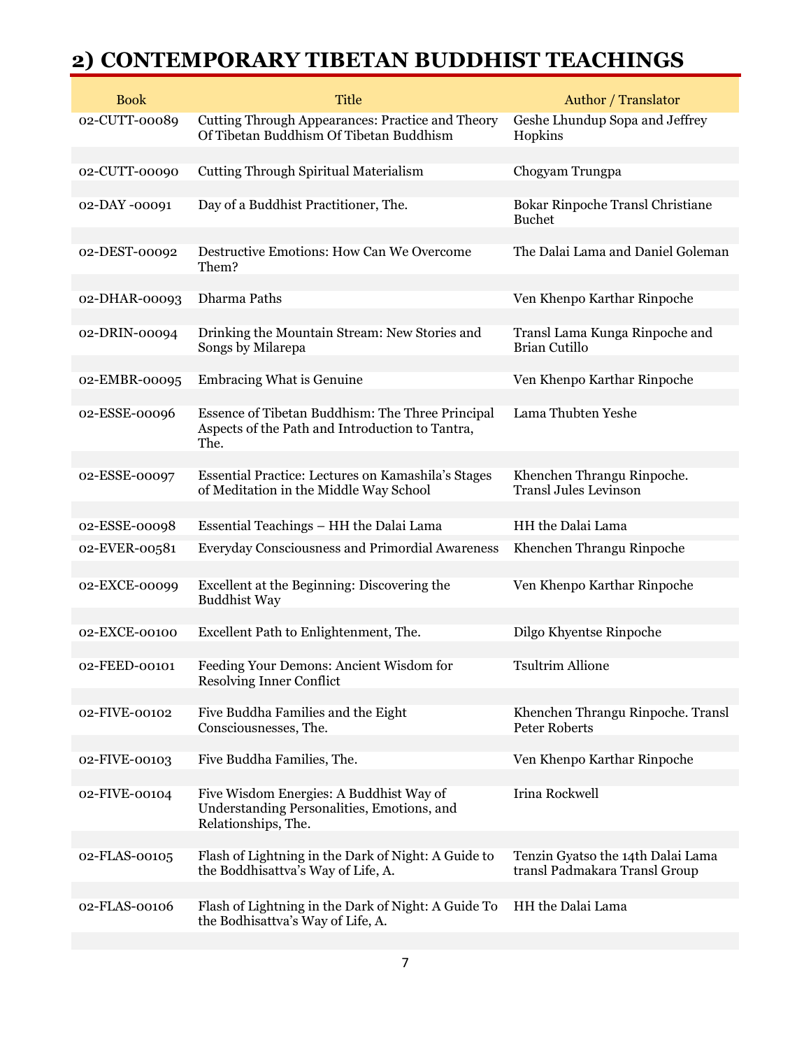## 2) CONTEMPORARY TIBETAN BUDDHIST TEACHINGS

| Book | Title | Author / Translator |
|---|---|---|
| 02-CUTT-00089 | Cutting Through Appearances: Practice and Theory Of Tibetan Buddhism Of Tibetan Buddhism | Geshe Lhundup Sopa and Jeffrey Hopkins |
| 02-CUTT-00090 | Cutting Through Spiritual Materialism | Chogyam Trungpa |
| 02-DAY -00091 | Day of a Buddhist Practitioner, The. | Bokar Rinpoche Transl Christiane Buchet |
| 02-DEST-00092 | Destructive Emotions: How Can We Overcome Them? | The Dalai Lama and Daniel Goleman |
| 02-DHAR-00093 | Dharma Paths | Ven Khenpo Karthar Rinpoche |
| 02-DRIN-00094 | Drinking the Mountain Stream: New Stories and Songs by Milarepa | Transl Lama Kunga Rinpoche and Brian Cutillo |
| 02-EMBR-00095 | Embracing What is Genuine | Ven Khenpo Karthar Rinpoche |
| 02-ESSE-00096 | Essence of Tibetan Buddhism: The Three Principal Aspects of the Path and Introduction to Tantra, The. | Lama Thubten Yeshe |
| 02-ESSE-00097 | Essential Practice: Lectures on Kamashila's Stages of Meditation in the Middle Way School | Khenchen Thrangu Rinpoche. Transl Jules Levinson |
| 02-ESSE-00098 | Essential Teachings – HH the Dalai Lama | HH the Dalai Lama |
| 02-EVER-00581 | Everyday Consciousness and Primordial Awareness | Khenchen Thrangu Rinpoche |
| 02-EXCE-00099 | Excellent at the Beginning: Discovering the Buddhist Way | Ven Khenpo Karthar Rinpoche |
| 02-EXCE-00100 | Excellent Path to Enlightenment, The. | Dilgo Khyentse Rinpoche |
| 02-FEED-00101 | Feeding Your Demons: Ancient Wisdom for Resolving Inner Conflict | Tsultrim Allione |
| 02-FIVE-00102 | Five Buddha Families and the Eight Consciousnesses, The. | Khenchen Thrangu Rinpoche. Transl Peter Roberts |
| 02-FIVE-00103 | Five Buddha Families, The. | Ven Khenpo Karthar Rinpoche |
| 02-FIVE-00104 | Five Wisdom Energies: A Buddhist Way of Understanding Personalities, Emotions, and Relationships, The. | Irina Rockwell |
| 02-FLAS-00105 | Flash of Lightning in the Dark of Night: A Guide to the Boddhisattva's Way of Life, A. | Tenzin Gyatso the 14th Dalai Lama transl Padmakara Transl Group |
| 02-FLAS-00106 | Flash of Lightning in the Dark of Night: A Guide To the Bodhisattva's Way of Life, A. | HH the Dalai Lama |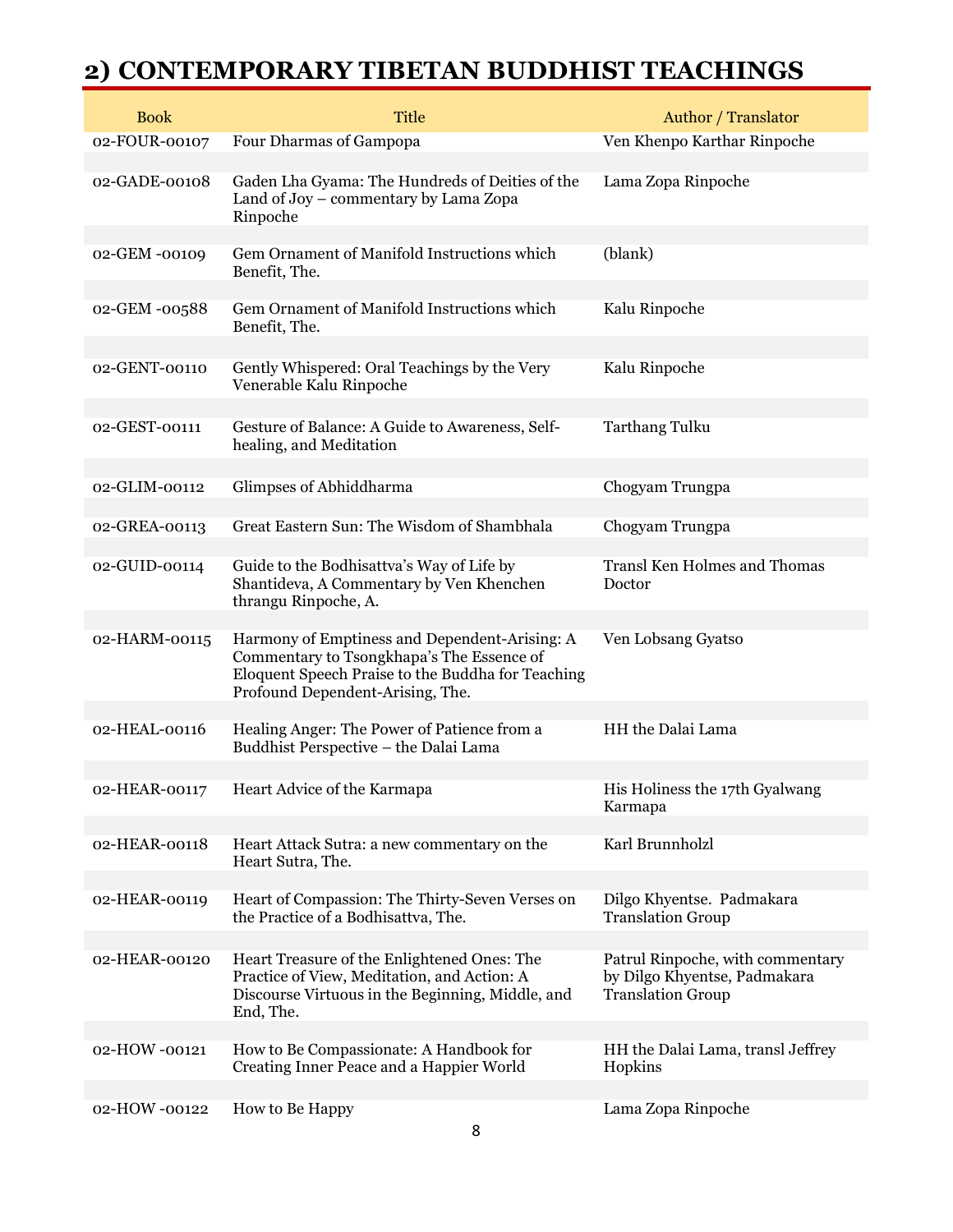## 2) CONTEMPORARY TIBETAN BUDDHIST TEACHINGS

| Book | Title | Author / Translator |
|---|---|---|
| 02-FOUR-00107 | Four Dharmas of Gampopa | Ven Khenpo Karthar Rinpoche |
| 02-GADE-00108 | Gaden Lha Gyama: The Hundreds of Deities of the Land of Joy – commentary by Lama Zopa Rinpoche | Lama Zopa Rinpoche |
| 02-GEM -00109 | Gem Ornament of Manifold Instructions which Benefit, The. | (blank) |
| 02-GEM -00588 | Gem Ornament of Manifold Instructions which Benefit, The. | Kalu Rinpoche |
| 02-GENT-00110 | Gently Whispered: Oral Teachings by the Very Venerable Kalu Rinpoche | Kalu Rinpoche |
| 02-GEST-00111 | Gesture of Balance: A Guide to Awareness, Self-healing, and Meditation | Tarthang Tulku |
| 02-GLIM-00112 | Glimpses of Abhiddharma | Chogyam Trungpa |
| 02-GREA-00113 | Great Eastern Sun: The Wisdom of Shambhala | Chogyam Trungpa |
| 02-GUID-00114 | Guide to the Bodhisattva's Way of Life by Shantideva, A Commentary by Ven Khenchen thrangu Rinpoche, A. | Transl Ken Holmes and Thomas Doctor |
| 02-HARM-00115 | Harmony of Emptiness and Dependent-Arising: A Commentary to Tsongkhapa's The Essence of Eloquent Speech Praise to the Buddha for Teaching Profound Dependent-Arising, The. | Ven Lobsang Gyatso |
| 02-HEAL-00116 | Healing Anger: The Power of Patience from a Buddhist Perspective – the Dalai Lama | HH the Dalai Lama |
| 02-HEAR-00117 | Heart Advice of the Karmapa | His Holiness the 17th Gyalwang Karmapa |
| 02-HEAR-00118 | Heart Attack Sutra: a new commentary on the Heart Sutra, The. | Karl Brunnholzl |
| 02-HEAR-00119 | Heart of Compassion: The Thirty-Seven Verses on the Practice of a Bodhisattva, The. | Dilgo Khyentse. Padmakara Translation Group |
| 02-HEAR-00120 | Heart Treasure of the Enlightened Ones: The Practice of View, Meditation, and Action: A Discourse Virtuous in the Beginning, Middle, and End, The. | Patrul Rinpoche, with commentary by Dilgo Khyentse, Padmakara Translation Group |
| 02-HOW -00121 | How to Be Compassionate: A Handbook for Creating Inner Peace and a Happier World | HH the Dalai Lama, transl Jeffrey Hopkins |
| 02-HOW -00122 | How to Be Happy | Lama Zopa Rinpoche |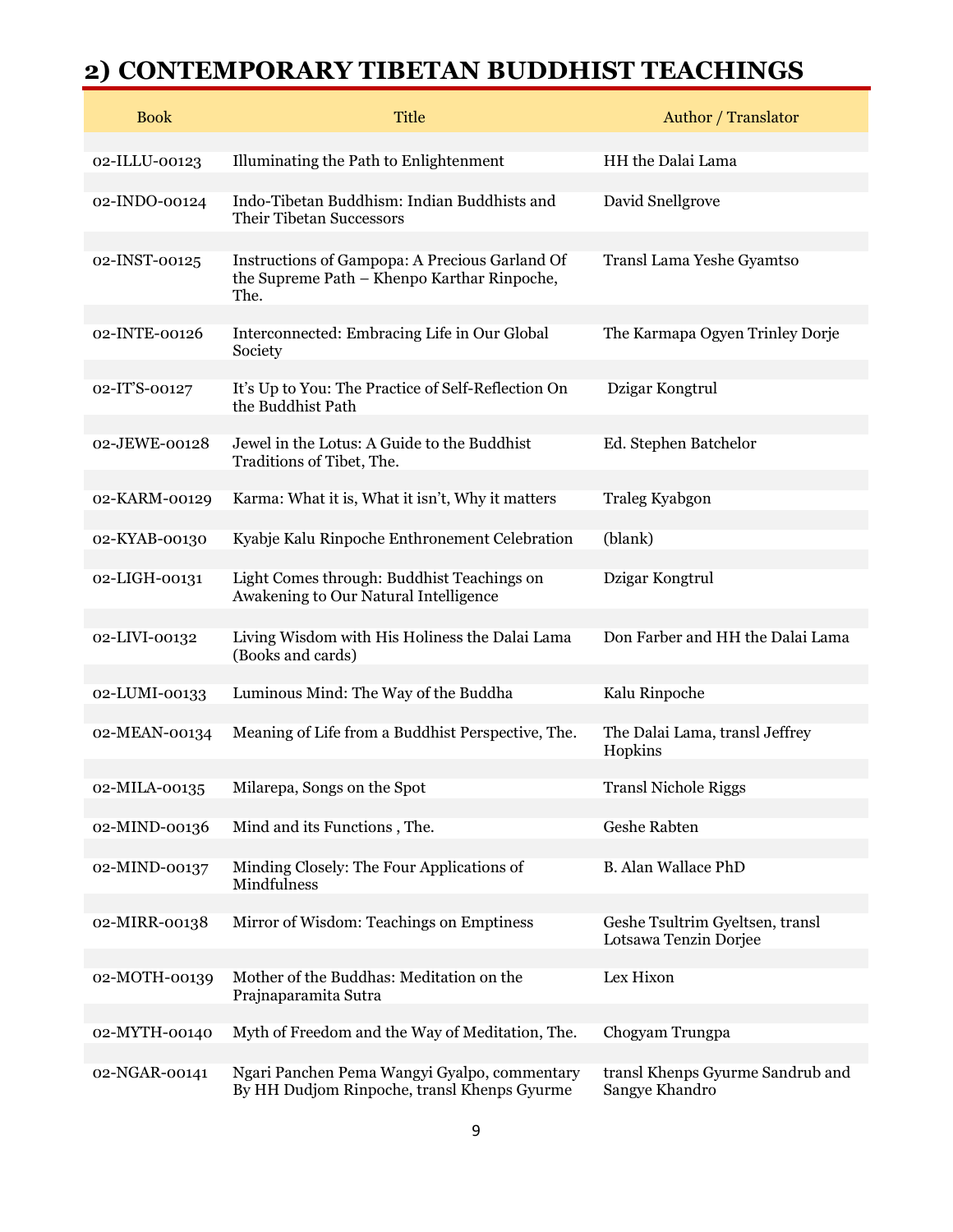## 2) CONTEMPORARY TIBETAN BUDDHIST TEACHINGS

| Book | Title | Author / Translator |
|---|---|---|
| 02-ILLU-00123 | Illuminating the Path to Enlightenment | HH the Dalai Lama |
| 02-INDO-00124 | Indo-Tibetan Buddhism: Indian Buddhists and Their Tibetan Successors | David Snellgrove |
| 02-INST-00125 | Instructions of Gampopa: A Precious Garland Of the Supreme Path – Khenpo Karthar Rinpoche, The. | Transl Lama Yeshe Gyamtso |
| 02-INTE-00126 | Interconnected: Embracing Life in Our Global Society | The Karmapa Ogyen Trinley Dorje |
| 02-IT'S-00127 | It's Up to You: The Practice of Self-Reflection On the Buddhist Path | Dzigar Kongtrul |
| 02-JEWE-00128 | Jewel in the Lotus: A Guide to the Buddhist Traditions of Tibet, The. | Ed. Stephen Batchelor |
| 02-KARM-00129 | Karma: What it is, What it isn't, Why it matters | Traleg Kyabgon |
| 02-KYAB-00130 | Kyabje Kalu Rinpoche Enthronement Celebration | (blank) |
| 02-LIGH-00131 | Light Comes through: Buddhist Teachings on Awakening to Our Natural Intelligence | Dzigar Kongtrul |
| 02-LIVI-00132 | Living Wisdom with His Holiness the Dalai Lama (Books and cards) | Don Farber and HH the Dalai Lama |
| 02-LUMI-00133 | Luminous Mind: The Way of the Buddha | Kalu Rinpoche |
| 02-MEAN-00134 | Meaning of Life from a Buddhist Perspective, The. | The Dalai Lama, transl Jeffrey Hopkins |
| 02-MILA-00135 | Milarepa, Songs on the Spot | Transl Nichole Riggs |
| 02-MIND-00136 | Mind and its Functions , The. | Geshe Rabten |
| 02-MIND-00137 | Minding Closely: The Four Applications of Mindfulness | B. Alan Wallace PhD |
| 02-MIRR-00138 | Mirror of Wisdom: Teachings on Emptiness | Geshe Tsultrim Gyeltsen, transl Lotsawa Tenzin Dorjee |
| 02-MOTH-00139 | Mother of the Buddhas: Meditation on the Prajnaparamita Sutra | Lex Hixon |
| 02-MYTH-00140 | Myth of Freedom and the Way of Meditation, The. | Chogyam Trungpa |
| 02-NGAR-00141 | Ngari Panchen Pema Wangyi Gyalpo, commentary By HH Dudjom Rinpoche, transl Khenps Gyurme | transl Khenps Gyurme Sandrub and Sangye Khandro |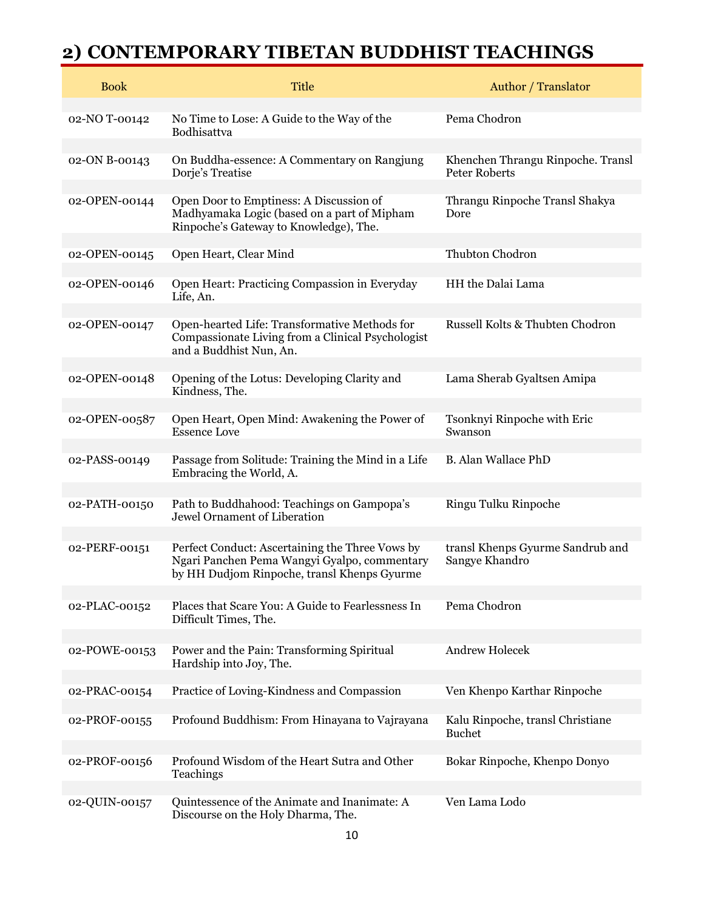# 2) CONTEMPORARY TIBETAN BUDDHIST TEACHINGS

| Book | Title | Author / Translator |
|---|---|---|
| 02-NO T-00142 | No Time to Lose: A Guide to the Way of the Bodhisattva | Pema Chodron |
| 02-ON B-00143 | On Buddha-essence: A Commentary on Rangjung Dorje's Treatise | Khenchen Thrangu Rinpoche. Transl Peter Roberts |
| 02-OPEN-00144 | Open Door to Emptiness: A Discussion of Madhyamaka Logic (based on a part of Mipham Rinpoche's Gateway to Knowledge), The. | Thrangu Rinpoche Transl Shakya Dore |
| 02-OPEN-00145 | Open Heart, Clear Mind | Thubton Chodron |
| 02-OPEN-00146 | Open Heart: Practicing Compassion in Everyday Life, An. | HH the Dalai Lama |
| 02-OPEN-00147 | Open-hearted Life: Transformative Methods for Compassionate Living from a Clinical Psychologist and a Buddhist Nun, An. | Russell Kolts & Thubten Chodron |
| 02-OPEN-00148 | Opening of the Lotus: Developing Clarity and Kindness, The. | Lama Sherab Gyaltsen Amipa |
| 02-OPEN-00587 | Open Heart, Open Mind: Awakening the Power of Essence Love | Tsonknyi Rinpoche with Eric Swanson |
| 02-PASS-00149 | Passage from Solitude: Training the Mind in a Life Embracing the World, A. | B. Alan Wallace PhD |
| 02-PATH-00150 | Path to Buddhahood: Teachings on Gampopa's Jewel Ornament of Liberation | Ringu Tulku Rinpoche |
| 02-PERF-00151 | Perfect Conduct: Ascertaining the Three Vows by Ngari Panchen Pema Wangyi Gyalpo, commentary by HH Dudjom Rinpoche, transl Khenps Gyurme | transl Khenps Gyurme Sandrub and Sangye Khandro |
| 02-PLAC-00152 | Places that Scare You: A Guide to Fearlessness In Difficult Times, The. | Pema Chodron |
| 02-POWE-00153 | Power and the Pain: Transforming Spiritual Hardship into Joy, The. | Andrew Holecek |
| 02-PRAC-00154 | Practice of Loving-Kindness and Compassion | Ven Khenpo Karthar Rinpoche |
| 02-PROF-00155 | Profound Buddhism: From Hinayana to Vajrayana | Kalu Rinpoche, transl Christiane Buchet |
| 02-PROF-00156 | Profound Wisdom of the Heart Sutra and Other Teachings | Bokar Rinpoche, Khenpo Donyo |
| 02-QUIN-00157 | Quintessence of the Animate and Inanimate: A Discourse on the Holy Dharma, The. | Ven Lama Lodo |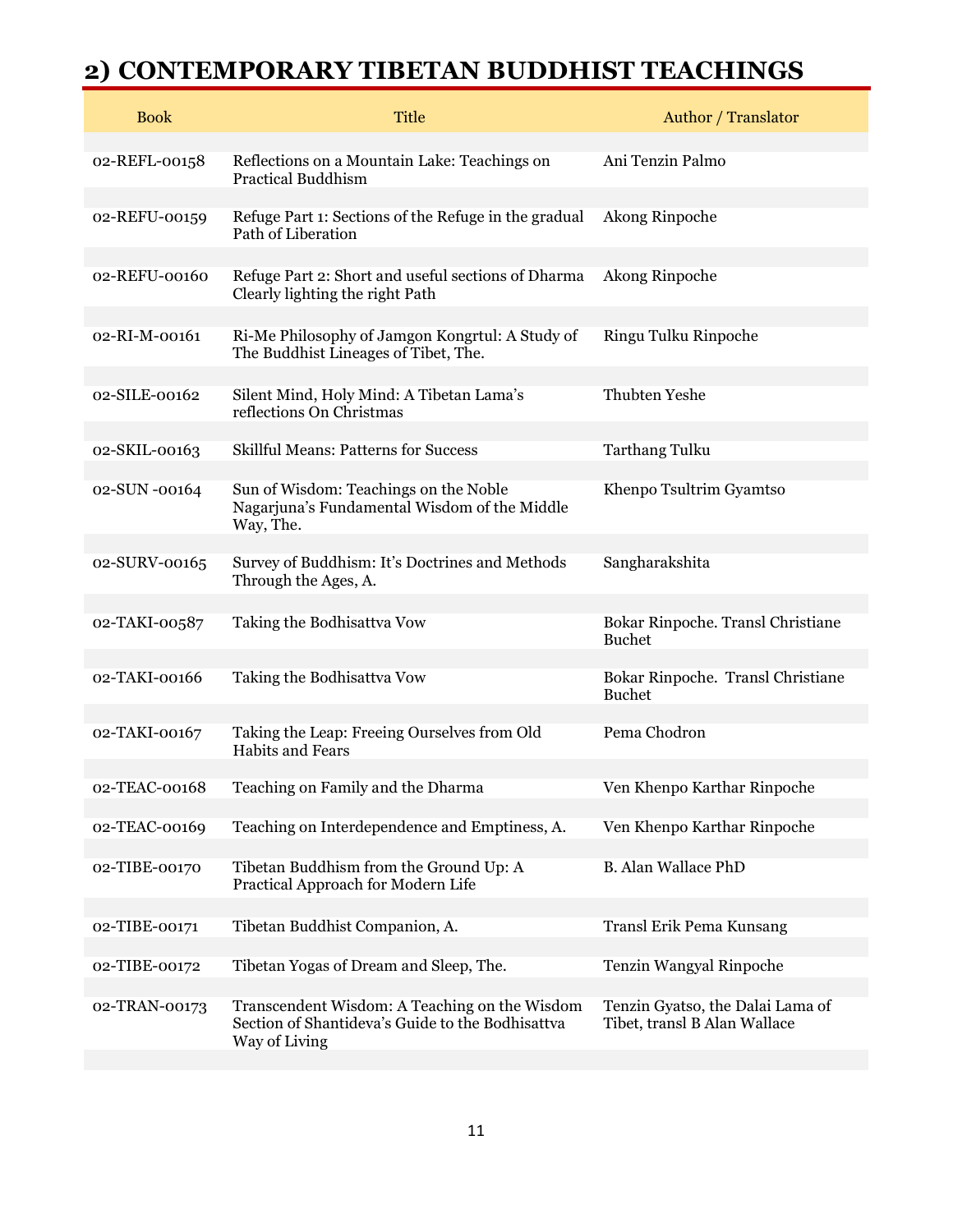# 2) CONTEMPORARY TIBETAN BUDDHIST TEACHINGS

| Book | Title | Author / Translator |
|---|---|---|
| 02-REFL-00158 | Reflections on a Mountain Lake: Teachings on Practical Buddhism | Ani Tenzin Palmo |
| 02-REFU-00159 | Refuge Part 1: Sections of the Refuge in the gradual Path of Liberation | Akong Rinpoche |
| 02-REFU-00160 | Refuge Part 2: Short and useful sections of Dharma Clearly lighting the right Path | Akong Rinpoche |
| 02-RI-M-00161 | Ri-Me Philosophy of Jamgon Kongrtul: A Study of The Buddhist Lineages of Tibet, The. | Ringu Tulku Rinpoche |
| 02-SILE-00162 | Silent Mind, Holy Mind: A Tibetan Lama's reflections On Christmas | Thubten Yeshe |
| 02-SKIL-00163 | Skillful Means: Patterns for Success | Tarthang Tulku |
| 02-SUN -00164 | Sun of Wisdom: Teachings on the Noble Nagarjuna's Fundamental Wisdom of the Middle Way, The. | Khenpo Tsultrim Gyamtso |
| 02-SURV-00165 | Survey of Buddhism: It's Doctrines and Methods Through the Ages, A. | Sangharakshita |
| 02-TAKI-00587 | Taking the Bodhisattva Vow | Bokar Rinpoche. Transl Christiane Buchet |
| 02-TAKI-00166 | Taking the Bodhisattva Vow | Bokar Rinpoche. Transl Christiane Buchet |
| 02-TAKI-00167 | Taking the Leap: Freeing Ourselves from Old Habits and Fears | Pema Chodron |
| 02-TEAC-00168 | Teaching on Family and the Dharma | Ven Khenpo Karthar Rinpoche |
| 02-TEAC-00169 | Teaching on Interdependence and Emptiness, A. | Ven Khenpo Karthar Rinpoche |
| 02-TIBE-00170 | Tibetan Buddhism from the Ground Up: A Practical Approach for Modern Life | B. Alan Wallace PhD |
| 02-TIBE-00171 | Tibetan Buddhist Companion, A. | Transl Erik Pema Kunsang |
| 02-TIBE-00172 | Tibetan Yogas of Dream and Sleep, The. | Tenzin Wangyal Rinpoche |
| 02-TRAN-00173 | Transcendent Wisdom: A Teaching on the Wisdom Section of Shantideva's Guide to the Bodhisattva Way of Living | Tenzin Gyatso, the Dalai Lama of Tibet, transl B Alan Wallace |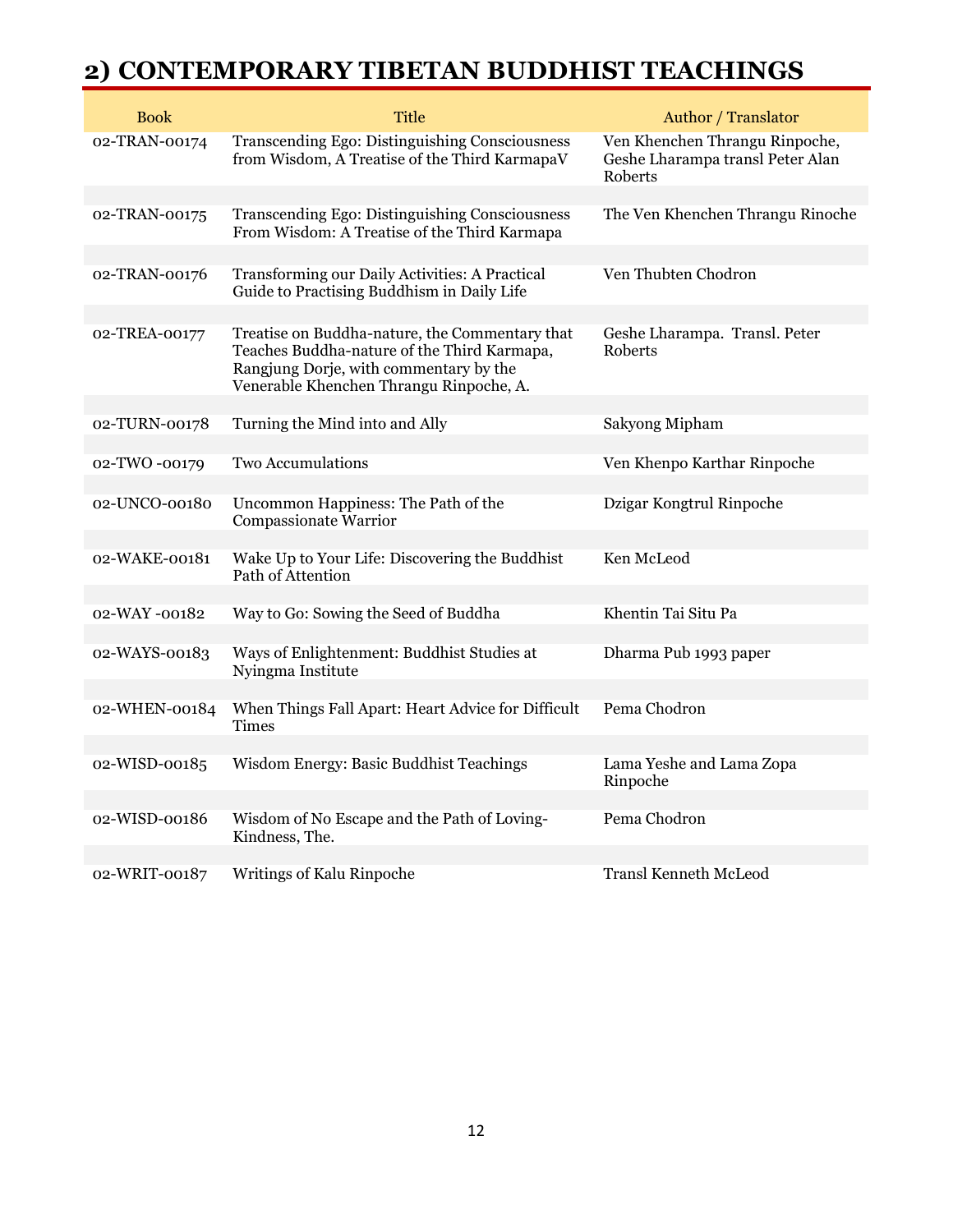## 2) CONTEMPORARY TIBETAN BUDDHIST TEACHINGS

| Book | Title | Author / Translator |
|---|---|---|
| 02-TRAN-00174 | Transcending Ego: Distinguishing Consciousness from Wisdom, A Treatise of the Third KarmapaV | Ven Khenchen Thrangu Rinpoche, Geshe Lharampa transl Peter Alan Roberts |
| 02-TRAN-00175 | Transcending Ego: Distinguishing Consciousness From Wisdom: A Treatise of the Third Karmapa | The Ven Khenchen Thrangu Rinoche |
| 02-TRAN-00176 | Transforming our Daily Activities: A Practical Guide to Practising Buddhism in Daily Life | Ven Thubten Chodron |
| 02-TREA-00177 | Treatise on Buddha-nature, the Commentary that Teaches Buddha-nature of the Third Karmapa, Rangjung Dorje, with commentary by the Venerable Khenchen Thrangu Rinpoche, A. | Geshe Lharampa. Transl. Peter Roberts |
| 02-TURN-00178 | Turning the Mind into and Ally | Sakyong Mipham |
| 02-TWO -00179 | Two Accumulations | Ven Khenpo Karthar Rinpoche |
| 02-UNCO-00180 | Uncommon Happiness: The Path of the Compassionate Warrior | Dzigar Kongtrul Rinpoche |
| 02-WAKE-00181 | Wake Up to Your Life: Discovering the Buddhist Path of Attention | Ken McLeod |
| 02-WAY -00182 | Way to Go: Sowing the Seed of Buddha | Khentin Tai Situ Pa |
| 02-WAYS-00183 | Ways of Enlightenment: Buddhist Studies at Nyingma Institute | Dharma Pub 1993 paper |
| 02-WHEN-00184 | When Things Fall Apart: Heart Advice for Difficult Times | Pema Chodron |
| 02-WISD-00185 | Wisdom Energy: Basic Buddhist Teachings | Lama Yeshe and Lama Zopa Rinpoche |
| 02-WISD-00186 | Wisdom of No Escape and the Path of Loving-Kindness, The. | Pema Chodron |
| 02-WRIT-00187 | Writings of Kalu Rinpoche | Transl Kenneth McLeod |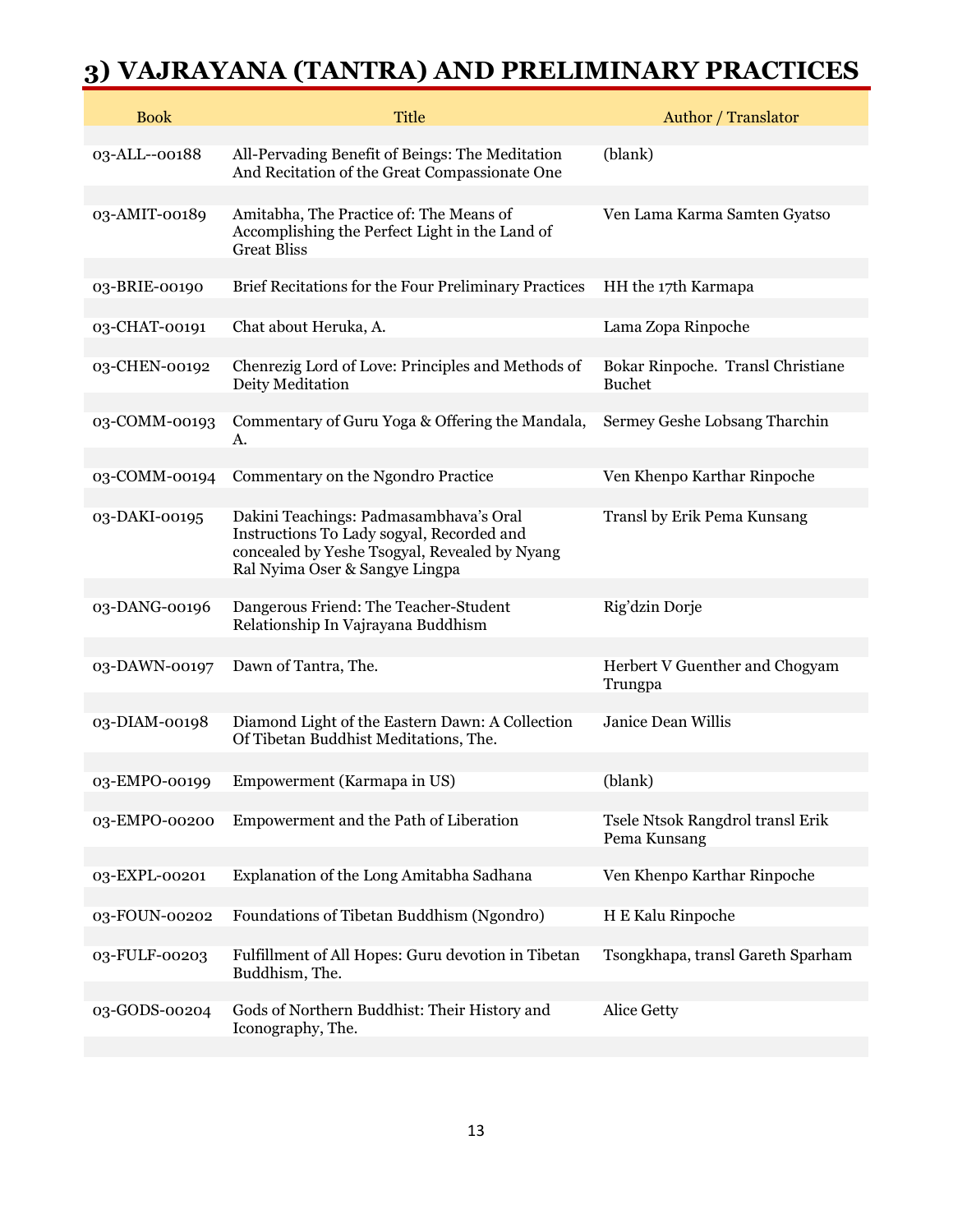# 3) VAJRAYANA (TANTRA) AND PRELIMINARY PRACTICES

| Book | Title | Author / Translator |
|---|---|---|
| 03-ALL--00188 | All-Pervading Benefit of Beings: The Meditation And Recitation of the Great Compassionate One | (blank) |
| 03-AMIT-00189 | Amitabha, The Practice of: The Means of Accomplishing the Perfect Light in the Land of Great Bliss | Ven Lama Karma Samten Gyatso |
| 03-BRIE-00190 | Brief Recitations for the Four Preliminary Practices | HH the 17th Karmapa |
| 03-CHAT-00191 | Chat about Heruka, A. | Lama Zopa Rinpoche |
| 03-CHEN-00192 | Chenrezig Lord of Love: Principles and Methods of Deity Meditation | Bokar Rinpoche. Transl Christiane Buchet |
| 03-COMM-00193 | Commentary of Guru Yoga & Offering the Mandala, A. | Sermey Geshe Lobsang Tharchin |
| 03-COMM-00194 | Commentary on the Ngondro Practice | Ven Khenpo Karthar Rinpoche |
| 03-DAKI-00195 | Dakini Teachings: Padmasambhava's Oral Instructions To Lady sogyal, Recorded and concealed by Yeshe Tsogyal, Revealed by Nyang Ral Nyima Oser & Sangye Lingpa | Transl by Erik Pema Kunsang |
| 03-DANG-00196 | Dangerous Friend: The Teacher-Student Relationship In Vajrayana Buddhism | Rig'dzin Dorje |
| 03-DAWN-00197 | Dawn of Tantra, The. | Herbert V Guenther and Chogyam Trungpa |
| 03-DIAM-00198 | Diamond Light of the Eastern Dawn: A Collection Of Tibetan Buddhist Meditations, The. | Janice Dean Willis |
| 03-EMPO-00199 | Empowerment (Karmapa in US) | (blank) |
| 03-EMPO-00200 | Empowerment and the Path of Liberation | Tsele Ntsok Rangdrol transl Erik Pema Kunsang |
| 03-EXPL-00201 | Explanation of the Long Amitabha Sadhana | Ven Khenpo Karthar Rinpoche |
| 03-FOUN-00202 | Foundations of Tibetan Buddhism (Ngondro) | H E Kalu Rinpoche |
| 03-FULF-00203 | Fulfillment of All Hopes: Guru devotion in Tibetan Buddhism, The. | Tsongkhapa, transl Gareth Sparham |
| 03-GODS-00204 | Gods of Northern Buddhist: Their History and Iconography, The. | Alice Getty |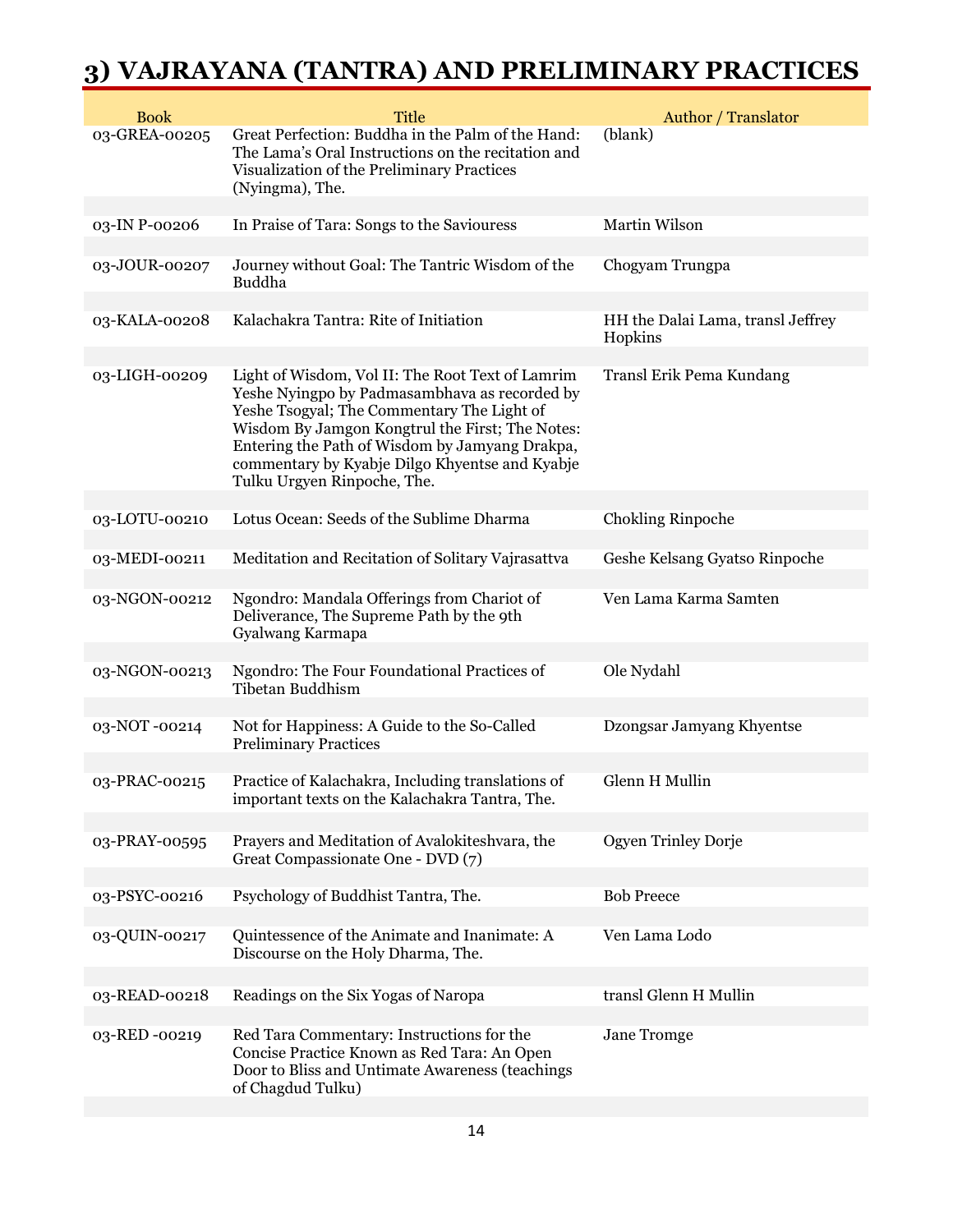# 3) VAJRAYANA (TANTRA) AND PRELIMINARY PRACTICES

| Book | Title | Author / Translator |
|---|---|---|
| 03-GREA-00205 | Great Perfection: Buddha in the Palm of the Hand: The Lama's Oral Instructions on the recitation and Visualization of the Preliminary Practices (Nyingma), The. | (blank) |
| 03-IN P-00206 | In Praise of Tara: Songs to the Saviouress | Martin Wilson |
| 03-JOUR-00207 | Journey without Goal: The Tantric Wisdom of the Buddha | Chogyam Trungpa |
| 03-KALA-00208 | Kalachakra Tantra: Rite of Initiation | HH the Dalai Lama, transl Jeffrey Hopkins |
| 03-LIGH-00209 | Light of Wisdom, Vol II: The Root Text of Lamrim Yeshe Nyingpo by Padmasambhava as recorded by Yeshe Tsogyal; The Commentary The Light of Wisdom By Jamgon Kongtrul the First; The Notes: Entering the Path of Wisdom by Jamyang Drakpa, commentary by Kyabje Dilgo Khyentse and Kyabje Tulku Urgyen Rinpoche, The. | Transl Erik Pema Kundang |
| 03-LOTU-00210 | Lotus Ocean: Seeds of the Sublime Dharma | Chokling Rinpoche |
| 03-MEDI-00211 | Meditation and Recitation of Solitary Vajrasattva | Geshe Kelsang Gyatso Rinpoche |
| 03-NGON-00212 | Ngondro: Mandala Offerings from Chariot of Deliverance, The Supreme Path by the 9th Gyalwang Karmapa | Ven Lama Karma Samten |
| 03-NGON-00213 | Ngondro: The Four Foundational Practices of Tibetan Buddhism | Ole Nydahl |
| 03-NOT -00214 | Not for Happiness: A Guide to the So-Called Preliminary Practices | Dzongsar Jamyang Khyentse |
| 03-PRAC-00215 | Practice of Kalachakra, Including translations of important texts on the Kalachakra Tantra, The. | Glenn H Mullin |
| 03-PRAY-00595 | Prayers and Meditation of Avalokiteshvara, the Great Compassionate One - DVD (7) | Ogyen Trinley Dorje |
| 03-PSYC-00216 | Psychology of Buddhist Tantra, The. | Bob Preece |
| 03-QUIN-00217 | Quintessence of the Animate and Inanimate: A Discourse on the Holy Dharma, The. | Ven Lama Lodo |
| 03-READ-00218 | Readings on the Six Yogas of Naropa | transl Glenn H Mullin |
| 03-RED -00219 | Red Tara Commentary: Instructions for the Concise Practice Known as Red Tara: An Open Door to Bliss and Untimate Awareness (teachings of Chagdud Tulku) | Jane Tromge |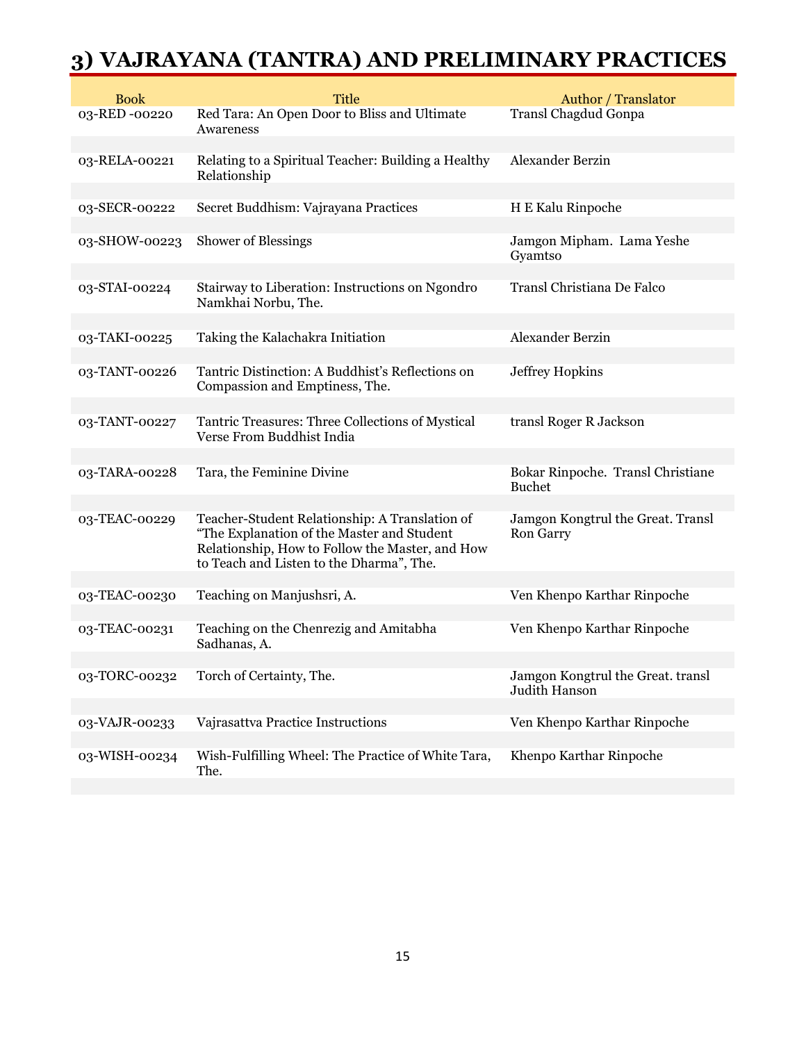# 3) VAJRAYANA (TANTRA) AND PRELIMINARY PRACTICES

| Book | Title | Author / Translator |
|---|---|---|
| 03-RED -00220 | Red Tara: An Open Door to Bliss and Ultimate Awareness | Transl Chagdud Gonpa |
| 03-RELA-00221 | Relating to a Spiritual Teacher: Building a Healthy Relationship | Alexander Berzin |
| 03-SECR-00222 | Secret Buddhism: Vajrayana Practices | H E Kalu Rinpoche |
| 03-SHOW-00223 | Shower of Blessings | Jamgon Mipham. Lama Yeshe Gyamtso |
| 03-STAI-00224 | Stairway to Liberation: Instructions on Ngondro Namkhai Norbu, The. | Transl Christiana De Falco |
| 03-TAKI-00225 | Taking the Kalachakra Initiation | Alexander Berzin |
| 03-TANT-00226 | Tantric Distinction: A Buddhist's Reflections on Compassion and Emptiness, The. | Jeffrey Hopkins |
| 03-TANT-00227 | Tantric Treasures: Three Collections of Mystical Verse From Buddhist India | transl Roger R Jackson |
| 03-TARA-00228 | Tara, the Feminine Divine | Bokar Rinpoche. Transl Christiane Buchet |
| 03-TEAC-00229 | Teacher-Student Relationship: A Translation of "The Explanation of the Master and Student Relationship, How to Follow the Master, and How to Teach and Listen to the Dharma", The. | Jamgon Kongtrul the Great. Transl Ron Garry |
| 03-TEAC-00230 | Teaching on Manjushsri, A. | Ven Khenpo Karthar Rinpoche |
| 03-TEAC-00231 | Teaching on the Chenrezig and Amitabha Sadhanas, A. | Ven Khenpo Karthar Rinpoche |
| 03-TORC-00232 | Torch of Certainty, The. | Jamgon Kongtrul the Great. transl Judith Hanson |
| 03-VAJR-00233 | Vajrasattva Practice Instructions | Ven Khenpo Karthar Rinpoche |
| 03-WISH-00234 | Wish-Fulfilling Wheel: The Practice of White Tara, The. | Khenpo Karthar Rinpoche |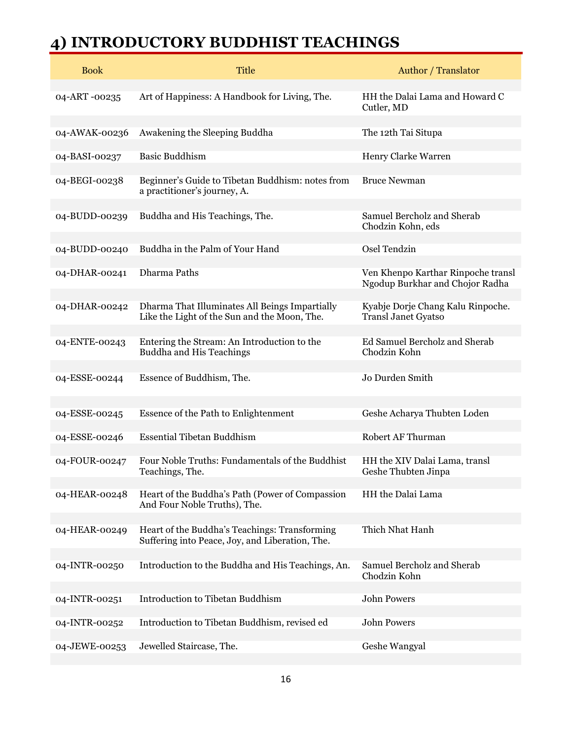# 4) INTRODUCTORY BUDDHIST TEACHINGS

| Book | Title | Author / Translator |
|---|---|---|
| 04-ART -00235 | Art of Happiness: A Handbook for Living, The. | HH the Dalai Lama and Howard C Cutler, MD |
| 04-AWAK-00236 | Awakening the Sleeping Buddha | The 12th Tai Situpa |
| 04-BASI-00237 | Basic Buddhism | Henry Clarke Warren |
| 04-BEGI-00238 | Beginner's Guide to Tibetan Buddhism: notes from a practitioner's journey, A. | Bruce Newman |
| 04-BUDD-00239 | Buddha and His Teachings, The. | Samuel Bercholz and Sherab Chodzin Kohn, eds |
| 04-BUDD-00240 | Buddha in the Palm of Your Hand | Osel Tendzin |
| 04-DHAR-00241 | Dharma Paths | Ven Khenpo Karthar Rinpoche transl Ngodup Burkhar and Chojor Radha |
| 04-DHAR-00242 | Dharma That Illuminates All Beings Impartially Like the Light of the Sun and the Moon, The. | Kyabje Dorje Chang Kalu Rinpoche. Transl Janet Gyatso |
| 04-ENTE-00243 | Entering the Stream: An Introduction to the Buddha and His Teachings | Ed Samuel Bercholz and Sherab Chodzin Kohn |
| 04-ESSE-00244 | Essence of Buddhism, The. | Jo Durden Smith |
| 04-ESSE-00245 | Essence of the Path to Enlightenment | Geshe Acharya Thubten Loden |
| 04-ESSE-00246 | Essential Tibetan Buddhism | Robert AF Thurman |
| 04-FOUR-00247 | Four Noble Truths: Fundamentals of the Buddhist Teachings, The. | HH the XIV Dalai Lama, transl Geshe Thubten Jinpa |
| 04-HEAR-00248 | Heart of the Buddha's Path (Power of Compassion And Four Noble Truths), The. | HH the Dalai Lama |
| 04-HEAR-00249 | Heart of the Buddha's Teachings: Transforming Suffering into Peace, Joy, and Liberation, The. | Thich Nhat Hanh |
| 04-INTR-00250 | Introduction to the Buddha and His Teachings, An. | Samuel Bercholz and Sherab Chodzin Kohn |
| 04-INTR-00251 | Introduction to Tibetan Buddhism | John Powers |
| 04-INTR-00252 | Introduction to Tibetan Buddhism, revised ed | John Powers |
| 04-JEWE-00253 | Jewelled Staircase, The. | Geshe Wangyal |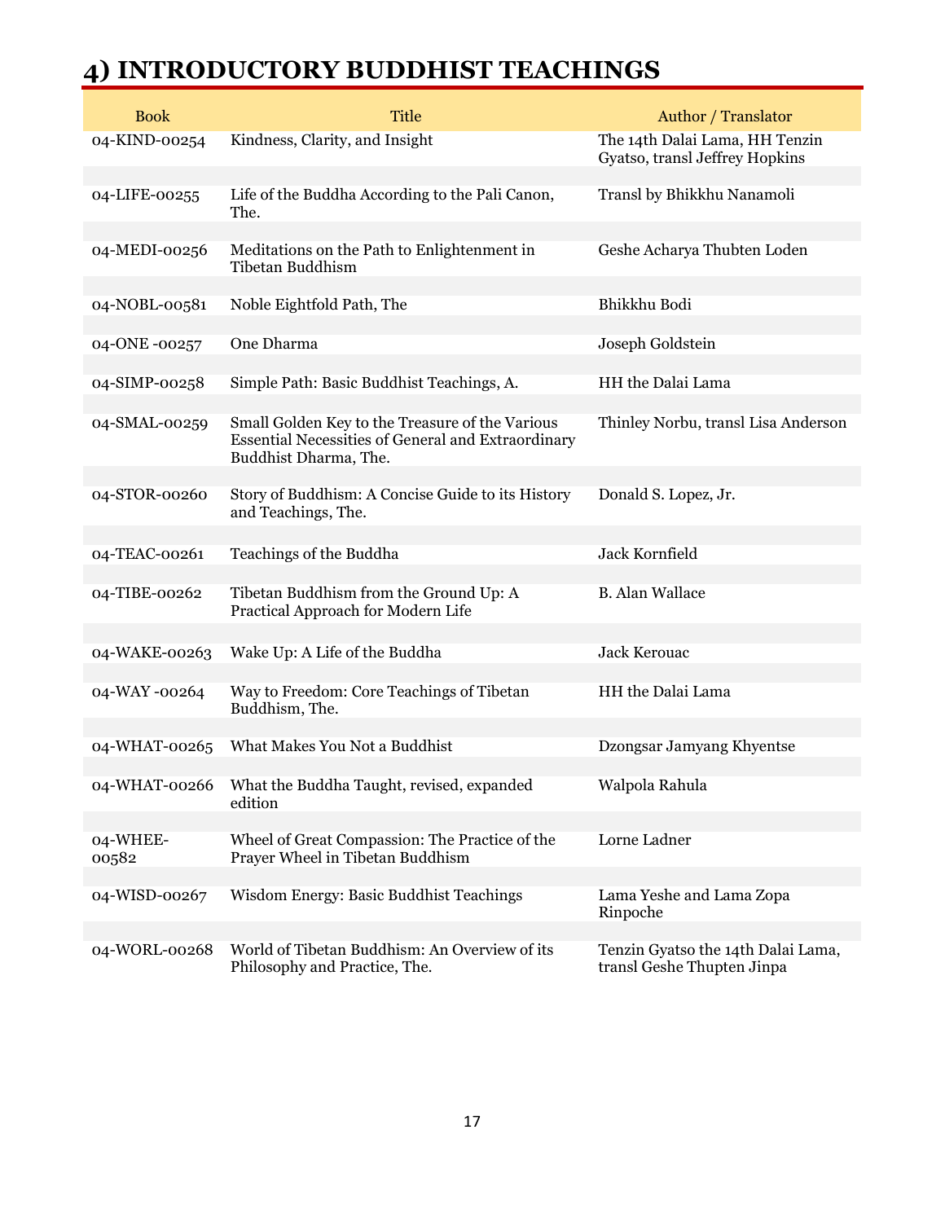# 4) INTRODUCTORY BUDDHIST TEACHINGS

| Book | Title | Author / Translator |
|---|---|---|
| 04-KIND-00254 | Kindness, Clarity, and Insight | The 14th Dalai Lama, HH Tenzin Gyatso, transl Jeffrey Hopkins |
| 04-LIFE-00255 | Life of the Buddha According to the Pali Canon, The. | Transl by Bhikkhu Nanamoli |
| 04-MEDI-00256 | Meditations on the Path to Enlightenment in Tibetan Buddhism | Geshe Acharya Thubten Loden |
| 04-NOBL-00581 | Noble Eightfold Path, The | Bhikkhu Bodi |
| 04-ONE -00257 | One Dharma | Joseph Goldstein |
| 04-SIMP-00258 | Simple Path: Basic Buddhist Teachings, A. | HH the Dalai Lama |
| 04-SMAL-00259 | Small Golden Key to the Treasure of the Various Essential Necessities of General and Extraordinary Buddhist Dharma, The. | Thinley Norbu, transl Lisa Anderson |
| 04-STOR-00260 | Story of Buddhism: A Concise Guide to its History and Teachings, The. | Donald S. Lopez, Jr. |
| 04-TEAC-00261 | Teachings of the Buddha | Jack Kornfield |
| 04-TIBE-00262 | Tibetan Buddhism from the Ground Up: A Practical Approach for Modern Life | B. Alan Wallace |
| 04-WAKE-00263 | Wake Up: A Life of the Buddha | Jack Kerouac |
| 04-WAY -00264 | Way to Freedom: Core Teachings of Tibetan Buddhism, The. | HH the Dalai Lama |
| 04-WHAT-00265 | What Makes You Not a Buddhist | Dzongsar Jamyang Khyentse |
| 04-WHAT-00266 | What the Buddha Taught, revised, expanded edition | Walpola Rahula |
| 04-WHEE-00582 | Wheel of Great Compassion: The Practice of the Prayer Wheel in Tibetan Buddhism | Lorne Ladner |
| 04-WISD-00267 | Wisdom Energy: Basic Buddhist Teachings | Lama Yeshe and Lama Zopa Rinpoche |
| 04-WORL-00268 | World of Tibetan Buddhism: An Overview of its Philosophy and Practice, The. | Tenzin Gyatso the 14th Dalai Lama, transl Geshe Thupten Jinpa |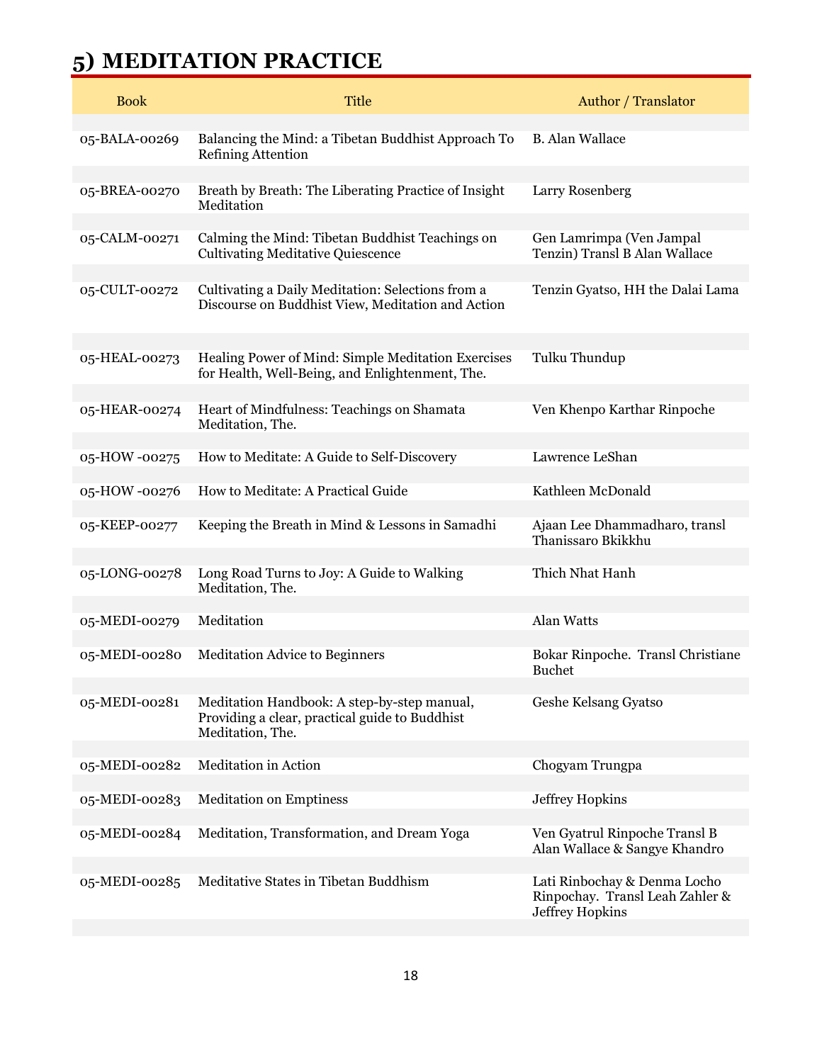# 5) MEDITATION PRACTICE

| Book | Title | Author / Translator |
| --- | --- | --- |
| 05-BALA-00269 | Balancing the Mind: a Tibetan Buddhist Approach To Refining Attention | B. Alan Wallace |
| 05-BREA-00270 | Breath by Breath: The Liberating Practice of Insight Meditation | Larry Rosenberg |
| 05-CALM-00271 | Calming the Mind: Tibetan Buddhist Teachings on Cultivating Meditative Quiescence | Gen Lamrimpa (Ven Jampal Tenzin) Transl B Alan Wallace |
| 05-CULT-00272 | Cultivating a Daily Meditation: Selections from a Discourse on Buddhist View, Meditation and Action | Tenzin Gyatso, HH the Dalai Lama |
| 05-HEAL-00273 | Healing Power of Mind: Simple Meditation Exercises for Health, Well-Being, and Enlightenment, The. | Tulku Thundup |
| 05-HEAR-00274 | Heart of Mindfulness: Teachings on Shamata Meditation, The. | Ven Khenpo Karthar Rinpoche |
| 05-HOW -00275 | How to Meditate: A Guide to Self-Discovery | Lawrence LeShan |
| 05-HOW -00276 | How to Meditate: A Practical Guide | Kathleen McDonald |
| 05-KEEP-00277 | Keeping the Breath in Mind & Lessons in Samadhi | Ajaan Lee Dhammadharo, transl Thanissaro Bkikkhu |
| 05-LONG-00278 | Long Road Turns to Joy: A Guide to Walking Meditation, The. | Thich Nhat Hanh |
| 05-MEDI-00279 | Meditation | Alan Watts |
| 05-MEDI-00280 | Meditation Advice to Beginners | Bokar Rinpoche. Transl Christiane Buchet |
| 05-MEDI-00281 | Meditation Handbook: A step-by-step manual, Providing a clear, practical guide to Buddhist Meditation, The. | Geshe Kelsang Gyatso |
| 05-MEDI-00282 | Meditation in Action | Chogyam Trungpa |
| 05-MEDI-00283 | Meditation on Emptiness | Jeffrey Hopkins |
| 05-MEDI-00284 | Meditation, Transformation, and Dream Yoga | Ven Gyatrul Rinpoche Transl B Alan Wallace & Sangye Khandro |
| 05-MEDI-00285 | Meditative States in Tibetan Buddhism | Lati Rinbochay & Denma Locho Rinpochay. Transl Leah Zahler & Jeffrey Hopkins |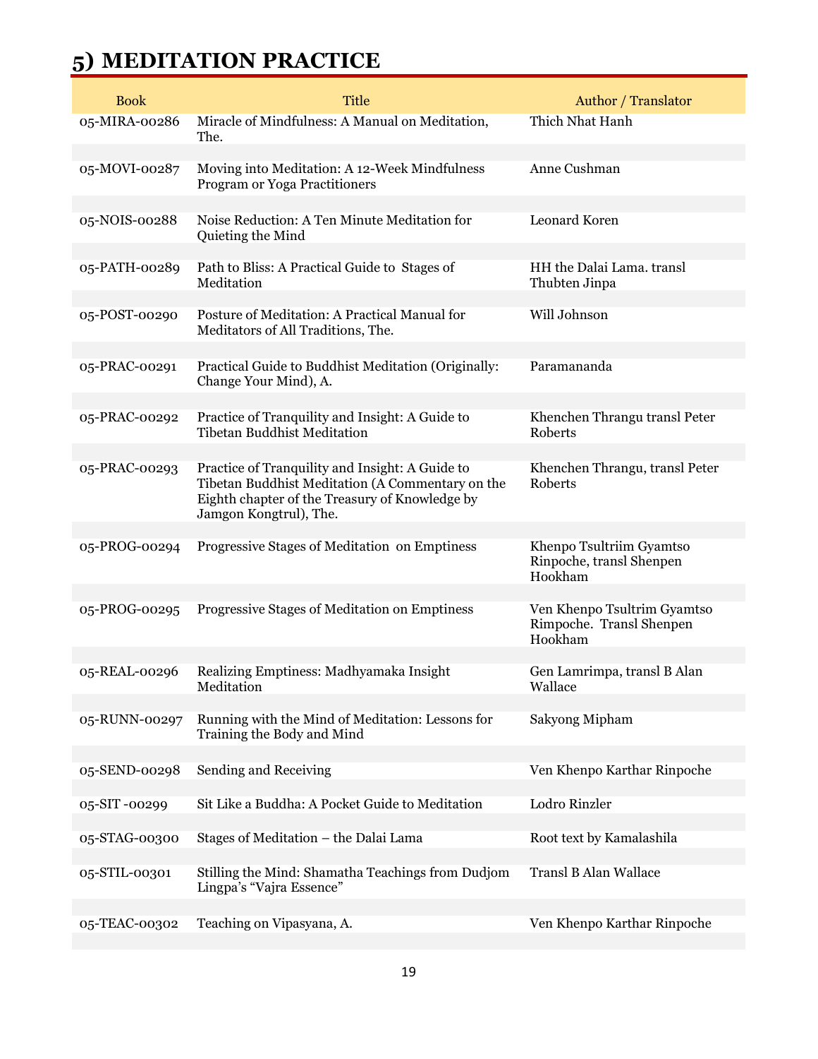# 5) MEDITATION PRACTICE

| Book | Title | Author / Translator |
|---|---|---|
| 05-MIRA-00286 | Miracle of Mindfulness: A Manual on Meditation, The. | Thich Nhat Hanh |
| 05-MOVI-00287 | Moving into Meditation: A 12-Week Mindfulness Program or Yoga Practitioners | Anne Cushman |
| 05-NOIS-00288 | Noise Reduction: A Ten Minute Meditation for Quieting the Mind | Leonard Koren |
| 05-PATH-00289 | Path to Bliss: A Practical Guide to Stages of Meditation | HH the Dalai Lama. transl Thubten Jinpa |
| 05-POST-00290 | Posture of Meditation: A Practical Manual for Meditators of All Traditions, The. | Will Johnson |
| 05-PRAC-00291 | Practical Guide to Buddhist Meditation (Originally: Change Your Mind), A. | Paramananda |
| 05-PRAC-00292 | Practice of Tranquility and Insight: A Guide to Tibetan Buddhist Meditation | Khenchen Thrangu transl Peter Roberts |
| 05-PRAC-00293 | Practice of Tranquility and Insight: A Guide to Tibetan Buddhist Meditation (A Commentary on the Eighth chapter of the Treasury of Knowledge by Jamgon Kongtrul), The. | Khenchen Thrangu, transl Peter Roberts |
| 05-PROG-00294 | Progressive Stages of Meditation on Emptiness | Khenpo Tsultriim Gyamtso Rinpoche, transl Shenpen Hookham |
| 05-PROG-00295 | Progressive Stages of Meditation on Emptiness | Ven Khenpo Tsultrim Gyamtso Rimpoche. Transl Shenpen Hookham |
| 05-REAL-00296 | Realizing Emptiness: Madhyamaka Insight Meditation | Gen Lamrimpa, transl B Alan Wallace |
| 05-RUNN-00297 | Running with the Mind of Meditation: Lessons for Training the Body and Mind | Sakyong Mipham |
| 05-SEND-00298 | Sending and Receiving | Ven Khenpo Karthar Rinpoche |
| 05-SIT -00299 | Sit Like a Buddha: A Pocket Guide to Meditation | Lodro Rinzler |
| 05-STAG-00300 | Stages of Meditation – the Dalai Lama | Root text by Kamalashila |
| 05-STIL-00301 | Stilling the Mind: Shamatha Teachings from Dudjom Lingpa's "Vajra Essence" | Transl B Alan Wallace |
| 05-TEAC-00302 | Teaching on Vipasyana, A. | Ven Khenpo Karthar Rinpoche |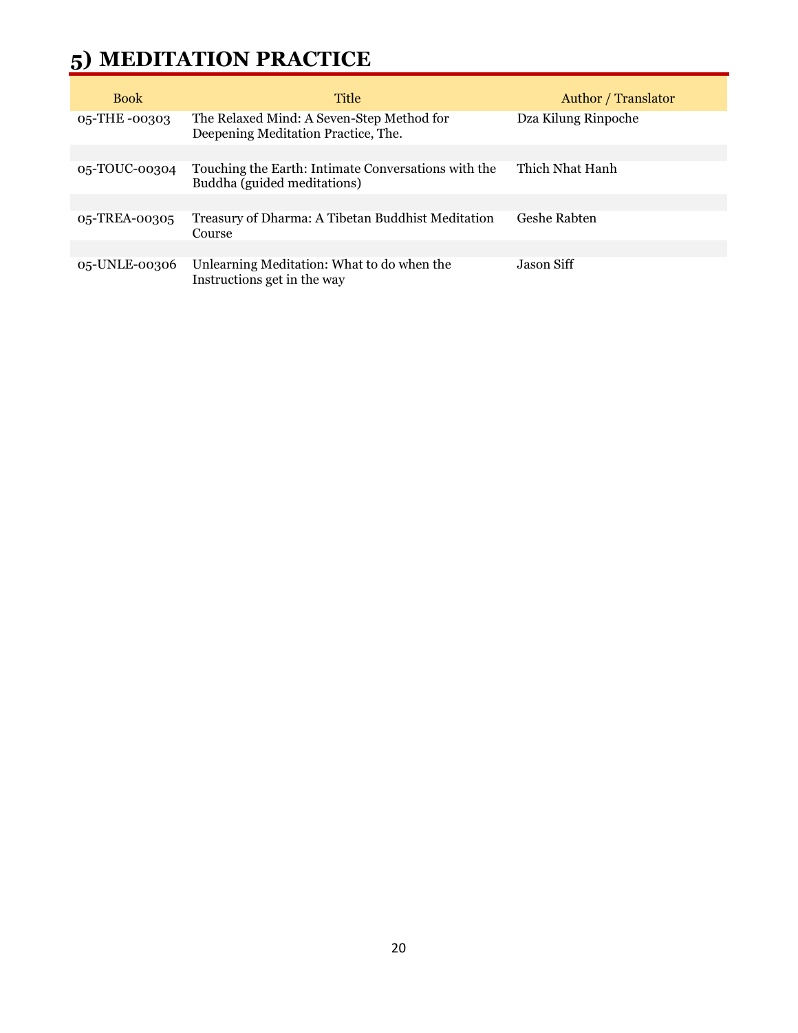# 5) MEDITATION PRACTICE

| Book | Title | Author / Translator |
| --- | --- | --- |
| 05-THE -00303 | The Relaxed Mind: A Seven-Step Method for Deepening Meditation Practice, The. | Dza Kilung Rinpoche |
| 05-TOUC-00304 | Touching the Earth: Intimate Conversations with the Buddha (guided meditations) | Thich Nhat Hanh |
| 05-TREA-00305 | Treasury of Dharma: A Tibetan Buddhist Meditation Course | Geshe Rabten |
| 05-UNLE-00306 | Unlearning Meditation: What to do when the Instructions get in the way | Jason Siff |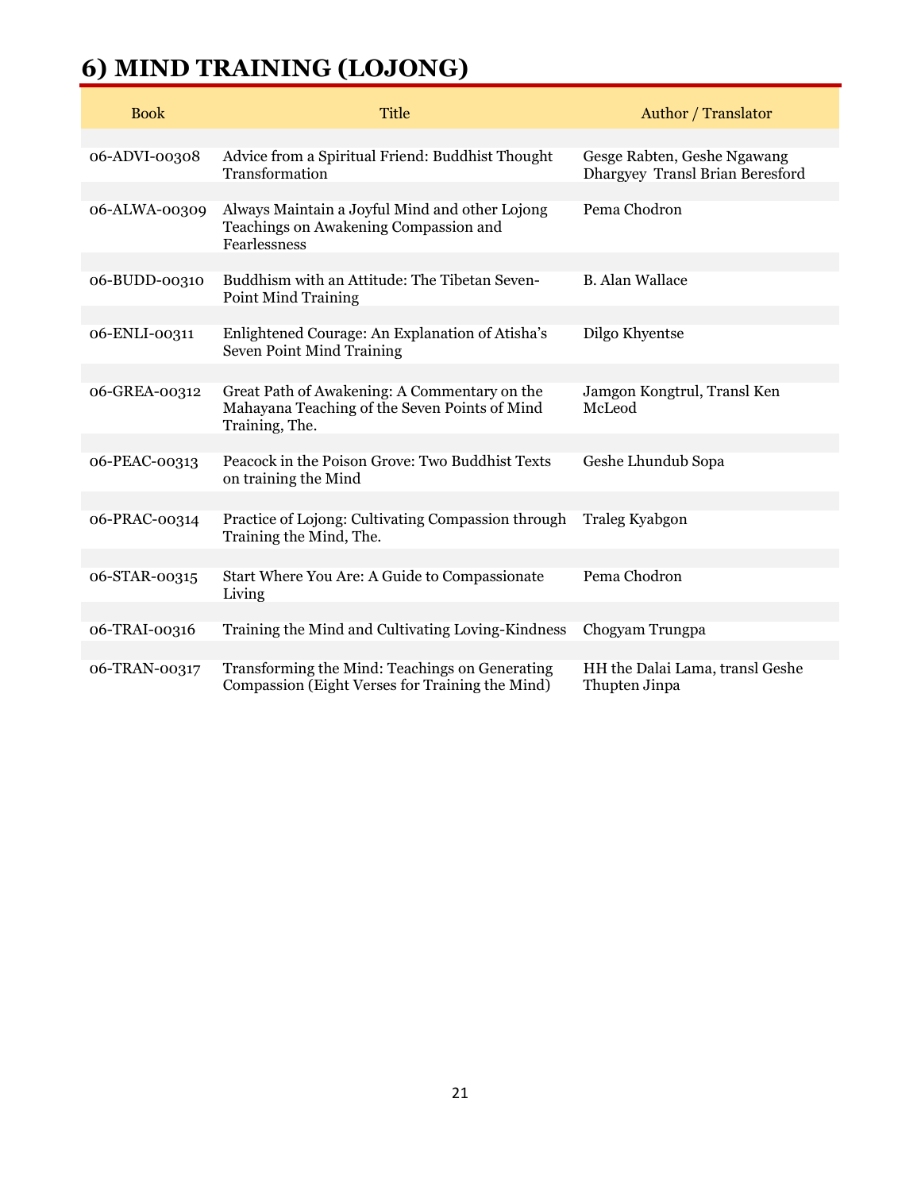# 6) MIND TRAINING (LOJONG)

| Book | Title | Author / Translator |
|---|---|---|
| 06-ADVI-00308 | Advice from a Spiritual Friend: Buddhist Thought Transformation | Gesge Rabten, Geshe Ngawang Dhargyey Transl Brian Beresford |
| 06-ALWA-00309 | Always Maintain a Joyful Mind and other Lojong Teachings on Awakening Compassion and Fearlessness | Pema Chodron |
| 06-BUDD-00310 | Buddhism with an Attitude: The Tibetan Seven-Point Mind Training | B. Alan Wallace |
| 06-ENLI-00311 | Enlightened Courage: An Explanation of Atisha's Seven Point Mind Training | Dilgo Khyentse |
| 06-GREA-00312 | Great Path of Awakening: A Commentary on the Mahayana Teaching of the Seven Points of Mind Training, The. | Jamgon Kongtrul, Transl Ken McLeod |
| 06-PEAC-00313 | Peacock in the Poison Grove: Two Buddhist Texts on training the Mind | Geshe Lhundub Sopa |
| 06-PRAC-00314 | Practice of Lojong: Cultivating Compassion through Training the Mind, The. | Traleg Kyabgon |
| 06-STAR-00315 | Start Where You Are: A Guide to Compassionate Living | Pema Chodron |
| 06-TRAI-00316 | Training the Mind and Cultivating Loving-Kindness | Chogyam Trungpa |
| 06-TRAN-00317 | Transforming the Mind: Teachings on Generating Compassion (Eight Verses for Training the Mind) | HH the Dalai Lama, transl Geshe Thupten Jinpa |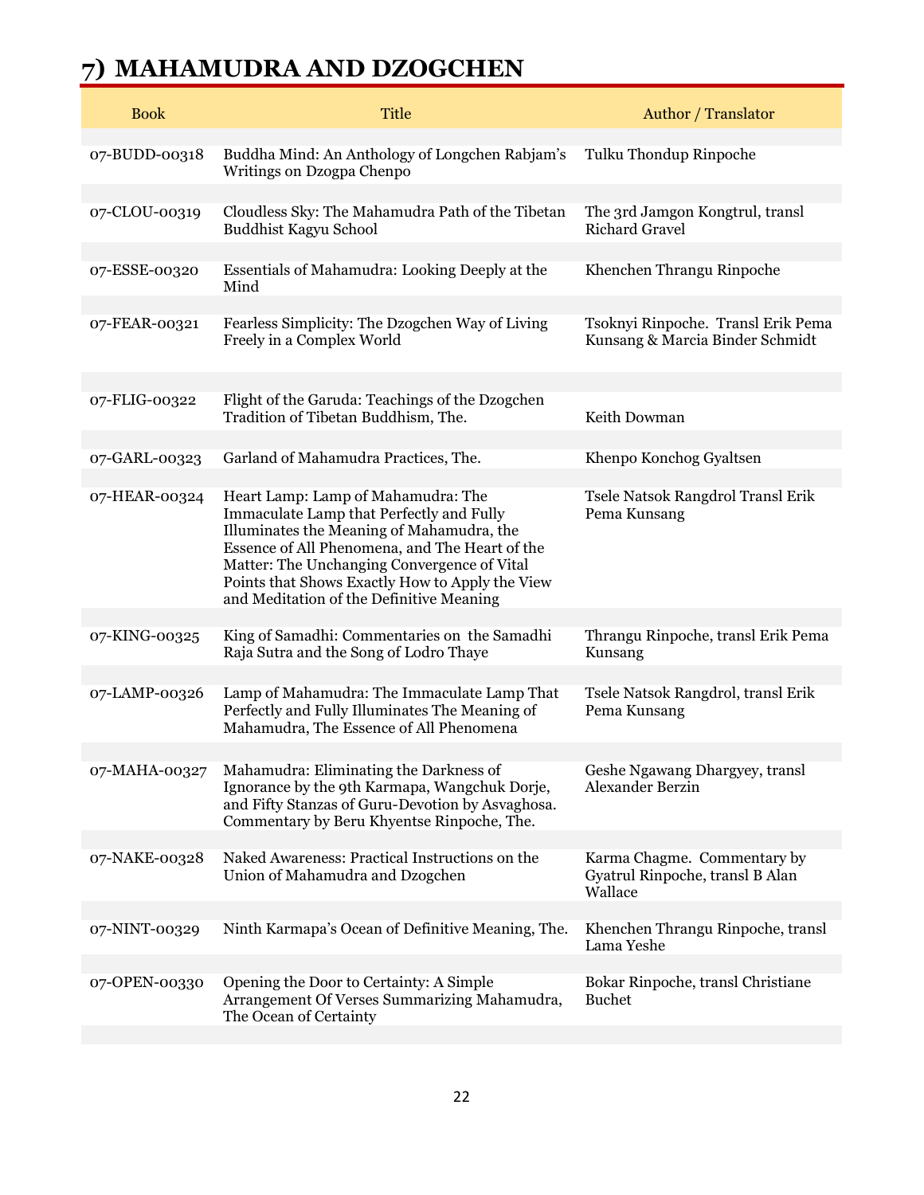# 7) MAHAMUDRA AND DZOGCHEN

| Book | Title | Author / Translator |
|---|---|---|
| 07-BUDD-00318 | Buddha Mind: An Anthology of Longchen Rabjam's Writings on Dzogpa Chenpo | Tulku Thondup Rinpoche |
| 07-CLOU-00319 | Cloudless Sky: The Mahamudra Path of the Tibetan Buddhist Kagyu School | The 3rd Jamgon Kongtrul, transl Richard Gravel |
| 07-ESSE-00320 | Essentials of Mahamudra: Looking Deeply at the Mind | Khenchen Thrangu Rinpoche |
| 07-FEAR-00321 | Fearless Simplicity: The Dzogchen Way of Living Freely in a Complex World | Tsoknyi Rinpoche. Transl Erik Pema Kunsang & Marcia Binder Schmidt |
| 07-FLIG-00322 | Flight of the Garuda: Teachings of the Dzogchen Tradition of Tibetan Buddhism, The. | Keith Dowman |
| 07-GARL-00323 | Garland of Mahamudra Practices, The. | Khenpo Konchog Gyaltsen |
| 07-HEAR-00324 | Heart Lamp: Lamp of Mahamudra: The Immaculate Lamp that Perfectly and Fully Illuminates the Meaning of Mahamudra, the Essence of All Phenomena, and The Heart of the Matter: The Unchanging Convergence of Vital Points that Shows Exactly How to Apply the View and Meditation of the Definitive Meaning | Tsele Natsok Rangdrol Transl Erik Pema Kunsang |
| 07-KING-00325 | King of Samadhi: Commentaries on the Samadhi Raja Sutra and the Song of Lodro Thaye | Thrangu Rinpoche, transl Erik Pema Kunsang |
| 07-LAMP-00326 | Lamp of Mahamudra: The Immaculate Lamp That Perfectly and Fully Illuminates The Meaning of Mahamudra, The Essence of All Phenomena | Tsele Natsok Rangdrol, transl Erik Pema Kunsang |
| 07-MAHA-00327 | Mahamudra: Eliminating the Darkness of Ignorance by the 9th Karmapa, Wangchuk Dorje, and Fifty Stanzas of Guru-Devotion by Asvaghosa. Commentary by Beru Khyentse Rinpoche, The. | Geshe Ngawang Dhargyey, transl Alexander Berzin |
| 07-NAKE-00328 | Naked Awareness: Practical Instructions on the Union of Mahamudra and Dzogchen | Karma Chagme. Commentary by Gyatrul Rinpoche, transl B Alan Wallace |
| 07-NINT-00329 | Ninth Karmapa's Ocean of Definitive Meaning, The. | Khenchen Thrangu Rinpoche, transl Lama Yeshe |
| 07-OPEN-00330 | Opening the Door to Certainty: A Simple Arrangement Of Verses Summarizing Mahamudra, The Ocean of Certainty | Bokar Rinpoche, transl Christiane Buchet |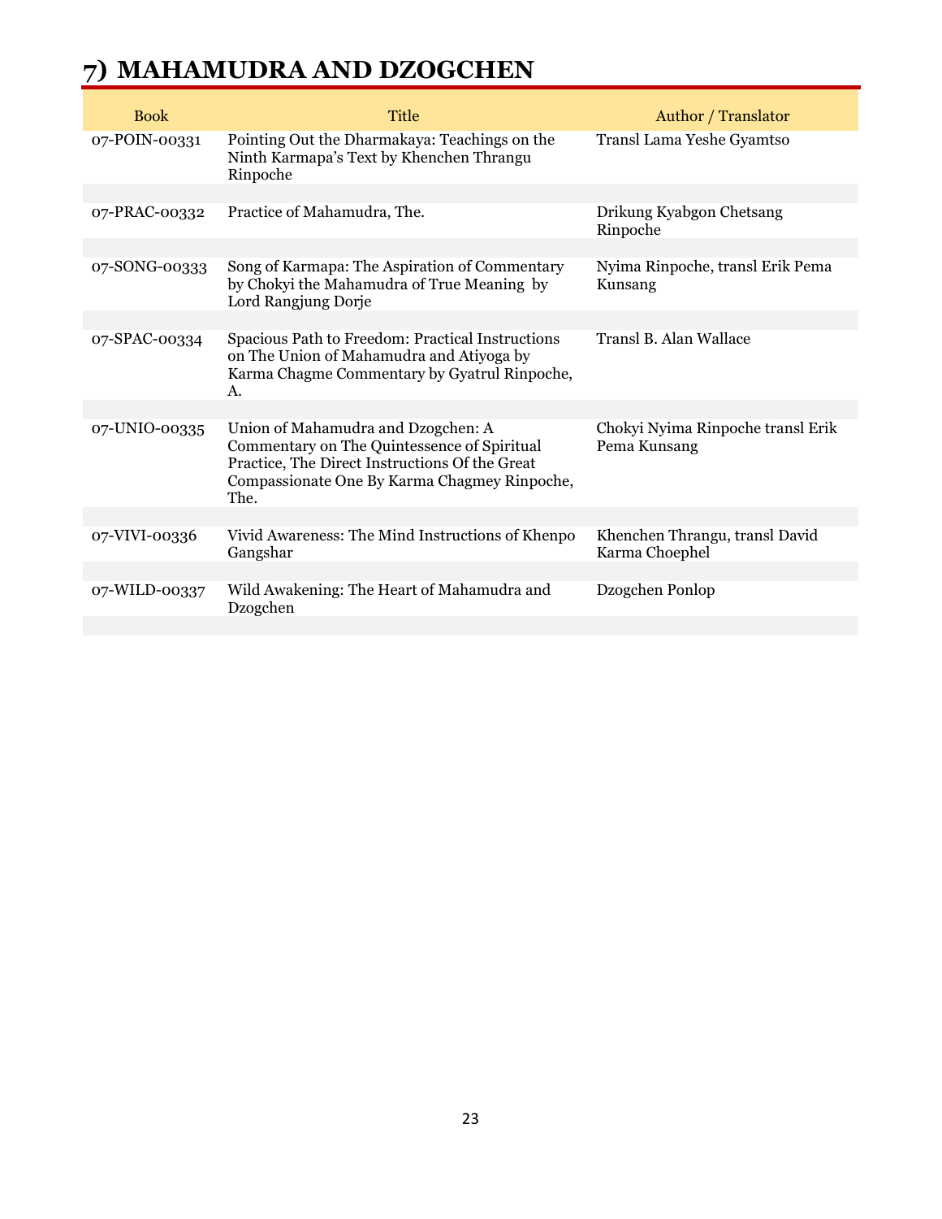# 7) MAHAMUDRA AND DZOGCHEN

| Book | Title | Author / Translator |
|---|---|---|
| 07-POIN-00331 | Pointing Out the Dharmakaya: Teachings on the Ninth Karmapa's Text by Khenchen Thrangu Rinpoche | Transl Lama Yeshe Gyamtso |
| 07-PRAC-00332 | Practice of Mahamudra, The. | Drikung Kyabgon Chetsang Rinpoche |
| 07-SONG-00333 | Song of Karmapa: The Aspiration of Commentary by Chokyi the Mahamudra of True Meaning by Lord Rangjung Dorje | Nyima Rinpoche, transl Erik Pema Kunsang |
| 07-SPAC-00334 | Spacious Path to Freedom: Practical Instructions on The Union of Mahamudra and Atiyoga by Karma Chagme Commentary by Gyatrul Rinpoche, A. | Transl B. Alan Wallace |
| 07-UNIO-00335 | Union of Mahamudra and Dzogchen: A Commentary on The Quintessence of Spiritual Practice, The Direct Instructions Of the Great Compassionate One By Karma Chagmey Rinpoche, The. | Chokyi Nyima Rinpoche transl Erik Pema Kunsang |
| 07-VIVI-00336 | Vivid Awareness: The Mind Instructions of Khenpo Gangshar | Khenchen Thrangu, transl David Karma Choephel |
| 07-WILD-00337 | Wild Awakening: The Heart of Mahamudra and Dzogchen | Dzogchen Ponlop |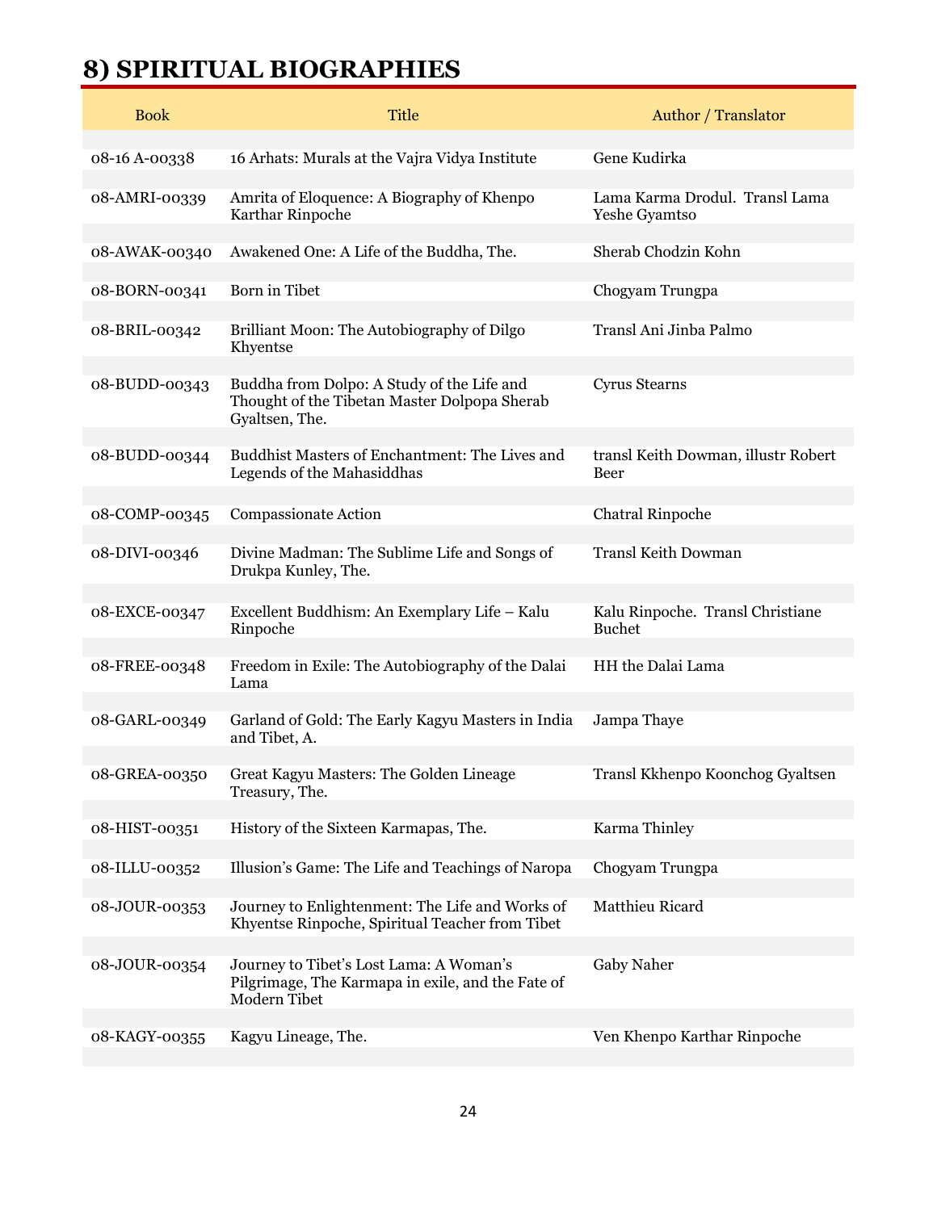# 8) SPIRITUAL BIOGRAPHIES

| Book | Title | Author / Translator |
|---|---|---|
| 08-16 A-00338 | 16 Arhats: Murals at the Vajra Vidya Institute | Gene Kudirka |
| 08-AMRI-00339 | Amrita of Eloquence: A Biography of Khenpo Karthar Rinpoche | Lama Karma Drodul. Transl Lama Yeshe Gyamtso |
| 08-AWAK-00340 | Awakened One: A Life of the Buddha, The. | Sherab Chodzin Kohn |
| 08-BORN-00341 | Born in Tibet | Chogyam Trungpa |
| 08-BRIL-00342 | Brilliant Moon: The Autobiography of Dilgo Khyentse | Transl Ani Jinba Palmo |
| 08-BUDD-00343 | Buddha from Dolpo: A Study of the Life and Thought of the Tibetan Master Dolpopa Sherab Gyaltsen, The. | Cyrus Stearns |
| 08-BUDD-00344 | Buddhist Masters of Enchantment: The Lives and Legends of the Mahasiddhas | transl Keith Dowman, illustr Robert Beer |
| 08-COMP-00345 | Compassionate Action | Chatral Rinpoche |
| 08-DIVI-00346 | Divine Madman: The Sublime Life and Songs of Drukpa Kunley, The. | Transl Keith Dowman |
| 08-EXCE-00347 | Excellent Buddhism: An Exemplary Life – Kalu Rinpoche | Kalu Rinpoche. Transl Christiane Buchet |
| 08-FREE-00348 | Freedom in Exile: The Autobiography of the Dalai Lama | HH the Dalai Lama |
| 08-GARL-00349 | Garland of Gold: The Early Kagyu Masters in India and Tibet, A. | Jampa Thaye |
| 08-GREA-00350 | Great Kagyu Masters: The Golden Lineage Treasury, The. | Transl Kkhenpo Koonchog Gyaltsen |
| 08-HIST-00351 | History of the Sixteen Karmapas, The. | Karma Thinley |
| 08-ILLU-00352 | Illusion's Game: The Life and Teachings of Naropa | Chogyam Trungpa |
| 08-JOUR-00353 | Journey to Enlightenment: The Life and Works of Khyentse Rinpoche, Spiritual Teacher from Tibet | Matthieu Ricard |
| 08-JOUR-00354 | Journey to Tibet's Lost Lama: A Woman's Pilgrimage, The Karmapa in exile, and the Fate of Modern Tibet | Gaby Naher |
| 08-KAGY-00355 | Kagyu Lineage, The. | Ven Khenpo Karthar Rinpoche |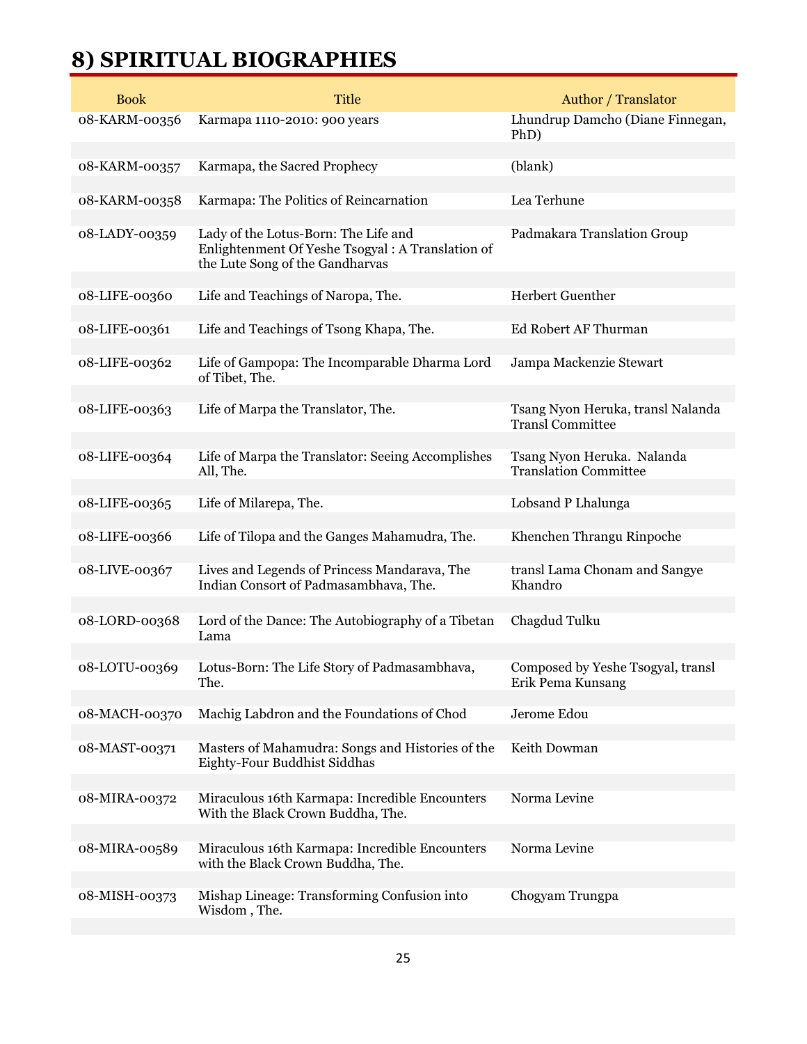# 8) SPIRITUAL BIOGRAPHIES

| Book | Title | Author / Translator |
|---|---|---|
| 08-KARM-00356 | Karmapa 1110-2010: 900 years | Lhundrup Damcho (Diane Finnegan, PhD) |
| 08-KARM-00357 | Karmapa, the Sacred Prophecy | (blank) |
| 08-KARM-00358 | Karmapa: The Politics of Reincarnation | Lea Terhune |
| 08-LADY-00359 | Lady of the Lotus-Born: The Life and Enlightenment Of Yeshe Tsogyal : A Translation of the Lute Song of the Gandharvas | Padmakara Translation Group |
| 08-LIFE-00360 | Life and Teachings of Naropa, The. | Herbert Guenther |
| 08-LIFE-00361 | Life and Teachings of Tsong Khapa, The. | Ed Robert AF Thurman |
| 08-LIFE-00362 | Life of Gampopa: The Incomparable Dharma Lord of Tibet, The. | Jampa Mackenzie Stewart |
| 08-LIFE-00363 | Life of Marpa the Translator, The. | Tsang Nyon Heruka, transl Nalanda Transl Committee |
| 08-LIFE-00364 | Life of Marpa the Translator: Seeing Accomplishes All, The. | Tsang Nyon Heruka. Nalanda Translation Committee |
| 08-LIFE-00365 | Life of Milarepa, The. | Lobsand P Lhalunga |
| 08-LIFE-00366 | Life of Tilopa and the Ganges Mahamudra, The. | Khenchen Thrangu Rinpoche |
| 08-LIVE-00367 | Lives and Legends of Princess Mandarava, The Indian Consort of Padmasambhava, The. | transl Lama Chonam and Sangye Khandro |
| 08-LORD-00368 | Lord of the Dance: The Autobiography of a Tibetan Lama | Chagdud Tulku |
| 08-LOTU-00369 | Lotus-Born: The Life Story of Padmasambhava, The. | Composed by Yeshe Tsogyal, transl Erik Pema Kunsang |
| 08-MACH-00370 | Machig Labdron and the Foundations of Chod | Jerome Edou |
| 08-MAST-00371 | Masters of Mahamudra: Songs and Histories of the Eighty-Four Buddhist Siddhas | Keith Dowman |
| 08-MIRA-00372 | Miraculous 16th Karmapa: Incredible Encounters With the Black Crown Buddha, The. | Norma Levine |
| 08-MIRA-00589 | Miraculous 16th Karmapa: Incredible Encounters with the Black Crown Buddha, The. | Norma Levine |
| 08-MISH-00373 | Mishap Lineage: Transforming Confusion into Wisdom , The. | Chogyam Trungpa |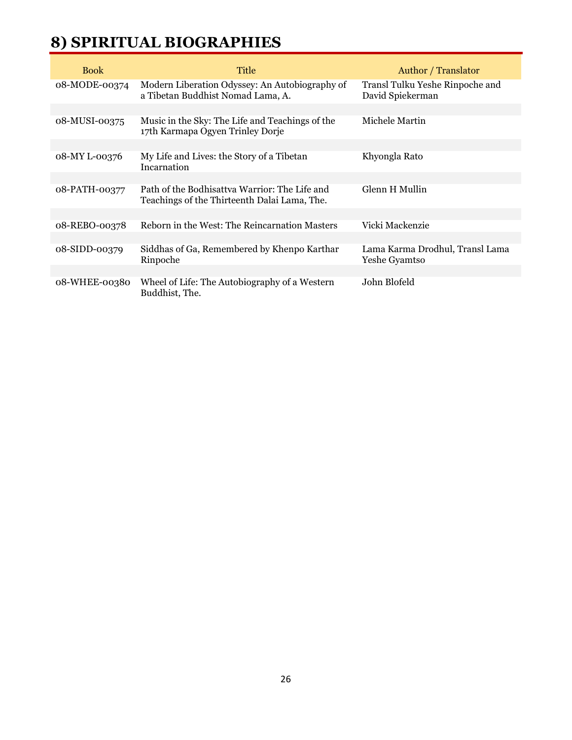# 8) SPIRITUAL BIOGRAPHIES

| Book | Title | Author / Translator |
|---|---|---|
| 08-MODE-00374 | Modern Liberation Odyssey: An Autobiography of a Tibetan Buddhist Nomad Lama, A. | Transl Tulku Yeshe Rinpoche and David Spiekerman |
| 08-MUSI-00375 | Music in the Sky: The Life and Teachings of the 17th Karmapa Ogyen Trinley Dorje | Michele Martin |
| 08-MY L-00376 | My Life and Lives: the Story of a Tibetan Incarnation | Khyongla Rato |
| 08-PATH-00377 | Path of the Bodhisattva Warrior: The Life and Teachings of the Thirteenth Dalai Lama, The. | Glenn H Mullin |
| 08-REBO-00378 | Reborn in the West: The Reincarnation Masters | Vicki Mackenzie |
| 08-SIDD-00379 | Siddhas of Ga, Remembered by Khenpo Karthar Rinpoche | Lama Karma Drodhul, Transl Lama Yeshe Gyamtso |
| 08-WHEE-00380 | Wheel of Life: The Autobiography of a Western Buddhist, The. | John Blofeld |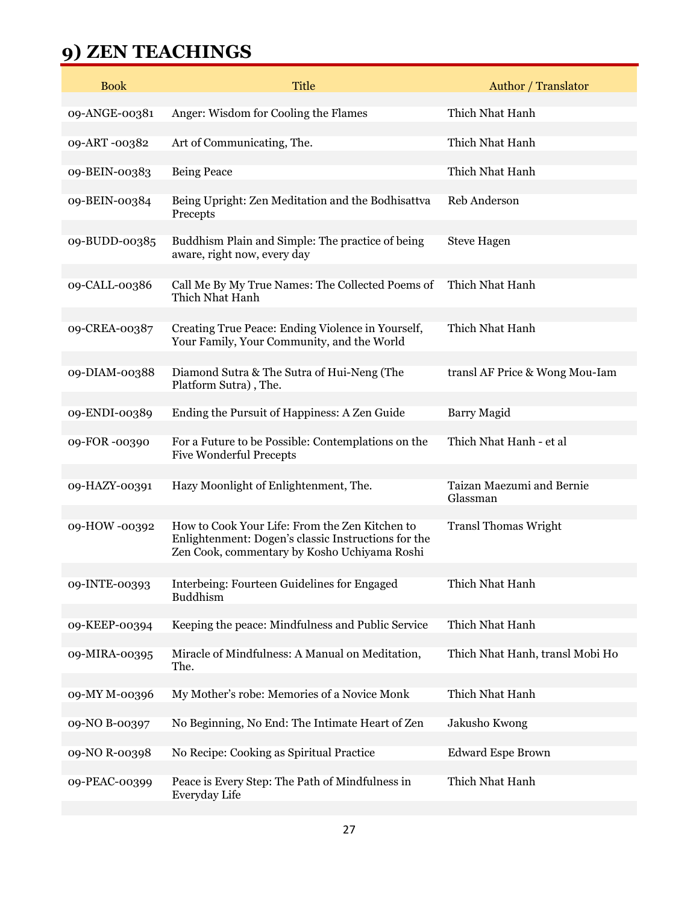# 9) ZEN TEACHINGS

| Book | Title | Author / Translator |
|---|---|---|
| 09-ANGE-00381 | Anger: Wisdom for Cooling the Flames | Thich Nhat Hanh |
| 09-ART -00382 | Art of Communicating, The. | Thich Nhat Hanh |
| 09-BEIN-00383 | Being Peace | Thich Nhat Hanh |
| 09-BEIN-00384 | Being Upright: Zen Meditation and the Bodhisattva Precepts | Reb Anderson |
| 09-BUDD-00385 | Buddhism Plain and Simple: The practice of being aware, right now, every day | Steve Hagen |
| 09-CALL-00386 | Call Me By My True Names: The Collected Poems of Thich Nhat Hanh | Thich Nhat Hanh |
| 09-CREA-00387 | Creating True Peace: Ending Violence in Yourself, Your Family, Your Community, and the World | Thich Nhat Hanh |
| 09-DIAM-00388 | Diamond Sutra & The Sutra of Hui-Neng (The Platform Sutra) , The. | transl AF Price & Wong Mou-Iam |
| 09-ENDI-00389 | Ending the Pursuit of Happiness: A Zen Guide | Barry Magid |
| 09-FOR -00390 | For a Future to be Possible: Contemplations on the Five Wonderful Precepts | Thich Nhat Hanh - et al |
| 09-HAZY-00391 | Hazy Moonlight of Enlightenment, The. | Taizan Maezumi and Bernie Glassman |
| 09-HOW -00392 | How to Cook Your Life: From the Zen Kitchen to Enlightenment: Dogen's classic Instructions for the Zen Cook, commentary by Kosho Uchiyama Roshi | Transl Thomas Wright |
| 09-INTE-00393 | Interbeing: Fourteen Guidelines for Engaged Buddhism | Thich Nhat Hanh |
| 09-KEEP-00394 | Keeping the peace: Mindfulness and Public Service | Thich Nhat Hanh |
| 09-MIRA-00395 | Miracle of Mindfulness: A Manual on Meditation, The. | Thich Nhat Hanh, transl Mobi Ho |
| 09-MY M-00396 | My Mother's robe: Memories of a Novice Monk | Thich Nhat Hanh |
| 09-NO B-00397 | No Beginning, No End: The Intimate Heart of Zen | Jakusho Kwong |
| 09-NO R-00398 | No Recipe: Cooking as Spiritual Practice | Edward Espe Brown |
| 09-PEAC-00399 | Peace is Every Step: The Path of Mindfulness in Everyday Life | Thich Nhat Hanh |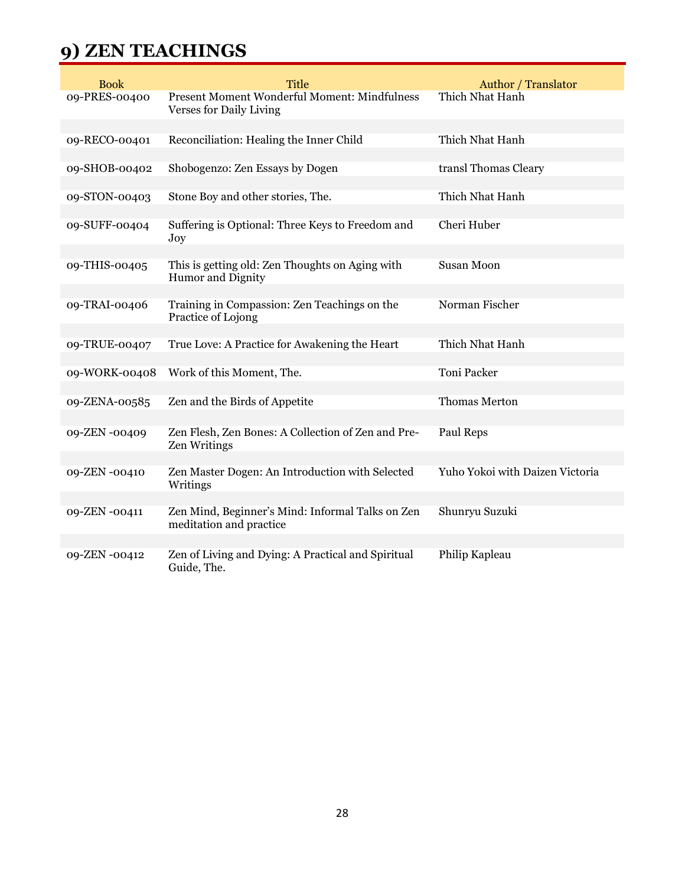# 9) ZEN TEACHINGS

| Book | Title | Author / Translator |
|---|---|---|
| 09-PRES-00400 | Present Moment Wonderful Moment: Mindfulness Verses for Daily Living | Thich Nhat Hanh |
| 09-RECO-00401 | Reconciliation: Healing the Inner Child | Thich Nhat Hanh |
| 09-SHOB-00402 | Shobogenzo: Zen Essays by Dogen | transl Thomas Cleary |
| 09-STON-00403 | Stone Boy and other stories, The. | Thich Nhat Hanh |
| 09-SUFF-00404 | Suffering is Optional: Three Keys to Freedom and Joy | Cheri Huber |
| 09-THIS-00405 | This is getting old: Zen Thoughts on Aging with Humor and Dignity | Susan Moon |
| 09-TRAI-00406 | Training in Compassion: Zen Teachings on the Practice of Lojong | Norman Fischer |
| 09-TRUE-00407 | True Love: A Practice for Awakening the Heart | Thich Nhat Hanh |
| 09-WORK-00408 | Work of this Moment, The. | Toni Packer |
| 09-ZENA-00585 | Zen and the Birds of Appetite | Thomas Merton |
| 09-ZEN -00409 | Zen Flesh, Zen Bones: A Collection of Zen and Pre-Zen Writings | Paul Reps |
| 09-ZEN -00410 | Zen Master Dogen: An Introduction with Selected Writings | Yuho Yokoi with Daizen Victoria |
| 09-ZEN -00411 | Zen Mind, Beginner's Mind: Informal Talks on Zen meditation and practice | Shunryu Suzuki |
| 09-ZEN -00412 | Zen of Living and Dying: A Practical and Spiritual Guide, The. | Philip Kapleau |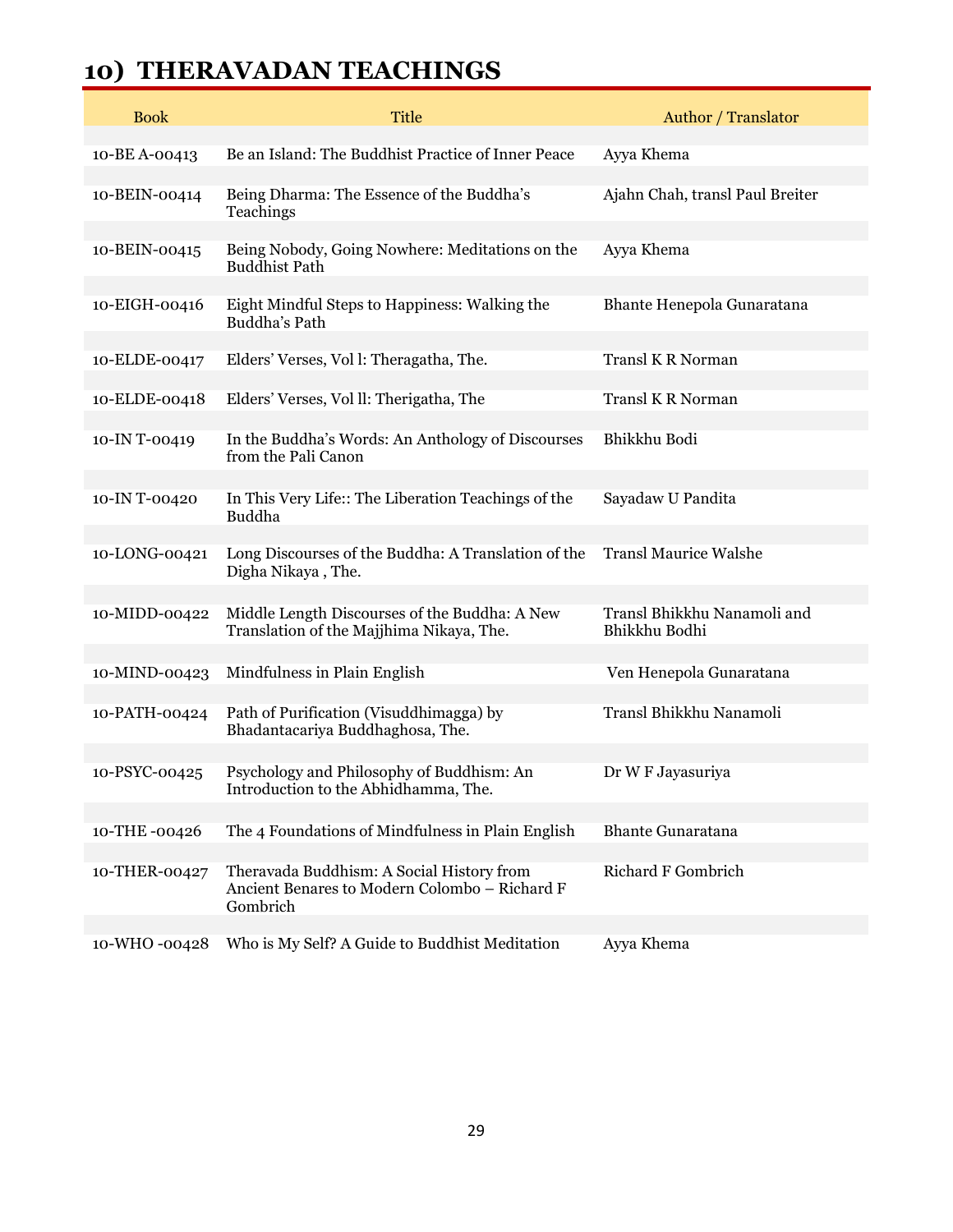## 10) THERAVADAN TEACHINGS

| Book | Title | Author / Translator |
|---|---|---|
| 10-BE A-00413 | Be an Island: The Buddhist Practice of Inner Peace | Ayya Khema |
| 10-BEIN-00414 | Being Dharma: The Essence of the Buddha's Teachings | Ajahn Chah, transl Paul Breiter |
| 10-BEIN-00415 | Being Nobody, Going Nowhere: Meditations on the Buddhist Path | Ayya Khema |
| 10-EIGH-00416 | Eight Mindful Steps to Happiness: Walking the Buddha's Path | Bhante Henepola Gunaratana |
| 10-ELDE-00417 | Elders' Verses, Vol l: Theragatha, The. | Transl K R Norman |
| 10-ELDE-00418 | Elders' Verses, Vol ll: Therigatha, The | Transl K R Norman |
| 10-IN T-00419 | In the Buddha's Words: An Anthology of Discourses from the Pali Canon | Bhikkhu Bodi |
| 10-IN T-00420 | In This Very Life:: The Liberation Teachings of the Buddha | Sayadaw U Pandita |
| 10-LONG-00421 | Long Discourses of the Buddha: A Translation of the Digha Nikaya , The. | Transl Maurice Walshe |
| 10-MIDD-00422 | Middle Length Discourses of the Buddha: A New Translation of the Majjhima Nikaya, The. | Transl Bhikkhu Nanamoli and Bhikkhu Bodhi |
| 10-MIND-00423 | Mindfulness in Plain English | Ven Henepola Gunaratana |
| 10-PATH-00424 | Path of Purification (Visuddhimagga) by Bhadantacariya Buddhaghosa, The. | Transl Bhikkhu Nanamoli |
| 10-PSYC-00425 | Psychology and Philosophy of Buddhism: An Introduction to the Abhidhamma, The. | Dr W F Jayasuriya |
| 10-THE -00426 | The 4 Foundations of Mindfulness in Plain English | Bhante Gunaratana |
| 10-THER-00427 | Theravada Buddhism: A Social History from Ancient Benares to Modern Colombo – Richard F Gombrich | Richard F Gombrich |
| 10-WHO -00428 | Who is My Self? A Guide to Buddhist Meditation | Ayya Khema |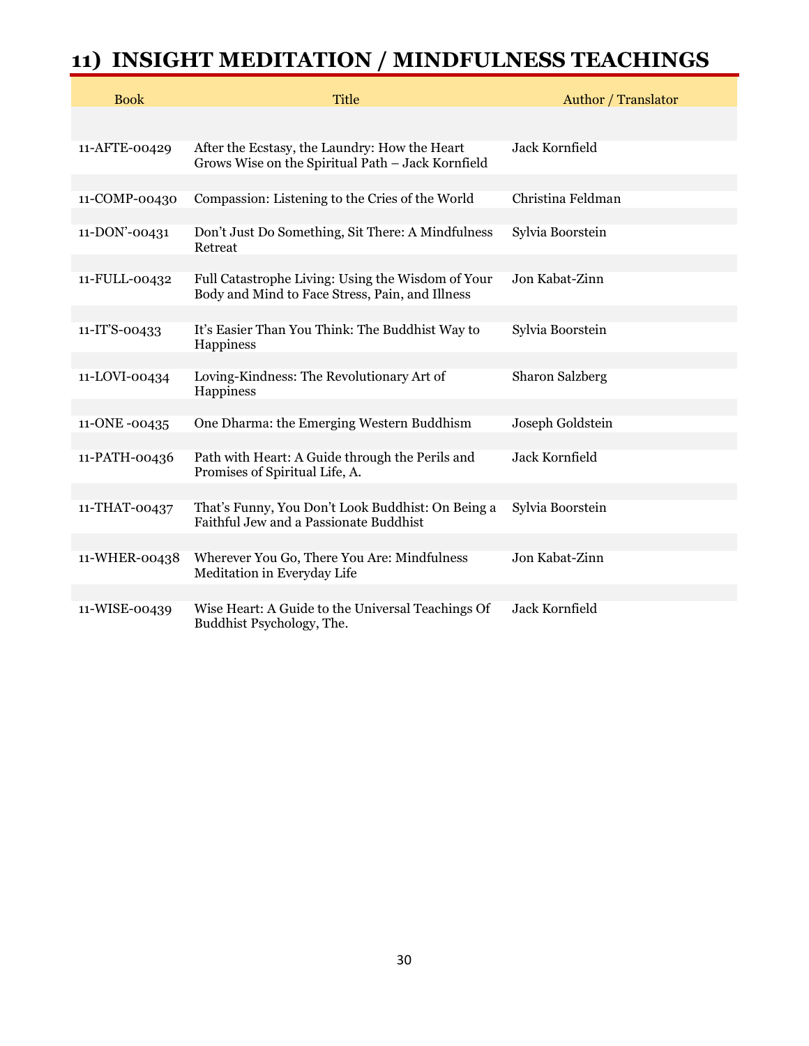# 11) INSIGHT MEDITATION / MINDFULNESS TEACHINGS

| Book | Title | Author / Translator |
| --- | --- | --- |
| 11-AFTE-00429 | After the Ecstasy, the Laundry: How the Heart Grows Wise on the Spiritual Path – Jack Kornfield | Jack Kornfield |
| 11-COMP-00430 | Compassion: Listening to the Cries of the World | Christina Feldman |
| 11-DON'-00431 | Don't Just Do Something, Sit There: A Mindfulness Retreat | Sylvia Boorstein |
| 11-FULL-00432 | Full Catastrophe Living: Using the Wisdom of Your Body and Mind to Face Stress, Pain, and Illness | Jon Kabat-Zinn |
| 11-IT'S-00433 | It's Easier Than You Think: The Buddhist Way to Happiness | Sylvia Boorstein |
| 11-LOVI-00434 | Loving-Kindness: The Revolutionary Art of Happiness | Sharon Salzberg |
| 11-ONE -00435 | One Dharma: the Emerging Western Buddhism | Joseph Goldstein |
| 11-PATH-00436 | Path with Heart: A Guide through the Perils and Promises of Spiritual Life, A. | Jack Kornfield |
| 11-THAT-00437 | That's Funny, You Don't Look Buddhist: On Being a Faithful Jew and a Passionate Buddhist | Sylvia Boorstein |
| 11-WHER-00438 | Wherever You Go, There You Are: Mindfulness Meditation in Everyday Life | Jon Kabat-Zinn |
| 11-WISE-00439 | Wise Heart: A Guide to the Universal Teachings Of Buddhist Psychology, The. | Jack Kornfield |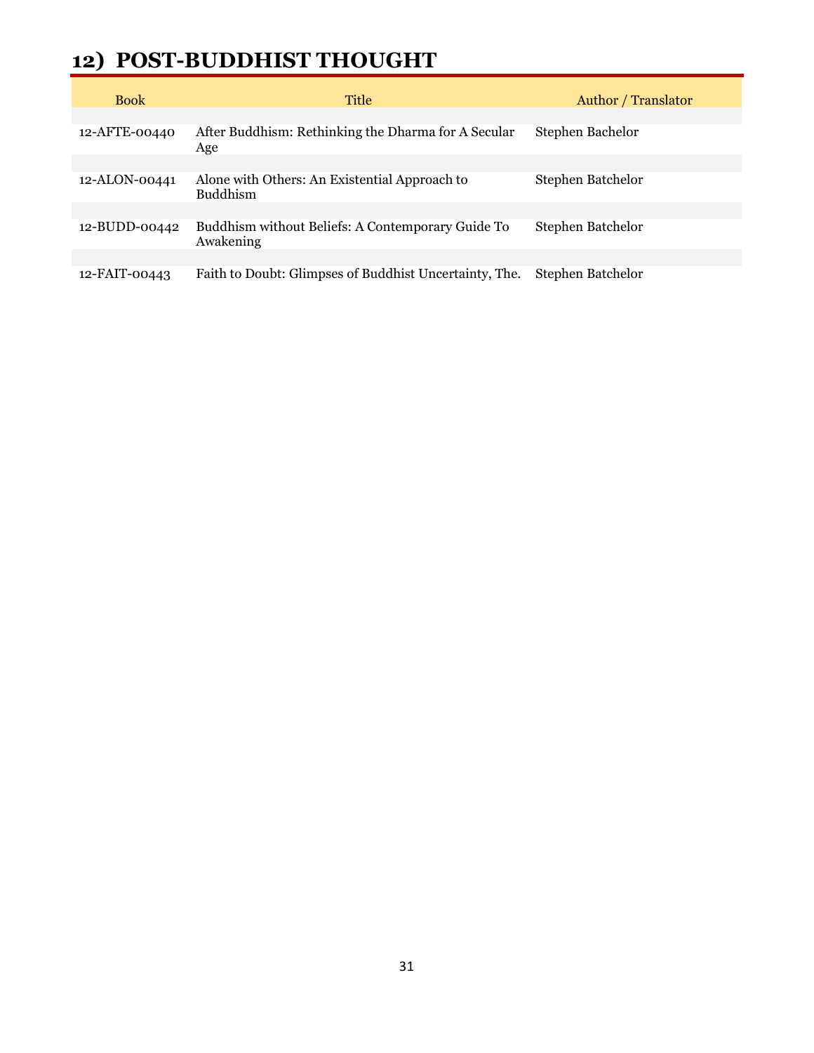# 12) POST-BUDDHIST THOUGHT

| Book | Title | Author / Translator |
|---|---|---|
| 12-AFTE-00440 | After Buddhism: Rethinking the Dharma for A Secular Age | Stephen Bachelor |
| 12-ALON-00441 | Alone with Others: An Existential Approach to Buddhism | Stephen Batchelor |
| 12-BUDD-00442 | Buddhism without Beliefs: A Contemporary Guide To Awakening | Stephen Batchelor |
| 12-FAIT-00443 | Faith to Doubt: Glimpses of Buddhist Uncertainty, The. | Stephen Batchelor |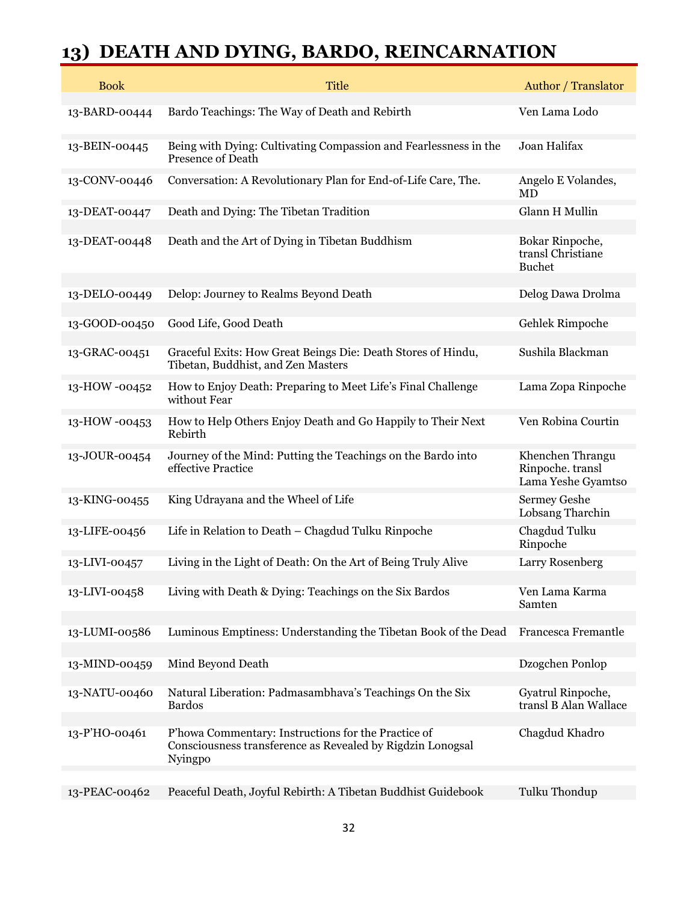# 13) DEATH AND DYING, BARDO, REINCARNATION

| Book | Title | Author / Translator |
|---|---|---|
| 13-BARD-00444 | Bardo Teachings: The Way of Death and Rebirth | Ven Lama Lodo |
| 13-BEIN-00445 | Being with Dying: Cultivating Compassion and Fearlessness in the Presence of Death | Joan Halifax |
| 13-CONV-00446 | Conversation: A Revolutionary Plan for End-of-Life Care, The. | Angelo E Volandes, MD |
| 13-DEAT-00447 | Death and Dying: The Tibetan Tradition | Glann H Mullin |
| 13-DEAT-00448 | Death and the Art of Dying in Tibetan Buddhism | Bokar Rinpoche, transl Christiane Buchet |
| 13-DELO-00449 | Delop: Journey to Realms Beyond Death | Delog Dawa Drolma |
| 13-GOOD-00450 | Good Life, Good Death | Gehlek Rimpoche |
| 13-GRAC-00451 | Graceful Exits: How Great Beings Die: Death Stores of Hindu, Tibetan, Buddhist, and Zen Masters | Sushila Blackman |
| 13-HOW -00452 | How to Enjoy Death: Preparing to Meet Life's Final Challenge without Fear | Lama Zopa Rinpoche |
| 13-HOW -00453 | How to Help Others Enjoy Death and Go Happily to Their Next Rebirth | Ven Robina Courtin |
| 13-JOUR-00454 | Journey of the Mind: Putting the Teachings on the Bardo into effective Practice | Khenchen Thrangu Rinpoche. transl Lama Yeshe Gyamtso |
| 13-KING-00455 | King Udrayana and the Wheel of Life | Sermey Geshe Lobsang Tharchin |
| 13-LIFE-00456 | Life in Relation to Death – Chagdud Tulku Rinpoche | Chagdud Tulku Rinpoche |
| 13-LIVI-00457 | Living in the Light of Death: On the Art of Being Truly Alive | Larry Rosenberg |
| 13-LIVI-00458 | Living with Death & Dying: Teachings on the Six Bardos | Ven Lama Karma Samten |
| 13-LUMI-00586 | Luminous Emptiness: Understanding the Tibetan Book of the Dead | Francesca Fremantle |
| 13-MIND-00459 | Mind Beyond Death | Dzogchen Ponlop |
| 13-NATU-00460 | Natural Liberation: Padmasambhava's Teachings On the Six Bardos | Gyatrul Rinpoche, transl B Alan Wallace |
| 13-P'HO-00461 | P'howa Commentary: Instructions for the Practice of Consciousness transference as Revealed by Rigdzin Lonogsal Nyingpo | Chagdud Khadro |
| 13-PEAC-00462 | Peaceful Death, Joyful Rebirth: A Tibetan Buddhist Guidebook | Tulku Thondup |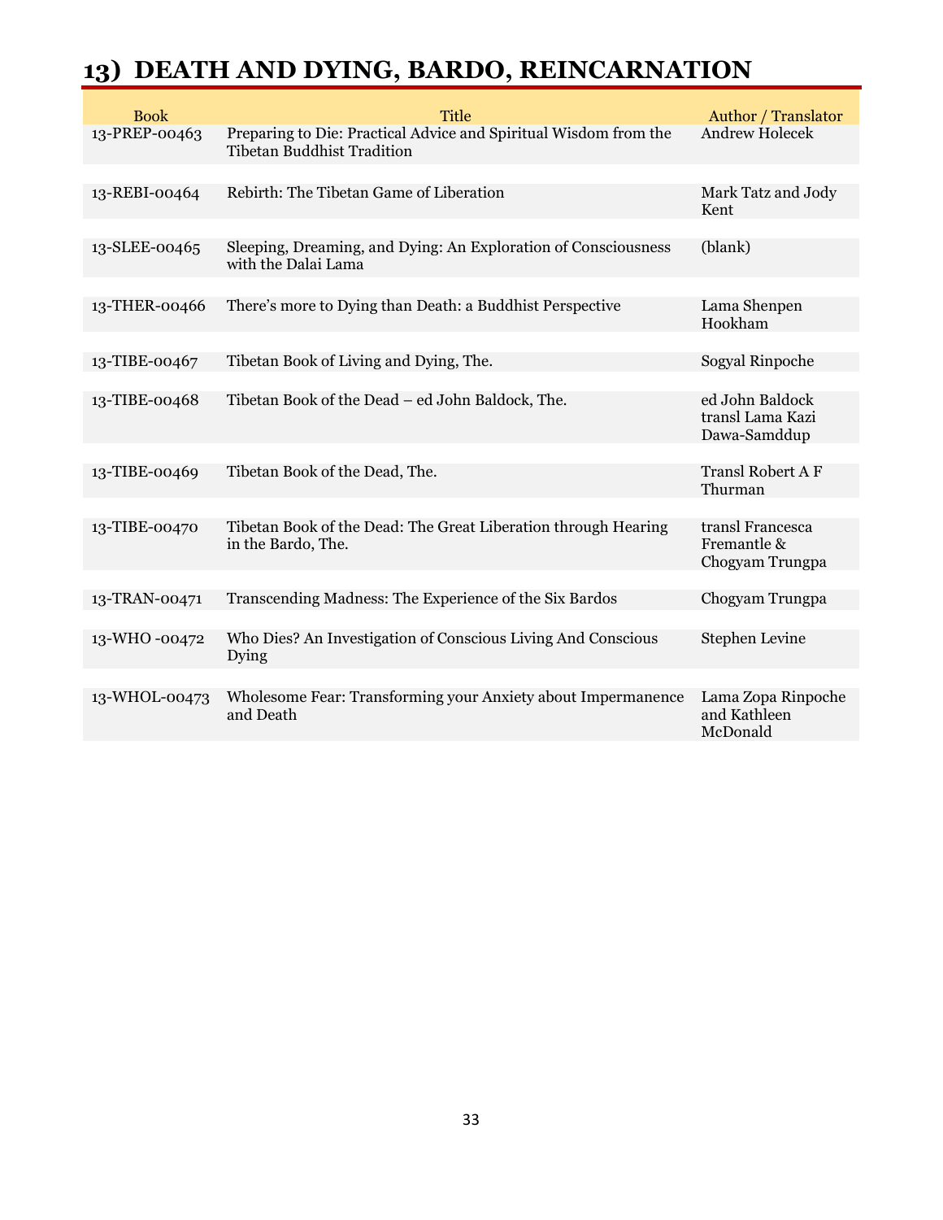# 13) DEATH AND DYING, BARDO, REINCARNATION

| Book | Title | Author / Translator |
|---|---|---|
| 13-PREP-00463 | Preparing to Die: Practical Advice and Spiritual Wisdom from the Tibetan Buddhist Tradition | Andrew Holecek |
| 13-REBI-00464 | Rebirth: The Tibetan Game of Liberation | Mark Tatz and Jody Kent |
| 13-SLEE-00465 | Sleeping, Dreaming, and Dying: An Exploration of Consciousness with the Dalai Lama | (blank) |
| 13-THER-00466 | There's more to Dying than Death: a Buddhist Perspective | Lama Shenpen Hookham |
| 13-TIBE-00467 | Tibetan Book of Living and Dying, The. | Sogyal Rinpoche |
| 13-TIBE-00468 | Tibetan Book of the Dead – ed John Baldock, The. | ed John Baldock transl Lama Kazi Dawa-Samddup |
| 13-TIBE-00469 | Tibetan Book of the Dead, The. | Transl Robert A F Thurman |
| 13-TIBE-00470 | Tibetan Book of the Dead: The Great Liberation through Hearing in the Bardo, The. | transl Francesca Fremantle & Chogyam Trungpa |
| 13-TRAN-00471 | Transcending Madness: The Experience of the Six Bardos | Chogyam Trungpa |
| 13-WHO -00472 | Who Dies? An Investigation of Conscious Living And Conscious Dying | Stephen Levine |
| 13-WHOL-00473 | Wholesome Fear: Transforming your Anxiety about Impermanence and Death | Lama Zopa Rinpoche and Kathleen McDonald |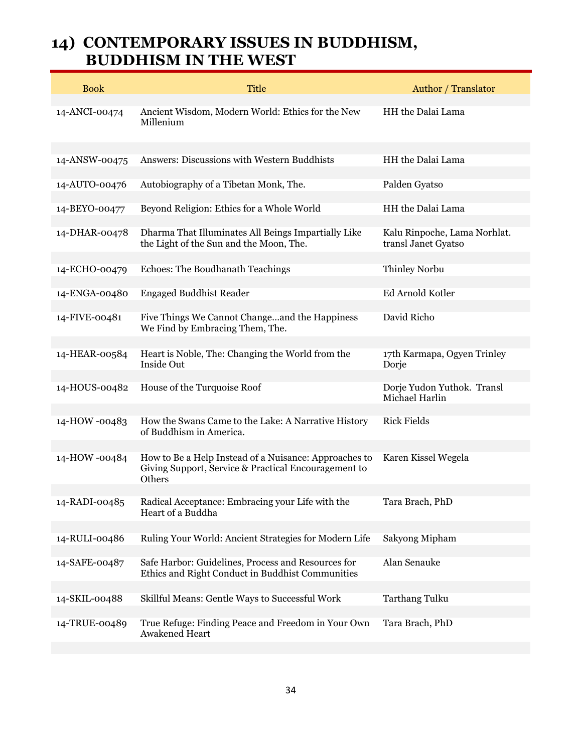## 14) CONTEMPORARY ISSUES IN BUDDHISM, BUDDHISM IN THE WEST

| Book | Title | Author / Translator |
|---|---|---|
| 14-ANCI-00474 | Ancient Wisdom, Modern World: Ethics for the New Millenium | HH the Dalai Lama |
| 14-ANSW-00475 | Answers: Discussions with Western Buddhists | HH the Dalai Lama |
| 14-AUTO-00476 | Autobiography of a Tibetan Monk, The. | Palden Gyatso |
| 14-BEYO-00477 | Beyond Religion: Ethics for a Whole World | HH the Dalai Lama |
| 14-DHAR-00478 | Dharma That Illuminates All Beings Impartially Like the Light of the Sun and the Moon, The. | Kalu Rinpoche, Lama Norhlat. transl Janet Gyatso |
| 14-ECHO-00479 | Echoes: The Boudhanath Teachings | Thinley Norbu |
| 14-ENGA-00480 | Engaged Buddhist Reader | Ed Arnold Kotler |
| 14-FIVE-00481 | Five Things We Cannot Change…and the Happiness We Find by Embracing Them, The. | David Richo |
| 14-HEAR-00584 | Heart is Noble, The: Changing the World from the Inside Out | 17th Karmapa, Ogyen Trinley Dorje |
| 14-HOUS-00482 | House of the Turquoise Roof | Dorje Yudon Yuthok. Transl Michael Harlin |
| 14-HOW -00483 | How the Swans Came to the Lake: A Narrative History of Buddhism in America. | Rick Fields |
| 14-HOW -00484 | How to Be a Help Instead of a Nuisance: Approaches to Giving Support, Service & Practical Encouragement to Others | Karen Kissel Wegela |
| 14-RADI-00485 | Radical Acceptance: Embracing your Life with the Heart of a Buddha | Tara Brach, PhD |
| 14-RULI-00486 | Ruling Your World: Ancient Strategies for Modern Life | Sakyong Mipham |
| 14-SAFE-00487 | Safe Harbor: Guidelines, Process and Resources for Ethics and Right Conduct in Buddhist Communities | Alan Senauke |
| 14-SKIL-00488 | Skillful Means: Gentle Ways to Successful Work | Tarthang Tulku |
| 14-TRUE-00489 | True Refuge: Finding Peace and Freedom in Your Own Awakened Heart | Tara Brach, PhD |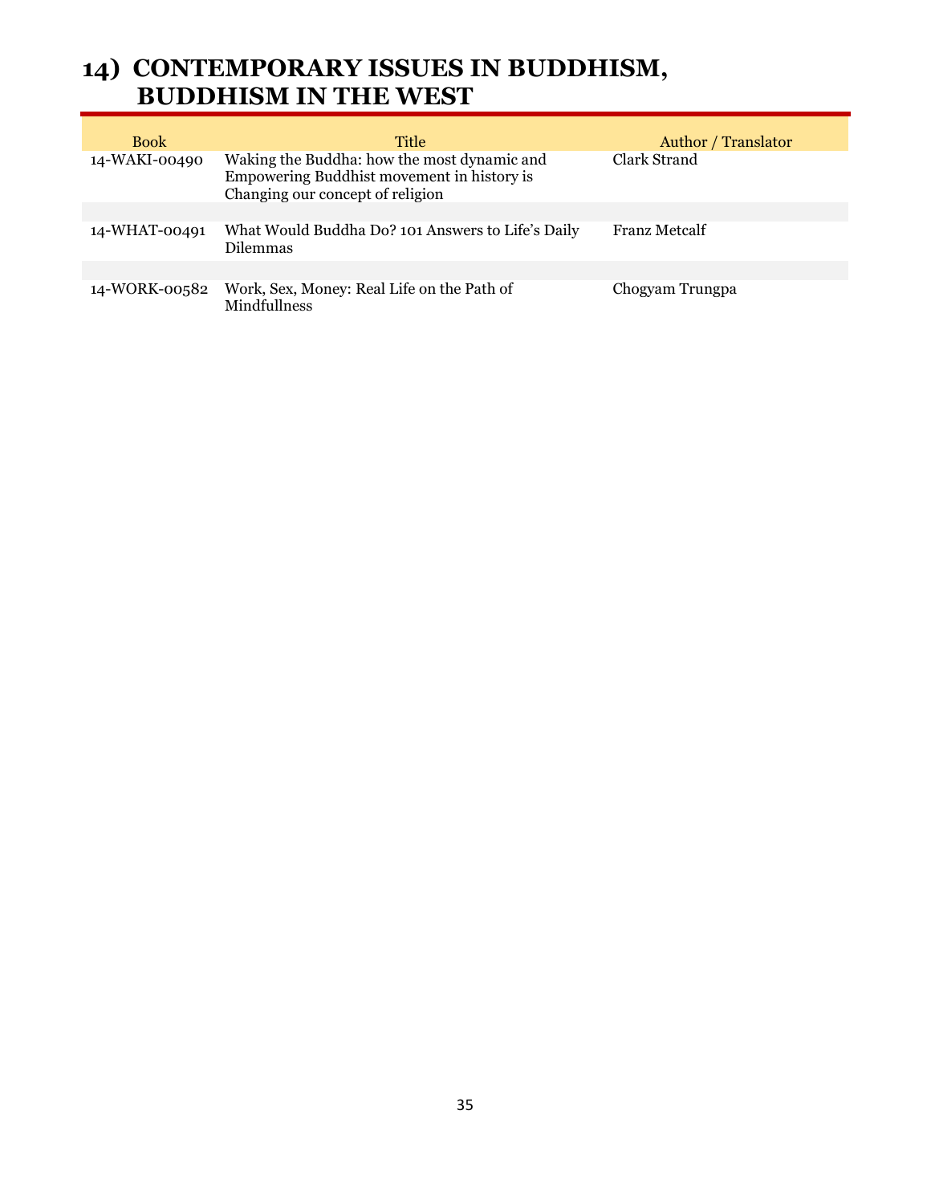# 14) CONTEMPORARY ISSUES IN BUDDHISM, BUDDHISM IN THE WEST

| Book | Title | Author / Translator |
|---|---|---|
| 14-WAKI-00490 | Waking the Buddha: how the most dynamic and Empowering Buddhist movement in history is Changing our concept of religion | Clark Strand |
| 14-WHAT-00491 | What Would Buddha Do? 101 Answers to Life's Daily Dilemmas | Franz Metcalf |
| 14-WORK-00582 | Work, Sex, Money: Real Life on the Path of Mindfullness | Chogyam Trungpa |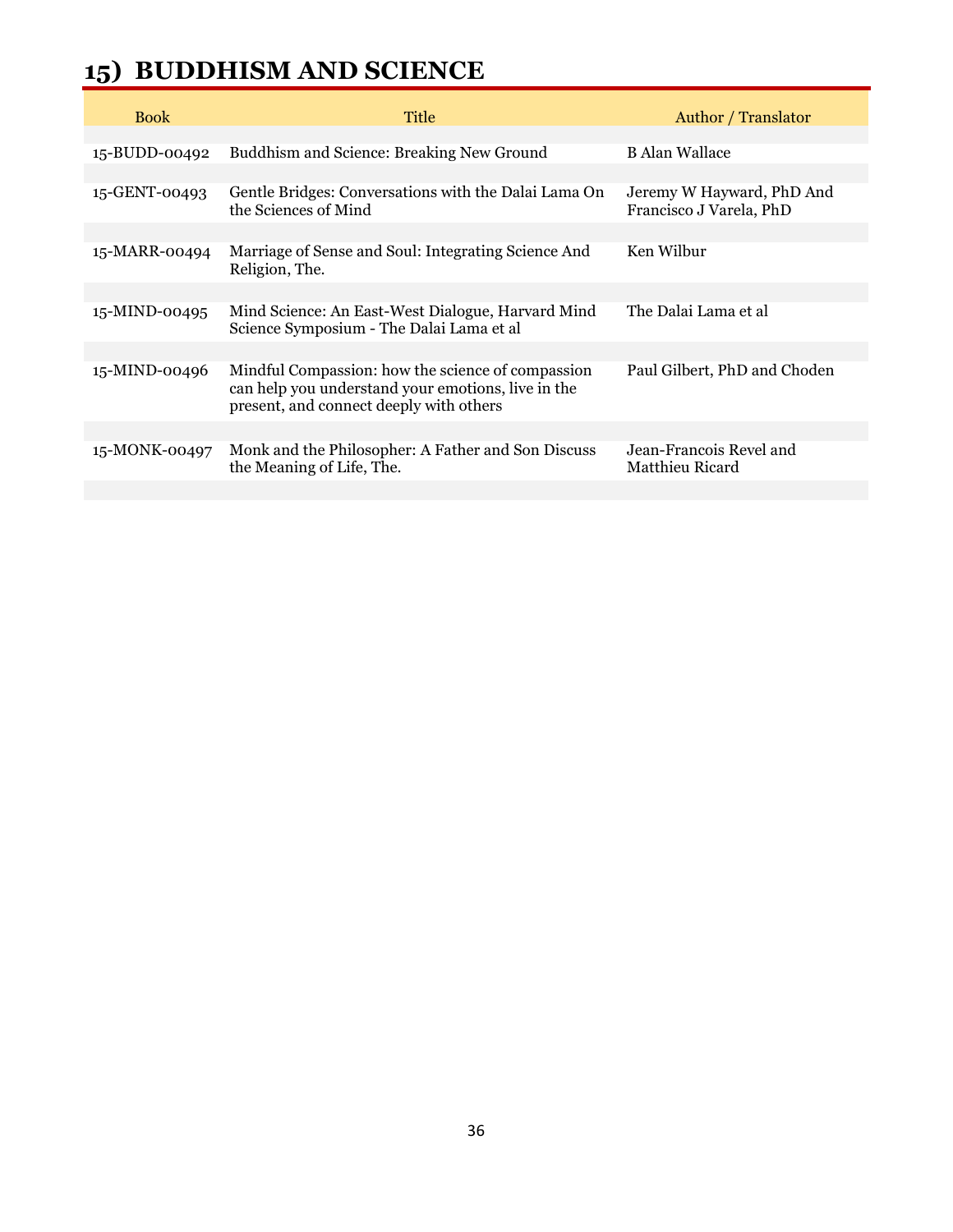## 15) BUDDHISM AND SCIENCE

| Book | Title | Author / Translator |
|---|---|---|
| 15-BUDD-00492 | Buddhism and Science: Breaking New Ground | B Alan Wallace |
| 15-GENT-00493 | Gentle Bridges: Conversations with the Dalai Lama On the Sciences of Mind | Jeremy W Hayward, PhD And Francisco J Varela, PhD |
| 15-MARR-00494 | Marriage of Sense and Soul: Integrating Science And Religion, The. | Ken Wilbur |
| 15-MIND-00495 | Mind Science: An East-West Dialogue, Harvard Mind Science Symposium - The Dalai Lama et al | The Dalai Lama et al |
| 15-MIND-00496 | Mindful Compassion: how the science of compassion can help you understand your emotions, live in the present, and connect deeply with others | Paul Gilbert, PhD and Choden |
| 15-MONK-00497 | Monk and the Philosopher: A Father and Son Discuss the Meaning of Life, The. | Jean-Francois Revel and Matthieu Ricard |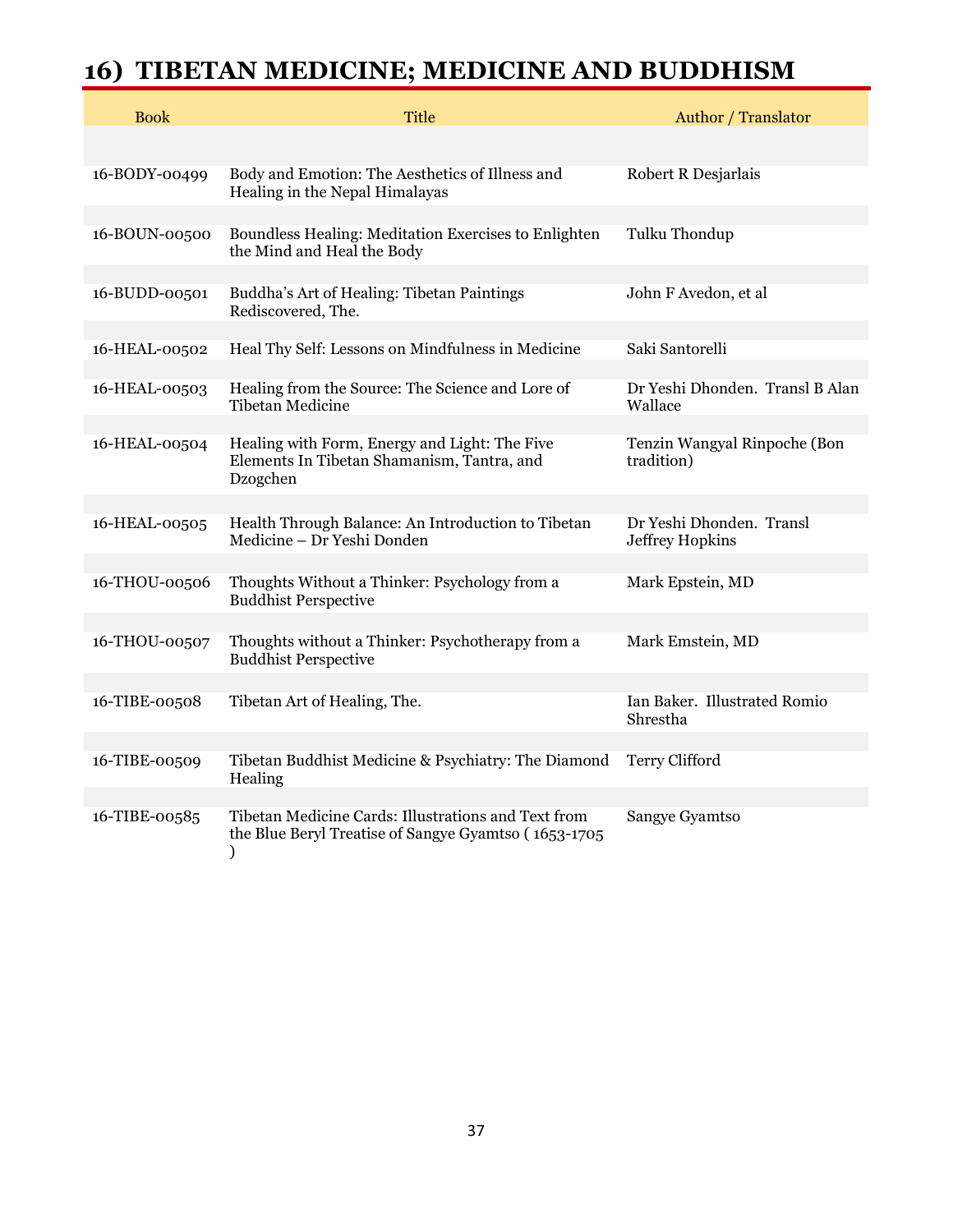# 16) TIBETAN MEDICINE; MEDICINE AND BUDDHISM

| Book | Title | Author / Translator |
|---|---|---|
| 16-BODY-00499 | Body and Emotion: The Aesthetics of Illness and Healing in the Nepal Himalayas | Robert R Desjarlais |
| 16-BOUN-00500 | Boundless Healing: Meditation Exercises to Enlighten the Mind and Heal the Body | Tulku Thondup |
| 16-BUDD-00501 | Buddha's Art of Healing: Tibetan Paintings Rediscovered, The. | John F Avedon, et al |
| 16-HEAL-00502 | Heal Thy Self: Lessons on Mindfulness in Medicine | Saki Santorelli |
| 16-HEAL-00503 | Healing from the Source: The Science and Lore of Tibetan Medicine | Dr Yeshi Dhonden. Transl B Alan Wallace |
| 16-HEAL-00504 | Healing with Form, Energy and Light: The Five Elements In Tibetan Shamanism, Tantra, and Dzogchen | Tenzin Wangyal Rinpoche (Bon tradition) |
| 16-HEAL-00505 | Health Through Balance: An Introduction to Tibetan Medicine – Dr Yeshi Donden | Dr Yeshi Dhonden. Transl Jeffrey Hopkins |
| 16-THOU-00506 | Thoughts Without a Thinker: Psychology from a Buddhist Perspective | Mark Epstein, MD |
| 16-THOU-00507 | Thoughts without a Thinker: Psychotherapy from a Buddhist Perspective | Mark Emstein, MD |
| 16-TIBE-00508 | Tibetan Art of Healing, The. | Ian Baker. Illustrated Romio Shrestha |
| 16-TIBE-00509 | Tibetan Buddhist Medicine & Psychiatry: The Diamond Healing | Terry Clifford |
| 16-TIBE-00585 | Tibetan Medicine Cards: Illustrations and Text from the Blue Beryl Treatise of Sangye Gyamtso ( 1653-1705 ) | Sangye Gyamtso |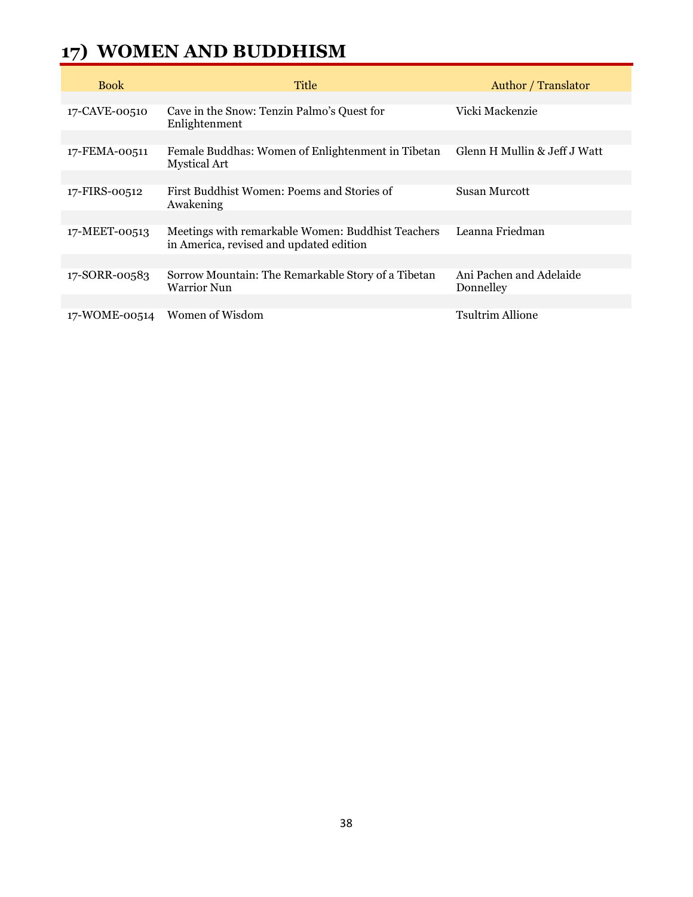# 17) WOMEN AND BUDDHISM

| Book | Title | Author / Translator |
|---|---|---|
| 17-CAVE-00510 | Cave in the Snow: Tenzin Palmo's Quest for Enlightenment | Vicki Mackenzie |
| 17-FEMA-00511 | Female Buddhas: Women of Enlightenment in Tibetan Mystical Art | Glenn H Mullin & Jeff J Watt |
| 17-FIRS-00512 | First Buddhist Women: Poems and Stories of Awakening | Susan Murcott |
| 17-MEET-00513 | Meetings with remarkable Women: Buddhist Teachers in America, revised and updated edition | Leanna Friedman |
| 17-SORR-00583 | Sorrow Mountain: The Remarkable Story of a Tibetan Warrior Nun | Ani Pachen and Adelaide Donnelley |
| 17-WOME-00514 | Women of Wisdom | Tsultrim Allione |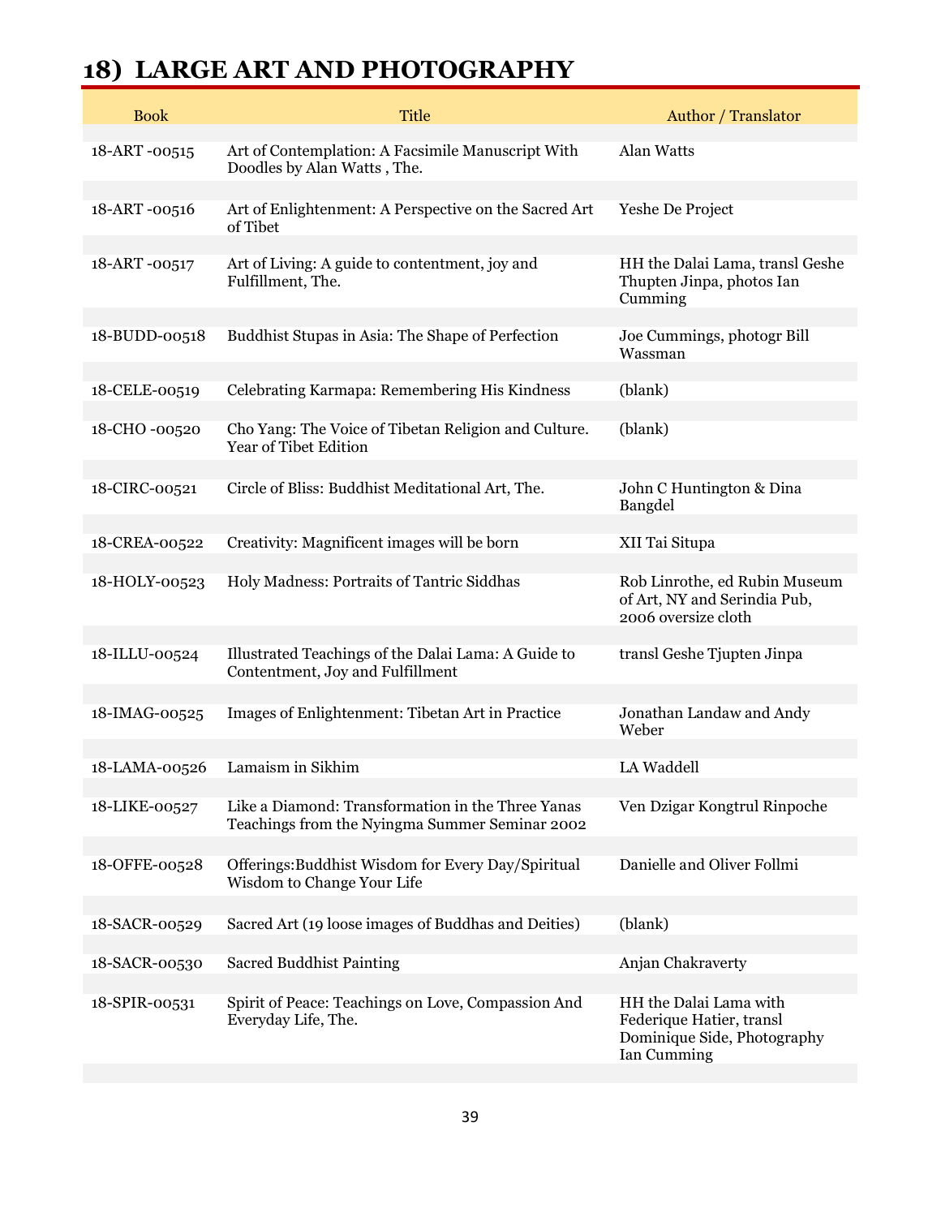# 18) LARGE ART AND PHOTOGRAPHY

| Book | Title | Author / Translator |
|---|---|---|
| 18-ART -00515 | Art of Contemplation: A Facsimile Manuscript With Doodles by Alan Watts , The. | Alan Watts |
| 18-ART -00516 | Art of Enlightenment: A Perspective on the Sacred Art of Tibet | Yeshe De Project |
| 18-ART -00517 | Art of Living: A guide to contentment, joy and Fulfillment, The. | HH the Dalai Lama, transl Geshe Thupten Jinpa, photos Ian Cumming |
| 18-BUDD-00518 | Buddhist Stupas in Asia: The Shape of Perfection | Joe Cummings, photogr Bill Wassman |
| 18-CELE-00519 | Celebrating Karmapa: Remembering His Kindness | (blank) |
| 18-CHO -00520 | Cho Yang: The Voice of Tibetan Religion and Culture. Year of Tibet Edition | (blank) |
| 18-CIRC-00521 | Circle of Bliss: Buddhist Meditational Art, The. | John C Huntington & Dina Bangdel |
| 18-CREA-00522 | Creativity: Magnificent images will be born | XII Tai Situpa |
| 18-HOLY-00523 | Holy Madness: Portraits of Tantric Siddhas | Rob Linrothe, ed Rubin Museum of Art, NY and Serindia Pub, 2006 oversize cloth |
| 18-ILLU-00524 | Illustrated Teachings of the Dalai Lama: A Guide to Contentment, Joy and Fulfillment | transl Geshe Tjupten Jinpa |
| 18-IMAG-00525 | Images of Enlightenment: Tibetan Art in Practice | Jonathan Landaw and Andy Weber |
| 18-LAMA-00526 | Lamaism in Sikhim | LA Waddell |
| 18-LIKE-00527 | Like a Diamond: Transformation in the Three Yanas Teachings from the Nyingma Summer Seminar 2002 | Ven Dzigar Kongtrul Rinpoche |
| 18-OFFE-00528 | Offerings:Buddhist Wisdom for Every Day/Spiritual Wisdom to Change Your Life | Danielle and Oliver Follmi |
| 18-SACR-00529 | Sacred Art (19 loose images of Buddhas and Deities) | (blank) |
| 18-SACR-00530 | Sacred Buddhist Painting | Anjan Chakraverty |
| 18-SPIR-00531 | Spirit of Peace: Teachings on Love, Compassion And Everyday Life, The. | HH the Dalai Lama with Federique Hatier, transl Dominique Side, Photography Ian Cumming |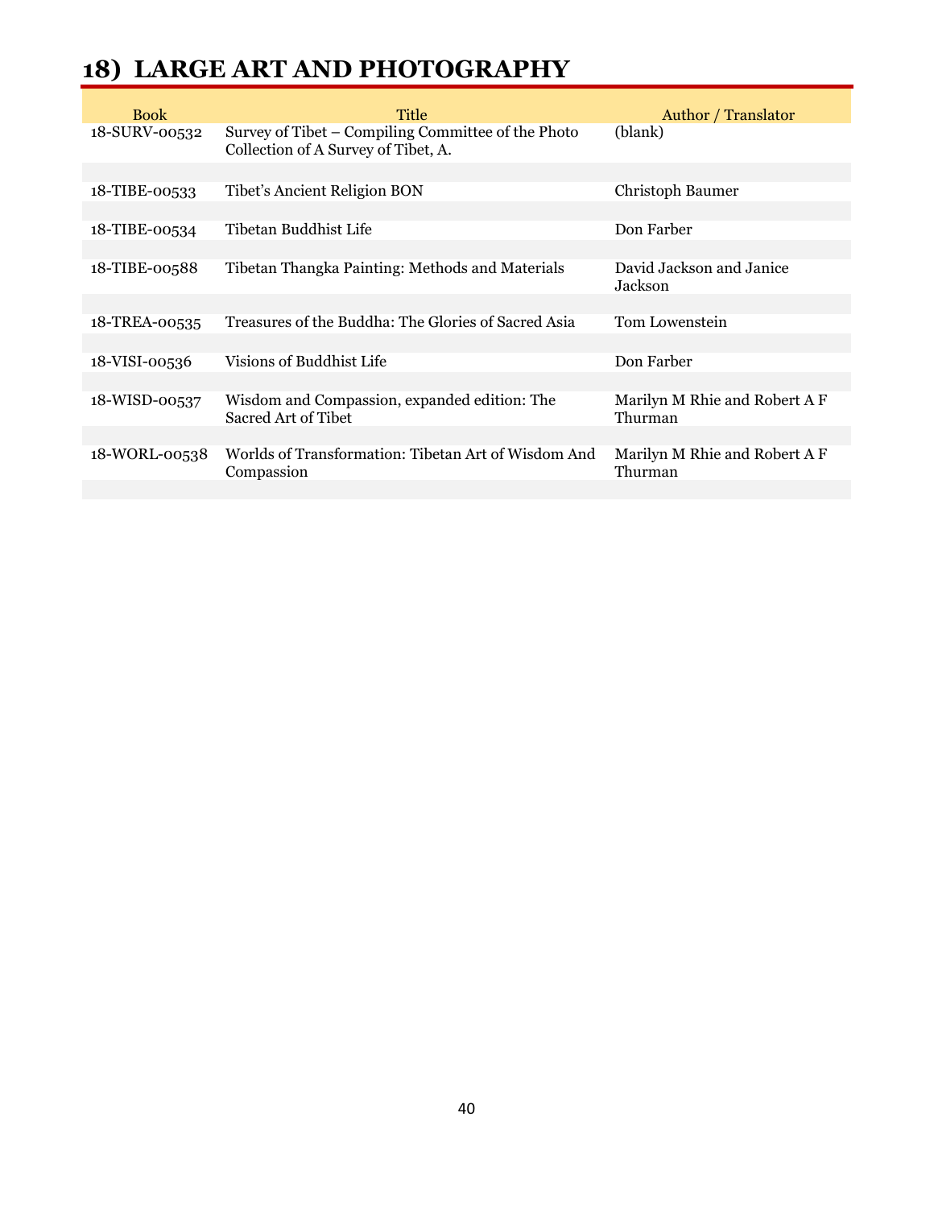# 18) LARGE ART AND PHOTOGRAPHY

| Book | Title | Author / Translator |
|---|---|---|
| 18-SURV-00532 | Survey of Tibet – Compiling Committee of the Photo Collection of A Survey of Tibet, A. | (blank) |
| 18-TIBE-00533 | Tibet's Ancient Religion BON | Christoph Baumer |
| 18-TIBE-00534 | Tibetan Buddhist Life | Don Farber |
| 18-TIBE-00588 | Tibetan Thangka Painting: Methods and Materials | David Jackson and Janice Jackson |
| 18-TREA-00535 | Treasures of the Buddha: The Glories of Sacred Asia | Tom Lowenstein |
| 18-VISI-00536 | Visions of Buddhist Life | Don Farber |
| 18-WISD-00537 | Wisdom and Compassion, expanded edition: The Sacred Art of Tibet | Marilyn M Rhie and Robert A F Thurman |
| 18-WORL-00538 | Worlds of Transformation: Tibetan Art of Wisdom And Compassion | Marilyn M Rhie and Robert A F Thurman |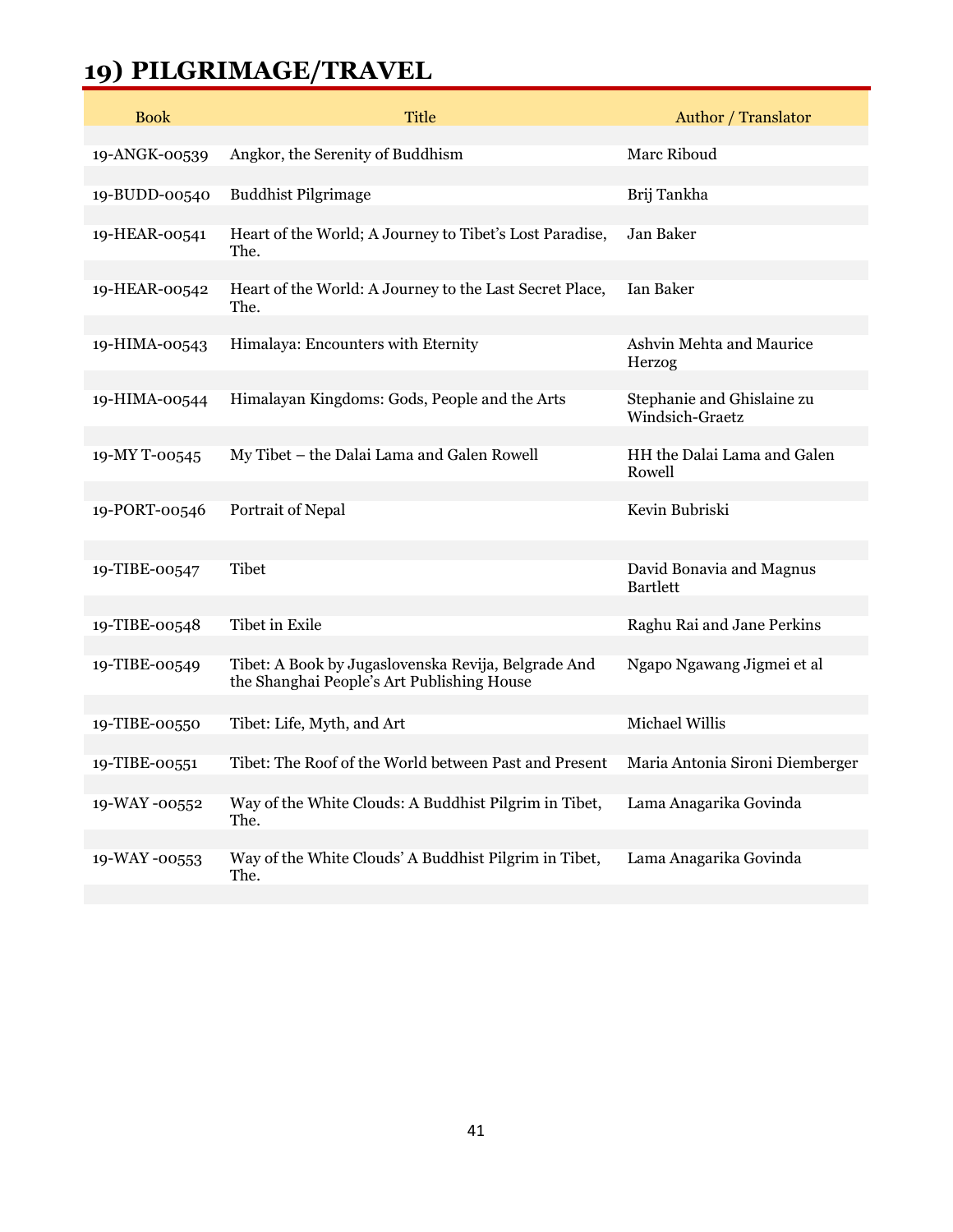# 19) PILGRIMAGE/TRAVEL

| Book | Title | Author / Translator |
|---|---|---|
| 19-ANGK-00539 | Angkor, the Serenity of Buddhism | Marc Riboud |
| 19-BUDD-00540 | Buddhist Pilgrimage | Brij Tankha |
| 19-HEAR-00541 | Heart of the World; A Journey to Tibet's Lost Paradise, The. | Jan Baker |
| 19-HEAR-00542 | Heart of the World: A Journey to the Last Secret Place, The. | Ian Baker |
| 19-HIMA-00543 | Himalaya: Encounters with Eternity | Ashvin Mehta and Maurice Herzog |
| 19-HIMA-00544 | Himalayan Kingdoms: Gods, People and the Arts | Stephanie and Ghislaine zu Windsich-Graetz |
| 19-MY T-00545 | My Tibet – the Dalai Lama and Galen Rowell | HH the Dalai Lama and Galen Rowell |
| 19-PORT-00546 | Portrait of Nepal | Kevin Bubriski |
| 19-TIBE-00547 | Tibet | David Bonavia and Magnus Bartlett |
| 19-TIBE-00548 | Tibet in Exile | Raghu Rai and Jane Perkins |
| 19-TIBE-00549 | Tibet: A Book by Jugaslovenska Revija, Belgrade And the Shanghai People's Art Publishing House | Ngapo Ngawang Jigmei et al |
| 19-TIBE-00550 | Tibet: Life, Myth, and Art | Michael Willis |
| 19-TIBE-00551 | Tibet: The Roof of the World between Past and Present | Maria Antonia Sironi Diemberger |
| 19-WAY -00552 | Way of the White Clouds: A Buddhist Pilgrim in Tibet, The. | Lama Anagarika Govinda |
| 19-WAY -00553 | Way of the White Clouds' A Buddhist Pilgrim in Tibet, The. | Lama Anagarika Govinda |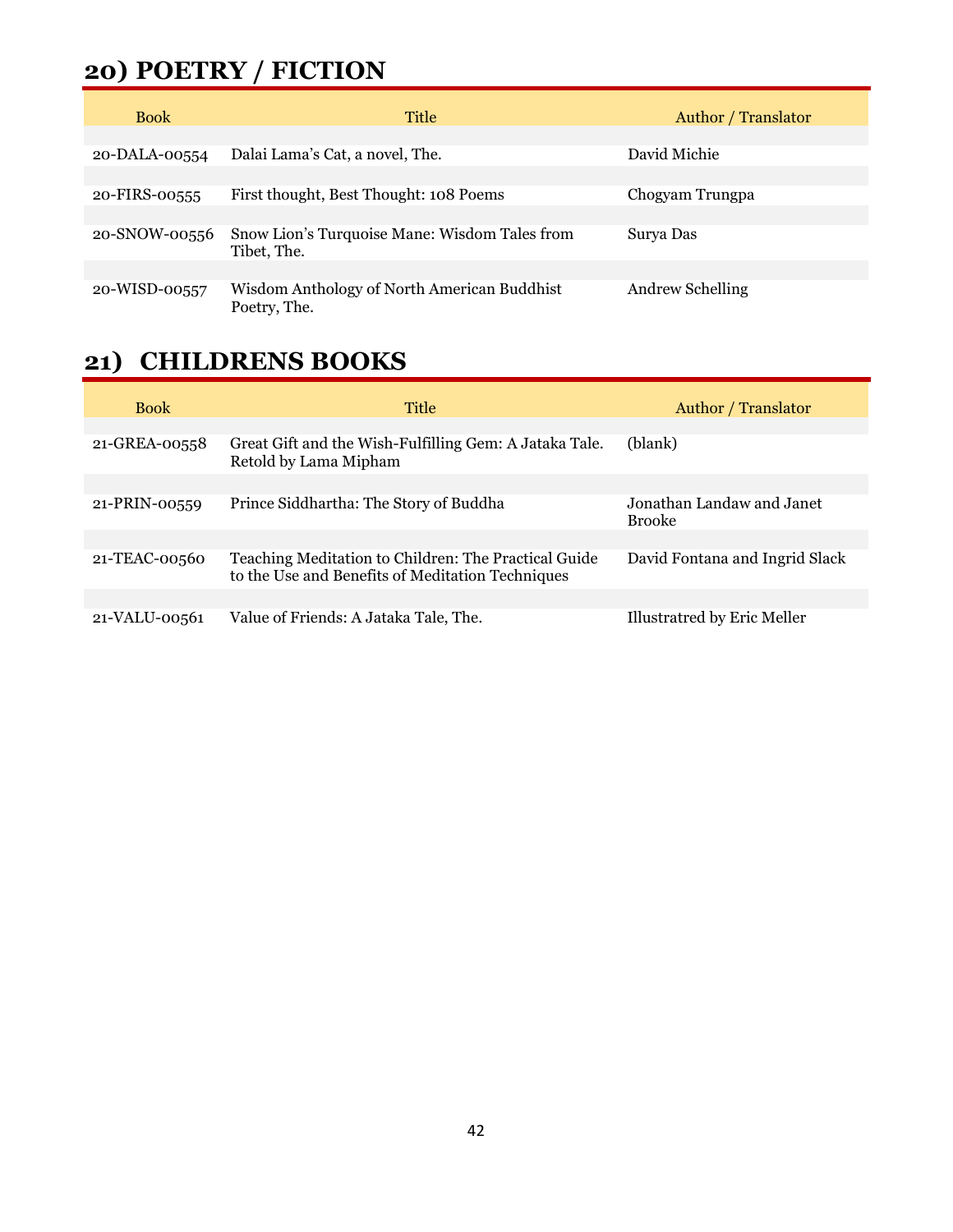## 20) POETRY / FICTION

| Book | Title | Author / Translator |
|---|---|---|
| 20-DALA-00554 | Dalai Lama's Cat, a novel, The. | David Michie |
| 20-FIRS-00555 | First thought, Best Thought: 108 Poems | Chogyam Trungpa |
| 20-SNOW-00556 | Snow Lion's Turquoise Mane: Wisdom Tales from Tibet, The. | Surya Das |
| 20-WISD-00557 | Wisdom Anthology of North American Buddhist Poetry, The. | Andrew Schelling |

## 21) CHILDRENS BOOKS

| Book | Title | Author / Translator |
|---|---|---|
| 21-GREA-00558 | Great Gift and the Wish-Fulfilling Gem: A Jataka Tale. Retold by Lama Mipham | (blank) |
| 21-PRIN-00559 | Prince Siddhartha: The Story of Buddha | Jonathan Landaw and Janet Brooke |
| 21-TEAC-00560 | Teaching Meditation to Children: The Practical Guide to the Use and Benefits of Meditation Techniques | David Fontana and Ingrid Slack |
| 21-VALU-00561 | Value of Friends: A Jataka Tale, The. | Illustratred by Eric Meller |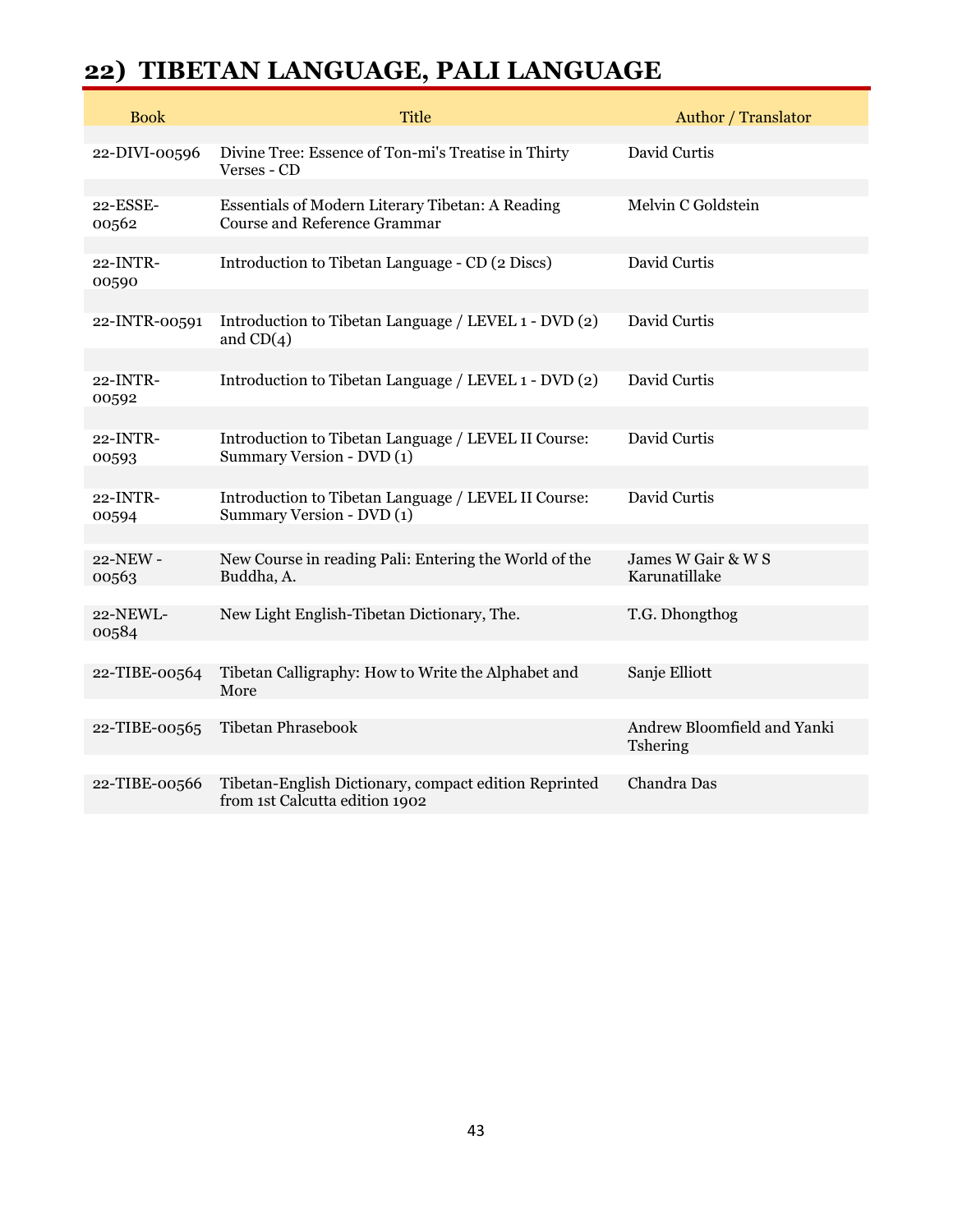# 22) TIBETAN LANGUAGE, PALI LANGUAGE

| Book | Title | Author / Translator |
|---|---|---|
| 22-DIVI-00596 | Divine Tree: Essence of Ton-mi's Treatise in Thirty Verses - CD | David Curtis |
| 22-ESSE-00562 | Essentials of Modern Literary Tibetan: A Reading Course and Reference Grammar | Melvin C Goldstein |
| 22-INTR-00590 | Introduction to Tibetan Language - CD (2 Discs) | David Curtis |
| 22-INTR-00591 | Introduction to Tibetan Language / LEVEL 1 - DVD (2) and CD(4) | David Curtis |
| 22-INTR-00592 | Introduction to Tibetan Language / LEVEL 1 - DVD (2) | David Curtis |
| 22-INTR-00593 | Introduction to Tibetan Language / LEVEL II Course: Summary Version - DVD (1) | David Curtis |
| 22-INTR-00594 | Introduction to Tibetan Language / LEVEL II Course: Summary Version - DVD (1) | David Curtis |
| 22-NEW -00563 | New Course in reading Pali: Entering the World of the Buddha, A. | James W Gair & W S Karunatillake |
| 22-NEWL-00584 | New Light English-Tibetan Dictionary, The. | T.G. Dhongthog |
| 22-TIBE-00564 | Tibetan Calligraphy: How to Write the Alphabet and More | Sanje Elliott |
| 22-TIBE-00565 | Tibetan Phrasebook | Andrew Bloomfield and Yanki Tshering |
| 22-TIBE-00566 | Tibetan-English Dictionary, compact edition Reprinted from 1st Calcutta edition 1902 | Chandra Das |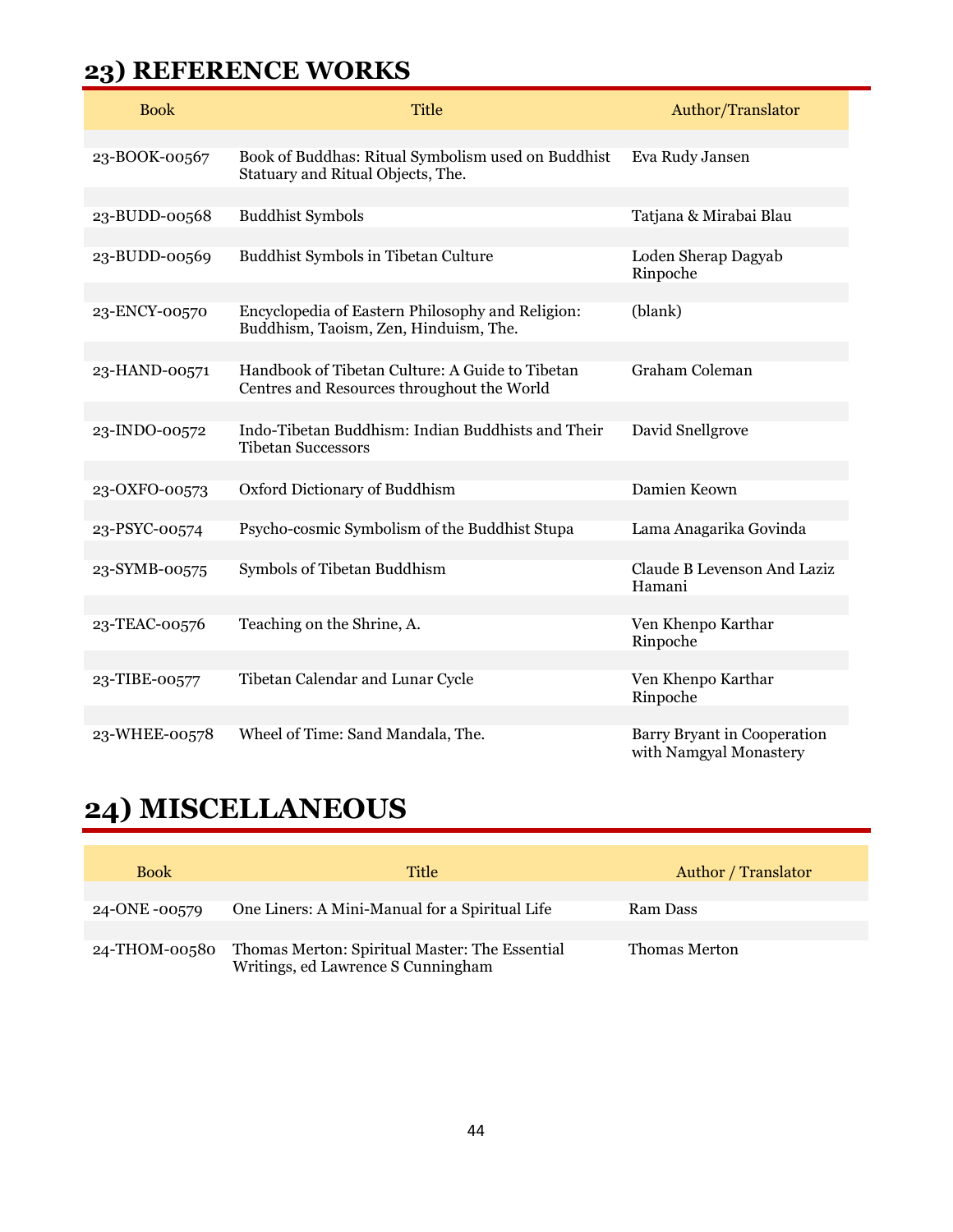## 23) REFERENCE WORKS

| Book | Title | Author/Translator |
| --- | --- | --- |
| 23-BOOK-00567 | Book of Buddhas: Ritual Symbolism used on Buddhist Statuary and Ritual Objects, The. | Eva Rudy Jansen |
| 23-BUDD-00568 | Buddhist Symbols | Tatjana & Mirabai Blau |
| 23-BUDD-00569 | Buddhist Symbols in Tibetan Culture | Loden Sherap Dagyab Rinpoche |
| 23-ENCY-00570 | Encyclopedia of Eastern Philosophy and Religion: Buddhism, Taoism, Zen, Hinduism, The. | (blank) |
| 23-HAND-00571 | Handbook of Tibetan Culture: A Guide to Tibetan Centres and Resources throughout the World | Graham Coleman |
| 23-INDO-00572 | Indo-Tibetan Buddhism: Indian Buddhists and Their Tibetan Successors | David Snellgrove |
| 23-OXFO-00573 | Oxford Dictionary of Buddhism | Damien Keown |
| 23-PSYC-00574 | Psycho-cosmic Symbolism of the Buddhist Stupa | Lama Anagarika Govinda |
| 23-SYMB-00575 | Symbols of Tibetan Buddhism | Claude B Levenson And Laziz Hamani |
| 23-TEAC-00576 | Teaching on the Shrine, A. | Ven Khenpo Karthar Rinpoche |
| 23-TIBE-00577 | Tibetan Calendar and Lunar Cycle | Ven Khenpo Karthar Rinpoche |
| 23-WHEE-00578 | Wheel of Time: Sand Mandala, The. | Barry Bryant in Cooperation with Namgyal Monastery |

## 24) MISCELLANEOUS

| Book | Title | Author / Translator |
| --- | --- | --- |
| 24-ONE -00579 | One Liners: A Mini-Manual for a Spiritual Life | Ram Dass |
| 24-THOM-00580 | Thomas Merton: Spiritual Master: The Essential Writings, ed Lawrence S Cunningham | Thomas Merton |